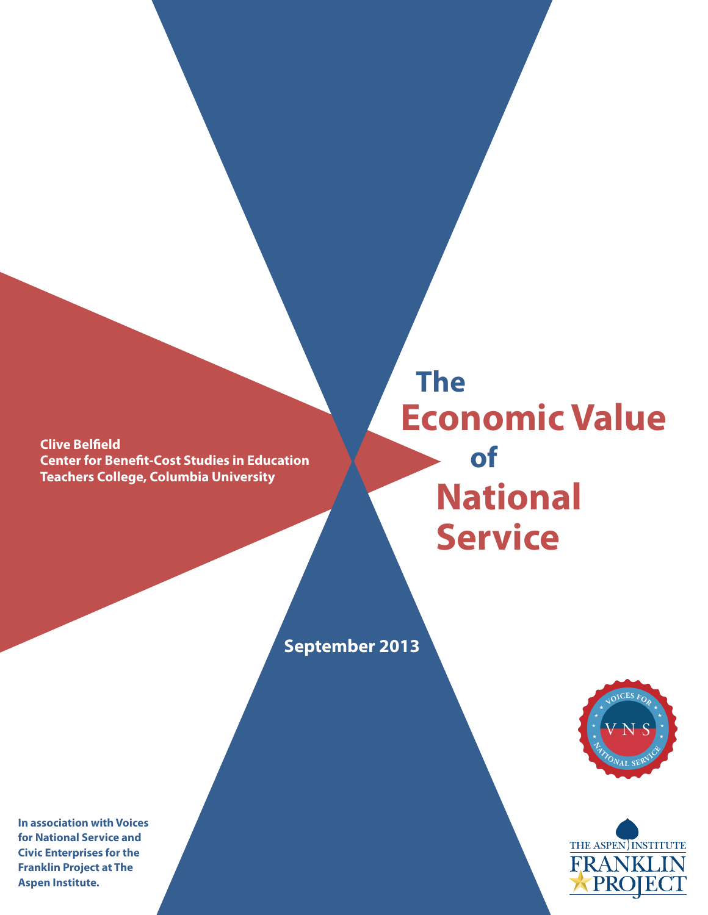# The Economic Value of National Service

**Clive Belfield**
**Center for Benefit-Cost Studies in Education**
**Teachers College, Columbia University**

**September 2013**

VOICES FOR NATIONAL SERVICE
VNS

**In association with Voices for National Service and Civic Enterprises for the Franklin Project at The Aspen Institute.**

THE ASPEN INSTITUTE
FRANKLIN PROJECT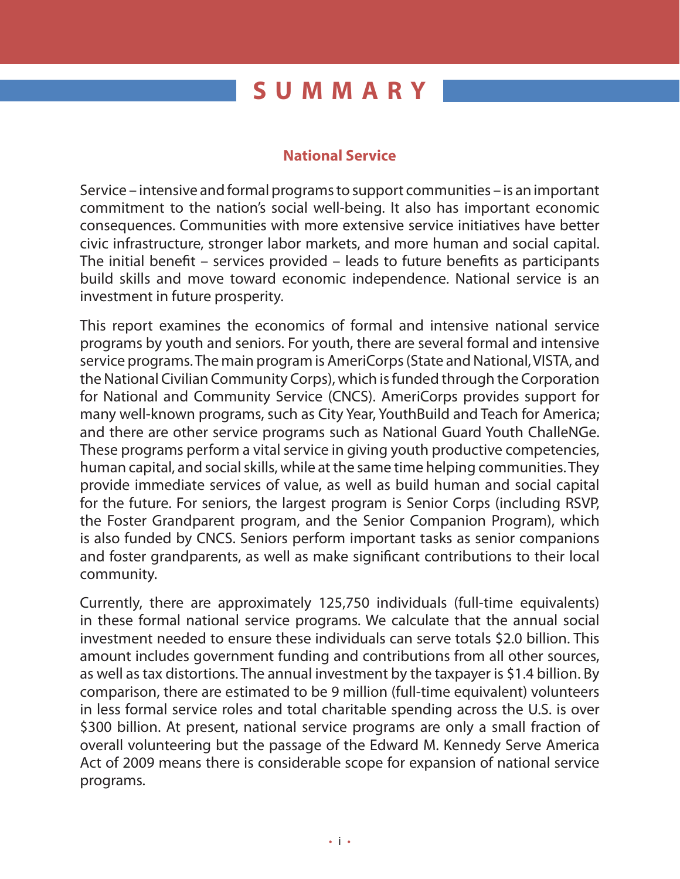# SUMMARY

## National Service

Service – intensive and formal programs to support communities – is an important commitment to the nation's social well-being. It also has important economic consequences. Communities with more extensive service initiatives have better civic infrastructure, stronger labor markets, and more human and social capital. The initial benefit – services provided – leads to future benefits as participants build skills and move toward economic independence. National service is an investment in future prosperity.

This report examines the economics of formal and intensive national service programs by youth and seniors. For youth, there are several formal and intensive service programs. The main program is AmeriCorps (State and National, VISTA, and the National Civilian Community Corps), which is funded through the Corporation for National and Community Service (CNCS). AmeriCorps provides support for many well-known programs, such as City Year, YouthBuild and Teach for America; and there are other service programs such as National Guard Youth ChalleNGe. These programs perform a vital service in giving youth productive competencies, human capital, and social skills, while at the same time helping communities. They provide immediate services of value, as well as build human and social capital for the future. For seniors, the largest program is Senior Corps (including RSVP, the Foster Grandparent program, and the Senior Companion Program), which is also funded by CNCS. Seniors perform important tasks as senior companions and foster grandparents, as well as make significant contributions to their local community.

Currently, there are approximately 125,750 individuals (full-time equivalents) in these formal national service programs. We calculate that the annual social investment needed to ensure these individuals can serve totals $2.0 billion. This amount includes government funding and contributions from all other sources, as well as tax distortions. The annual investment by the taxpayer is $1.4 billion. By comparison, there are estimated to be 9 million (full-time equivalent) volunteers in less formal service roles and total charitable spending across the U.S. is over $300 billion. At present, national service programs are only a small fraction of overall volunteering but the passage of the Edward M. Kennedy Serve America Act of 2009 means there is considerable scope for expansion of national service programs.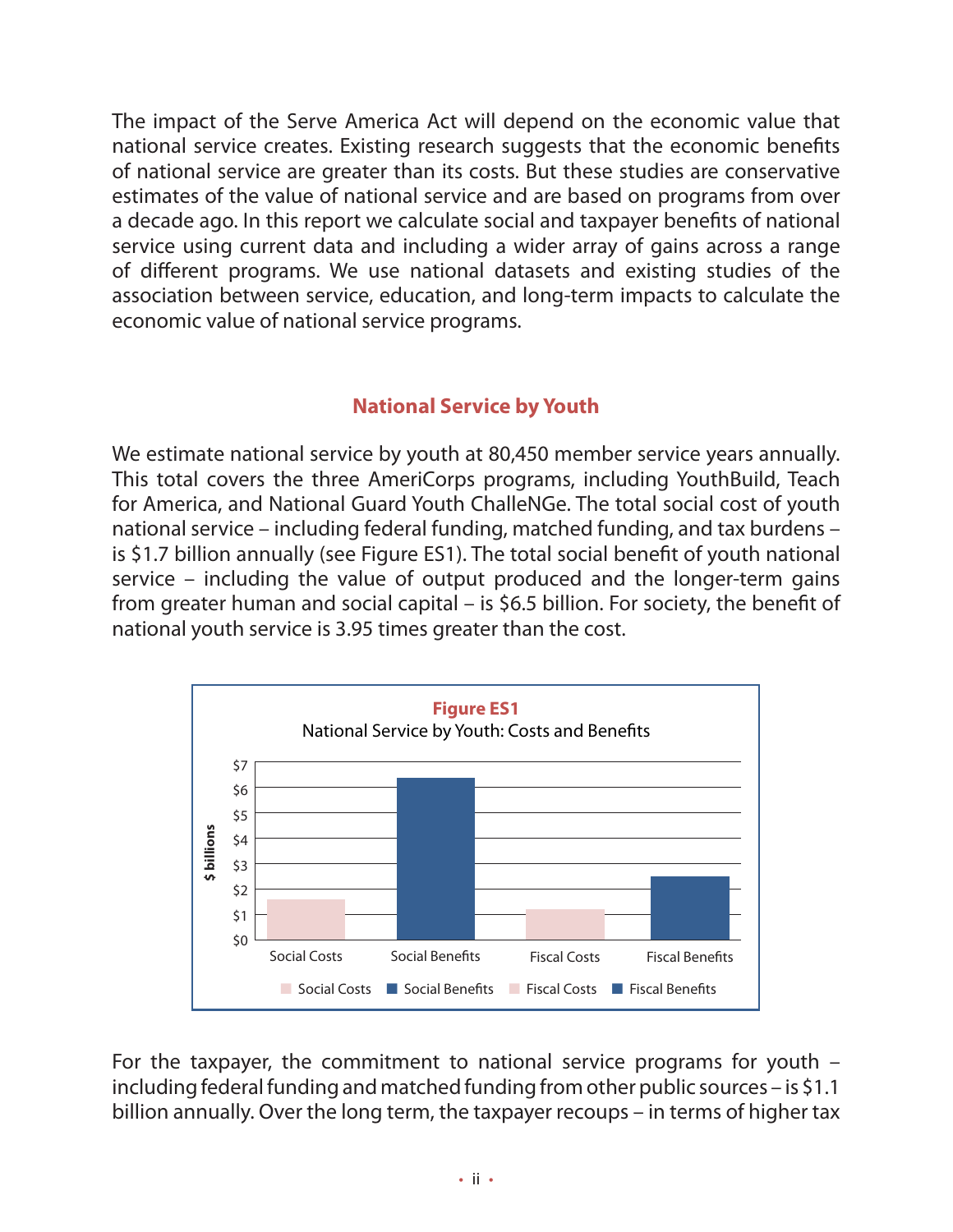The impact of the Serve America Act will depend on the economic value that national service creates. Existing research suggests that the economic benefits of national service are greater than its costs. But these studies are conservative estimates of the value of national service and are based on programs from over a decade ago. In this report we calculate social and taxpayer benefits of national service using current data and including a wider array of gains across a range of different programs. We use national datasets and existing studies of the association between service, education, and long-term impacts to calculate the economic value of national service programs.

## National Service by Youth

We estimate national service by youth at 80,450 member service years annually. This total covers the three AmeriCorps programs, including YouthBuild, Teach for America, and National Guard Youth ChalleNGe. The total social cost of youth national service – including federal funding, matched funding, and tax burdens – is $1.7 billion annually (see Figure ES1). The total social benefit of youth national service – including the value of output produced and the longer-term gains from greater human and social capital – is $6.5 billion. For society, the benefit of national youth service is 3.95 times greater than the cost.

**Figure ES1**
National Service by Youth: Costs and Benefits

For the taxpayer, the commitment to national service programs for youth – including federal funding and matched funding from other public sources – is $1.1 billion annually. Over the long term, the taxpayer recoups – in terms of higher tax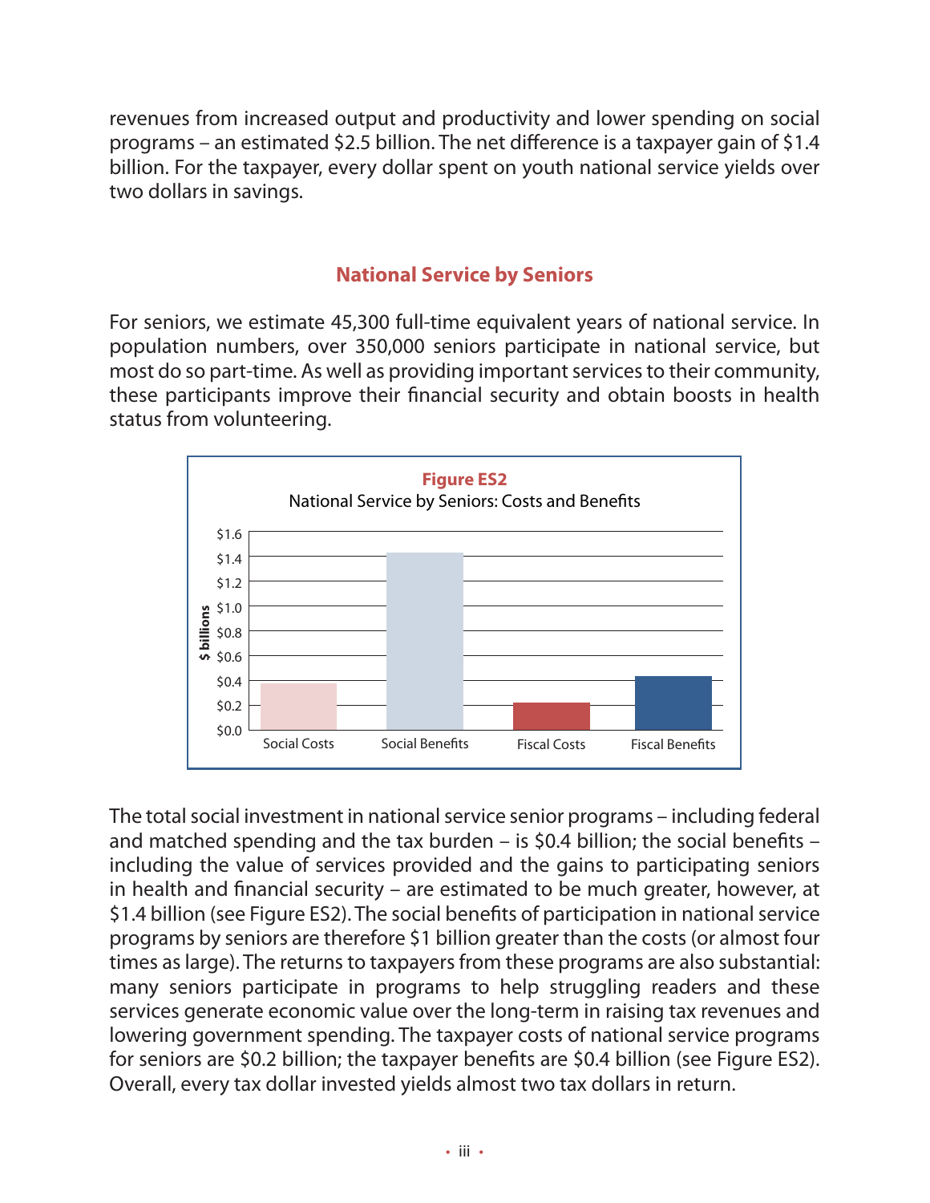revenues from increased output and productivity and lower spending on social programs – an estimated $2.5 billion. The net difference is a taxpayer gain of $1.4 billion. For the taxpayer, every dollar spent on youth national service yields over two dollars in savings.

## National Service by Seniors

For seniors, we estimate 45,300 full-time equivalent years of national service. In population numbers, over 350,000 seniors participate in national service, but most do so part-time. As well as providing important services to their community, these participants improve their financial security and obtain boosts in health status from volunteering.

**Figure ES2**
National Service by Seniors: Costs and Benefits

The total social investment in national service senior programs – including federal and matched spending and the tax burden – is $0.4 billion; the social benefits – including the value of services provided and the gains to participating seniors in health and financial security – are estimated to be much greater, however, at $1.4 billion (see Figure ES2). The social benefits of participation in national service programs by seniors are therefore $1 billion greater than the costs (or almost four times as large). The returns to taxpayers from these programs are also substantial: many seniors participate in programs to help struggling readers and these services generate economic value over the long-term in raising tax revenues and lowering government spending. The taxpayer costs of national service programs for seniors are $0.2 billion; the taxpayer benefits are $0.4 billion (see Figure ES2). Overall, every tax dollar invested yields almost two tax dollars in return.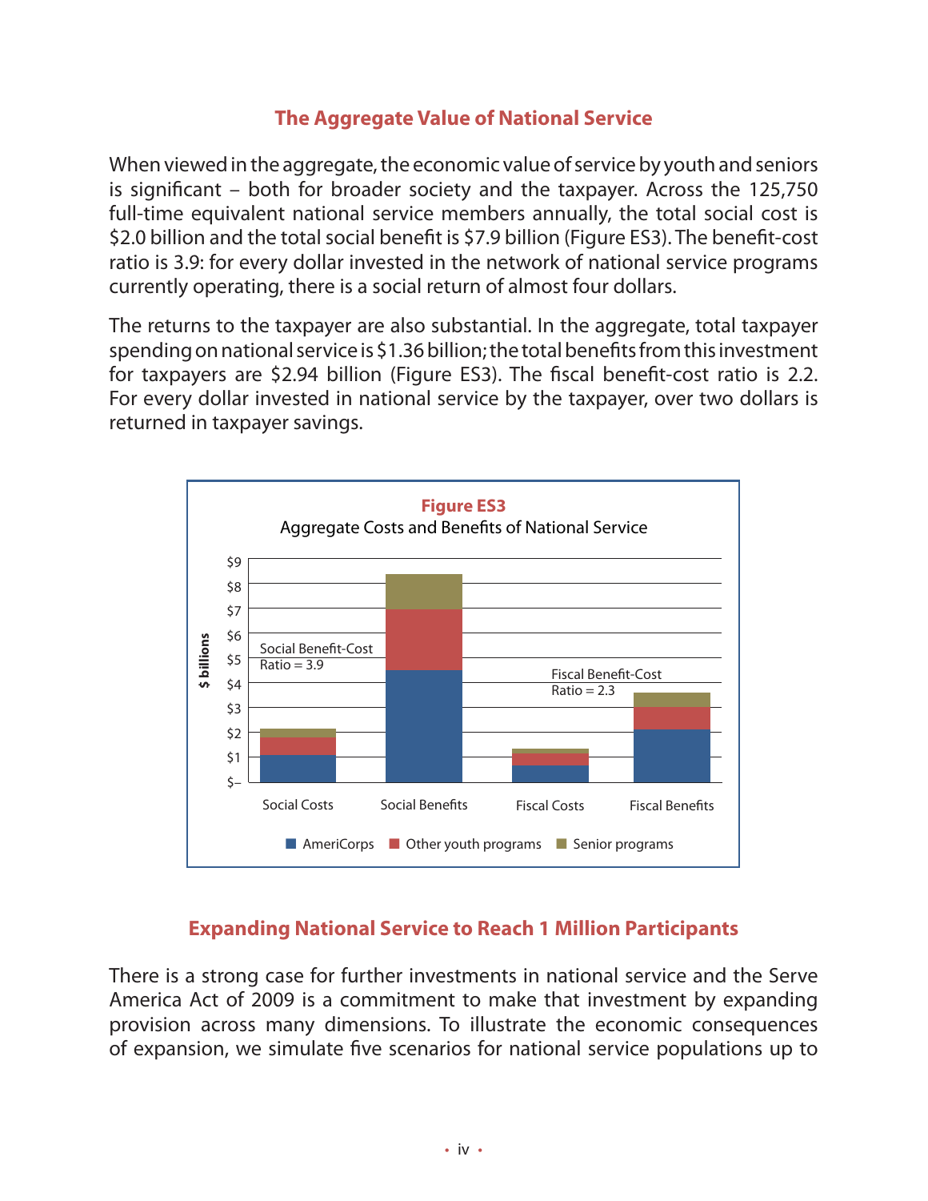## The Aggregate Value of National Service

When viewed in the aggregate, the economic value of service by youth and seniors is significant – both for broader society and the taxpayer. Across the 125,750 full-time equivalent national service members annually, the total social cost is $2.0 billion and the total social benefit is $7.9 billion (Figure ES3). The benefit-cost ratio is 3.9: for every dollar invested in the network of national service programs currently operating, there is a social return of almost four dollars.

The returns to the taxpayer are also substantial. In the aggregate, total taxpayer spending on national service is $1.36 billion; the total benefits from this investment for taxpayers are $2.94 billion (Figure ES3). The fiscal benefit-cost ratio is 2.2. For every dollar invested in national service by the taxpayer, over two dollars is returned in taxpayer savings.

**Figure ES3**
Aggregate Costs and Benefits of National Service

Social Benefit-Cost Ratio = 3.9

Fiscal Benefit-Cost Ratio = 2.3

$ billions: $–, $1, $2, $3, $4, $5, $6, $7, $8, $9

Social Costs, Social Benefits, Fiscal Costs, Fiscal Benefits

AmeriCorps, Other youth programs, Senior programs

## Expanding National Service to Reach 1 Million Participants

There is a strong case for further investments in national service and the Serve America Act of 2009 is a commitment to make that investment by expanding provision across many dimensions. To illustrate the economic consequences of expansion, we simulate five scenarios for national service populations up to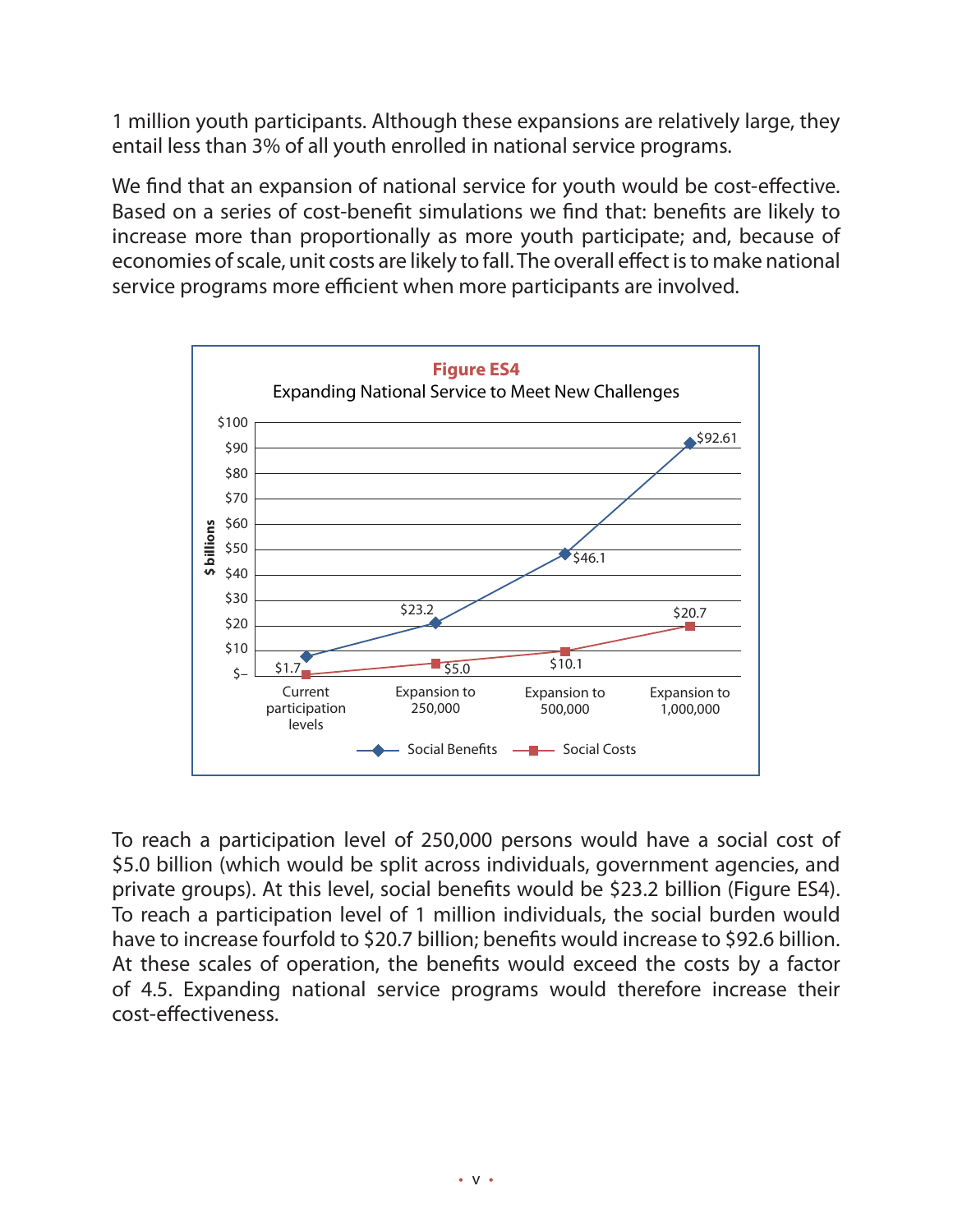1 million youth participants. Although these expansions are relatively large, they entail less than 3% of all youth enrolled in national service programs.

We find that an expansion of national service for youth would be cost-effective. Based on a series of cost-benefit simulations we find that: benefits are likely to increase more than proportionally as more youth participate; and, because of economies of scale, unit costs are likely to fall. The overall effect is to make national service programs more efficient when more participants are involved.

**Figure ES4**
Expanding National Service to Meet New Challenges

| $ billions | Current participation levels | Expansion to 250,000 | Expansion to 500,000 | Expansion to 1,000,000 |
|---|---|---|---|---|
| Social Benefits | | $23.2 | $46.1 | $92.61 |
| Social Costs | $1.7 | $5.0 | $10.1 | $20.7 |

To reach a participation level of 250,000 persons would have a social cost of $5.0 billion (which would be split across individuals, government agencies, and private groups). At this level, social benefits would be $23.2 billion (Figure ES4). To reach a participation level of 1 million individuals, the social burden would have to increase fourfold to $20.7 billion; benefits would increase to $92.6 billion. At these scales of operation, the benefits would exceed the costs by a factor of 4.5. Expanding national service programs would therefore increase their cost-effectiveness.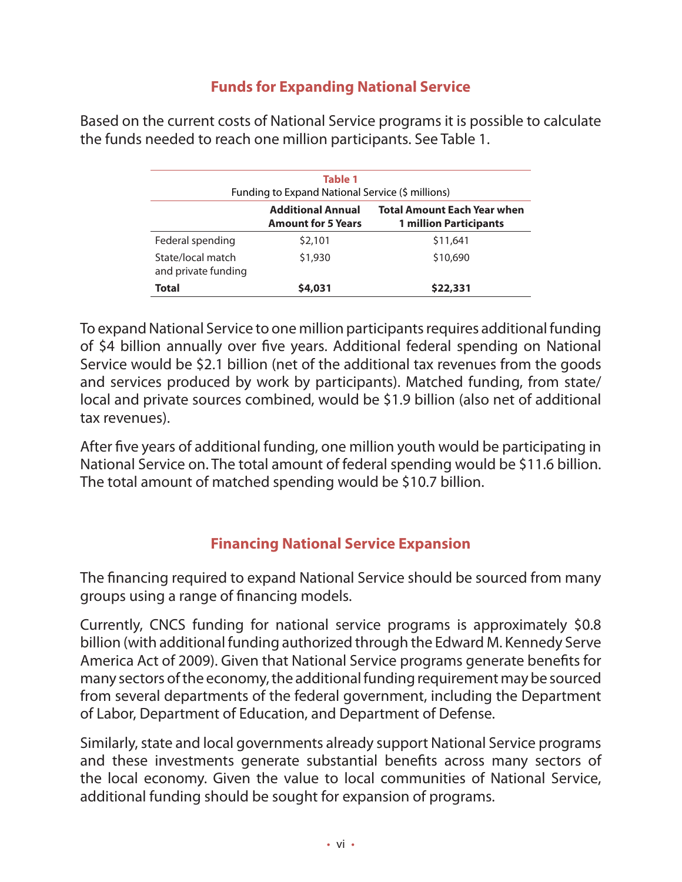## Funds for Expanding National Service

Based on the current costs of National Service programs it is possible to calculate the funds needed to reach one million participants. See Table 1.

**Table 1**
Funding to Expand National Service ($ millions)

| | Additional Annual Amount for 5 Years | Total Amount Each Year when 1 million Participants |
|---|---|---|
| Federal spending | $2,101 | $11,641 |
| State/local match and private funding | $1,930 | $10,690 |
| **Total** | **$4,031** | **$22,331** |

To expand National Service to one million participants requires additional funding of $4 billion annually over five years. Additional federal spending on National Service would be $2.1 billion (net of the additional tax revenues from the goods and services produced by work by participants). Matched funding, from state/local and private sources combined, would be $1.9 billion (also net of additional tax revenues).

After five years of additional funding, one million youth would be participating in National Service on. The total amount of federal spending would be $11.6 billion. The total amount of matched spending would be $10.7 billion.

## Financing National Service Expansion

The financing required to expand National Service should be sourced from many groups using a range of financing models.

Currently, CNCS funding for national service programs is approximately $0.8 billion (with additional funding authorized through the Edward M. Kennedy Serve America Act of 2009). Given that National Service programs generate benefits for many sectors of the economy, the additional funding requirement may be sourced from several departments of the federal government, including the Department of Labor, Department of Education, and Department of Defense.

Similarly, state and local governments already support National Service programs and these investments generate substantial benefits across many sectors of the local economy. Given the value to local communities of National Service, additional funding should be sought for expansion of programs.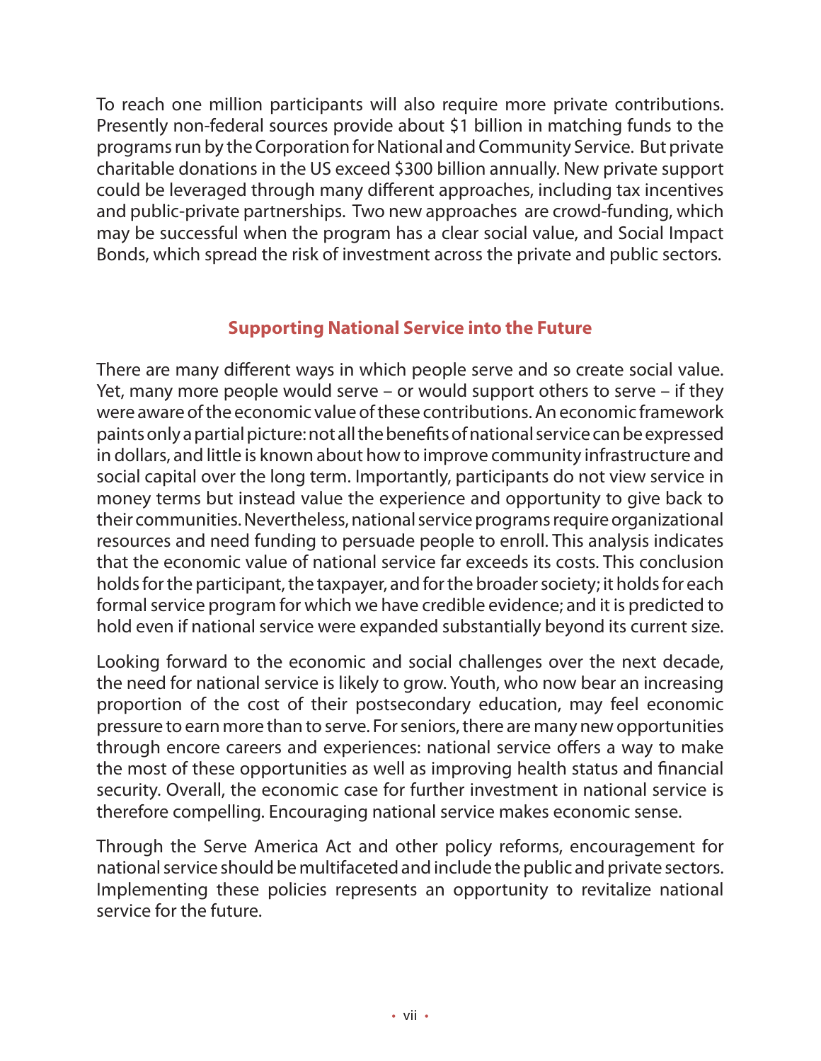To reach one million participants will also require more private contributions. Presently non-federal sources provide about $1 billion in matching funds to the programs run by the Corporation for National and Community Service. But private charitable donations in the US exceed $300 billion annually. New private support could be leveraged through many different approaches, including tax incentives and public-private partnerships. Two new approaches are crowd-funding, which may be successful when the program has a clear social value, and Social Impact Bonds, which spread the risk of investment across the private and public sectors.

## Supporting National Service into the Future

There are many different ways in which people serve and so create social value. Yet, many more people would serve – or would support others to serve – if they were aware of the economic value of these contributions. An economic framework paints only a partial picture: not all the benefits of national service can be expressed in dollars, and little is known about how to improve community infrastructure and social capital over the long term. Importantly, participants do not view service in money terms but instead value the experience and opportunity to give back to their communities. Nevertheless, national service programs require organizational resources and need funding to persuade people to enroll. This analysis indicates that the economic value of national service far exceeds its costs. This conclusion holds for the participant, the taxpayer, and for the broader society; it holds for each formal service program for which we have credible evidence; and it is predicted to hold even if national service were expanded substantially beyond its current size.

Looking forward to the economic and social challenges over the next decade, the need for national service is likely to grow. Youth, who now bear an increasing proportion of the cost of their postsecondary education, may feel economic pressure to earn more than to serve. For seniors, there are many new opportunities through encore careers and experiences: national service offers a way to make the most of these opportunities as well as improving health status and financial security. Overall, the economic case for further investment in national service is therefore compelling. Encouraging national service makes economic sense.

Through the Serve America Act and other policy reforms, encouragement for national service should be multifaceted and include the public and private sectors. Implementing these policies represents an opportunity to revitalize national service for the future.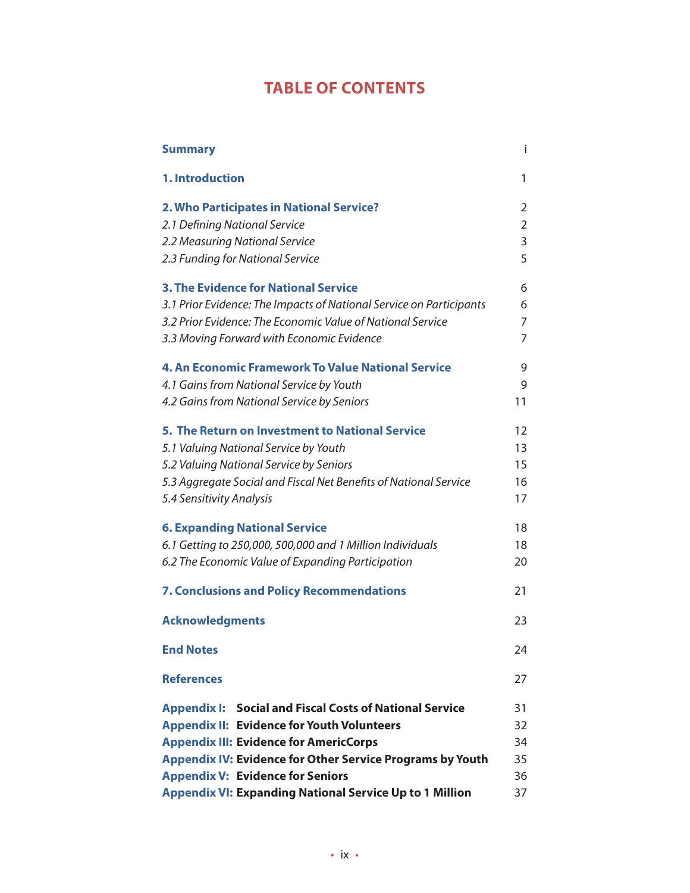# TABLE OF CONTENTS

| | |
|---|---|
| **Summary** | i |
| **1. Introduction** | 1 |
| **2. Who Participates in National Service?** | 2 |
| *2.1 Defining National Service* | 2 |
| *2.2 Measuring National Service* | 3 |
| *2.3 Funding for National Service* | 5 |
| **3. The Evidence for National Service** | 6 |
| *3.1 Prior Evidence: The Impacts of National Service on Participants* | 6 |
| *3.2 Prior Evidence: The Economic Value of National Service* | 7 |
| *3.3 Moving Forward with Economic Evidence* | 7 |
| **4. An Economic Framework To Value National Service** | 9 |
| *4.1 Gains from National Service by Youth* | 9 |
| *4.2 Gains from National Service by Seniors* | 11 |
| **5. The Return on Investment to National Service** | 12 |
| *5.1 Valuing National Service by Youth* | 13 |
| *5.2 Valuing National Service by Seniors* | 15 |
| *5.3 Aggregate Social and Fiscal Net Benefits of National Service* | 16 |
| *5.4 Sensitivity Analysis* | 17 |
| **6. Expanding National Service** | 18 |
| *6.1 Getting to 250,000, 500,000 and 1 Million Individuals* | 18 |
| *6.2 The Economic Value of Expanding Participation* | 20 |
| **7. Conclusions and Policy Recommendations** | 21 |
| **Acknowledgments** | 23 |
| **End Notes** | 24 |
| **References** | 27 |
| **Appendix I: Social and Fiscal Costs of National Service** | 31 |
| **Appendix II: Evidence for Youth Volunteers** | 32 |
| **Appendix III: Evidence for AmericCorps** | 34 |
| **Appendix IV: Evidence for Other Service Programs by Youth** | 35 |
| **Appendix V: Evidence for Seniors** | 36 |
| **Appendix VI: Expanding National Service Up to 1 Million** | 37 |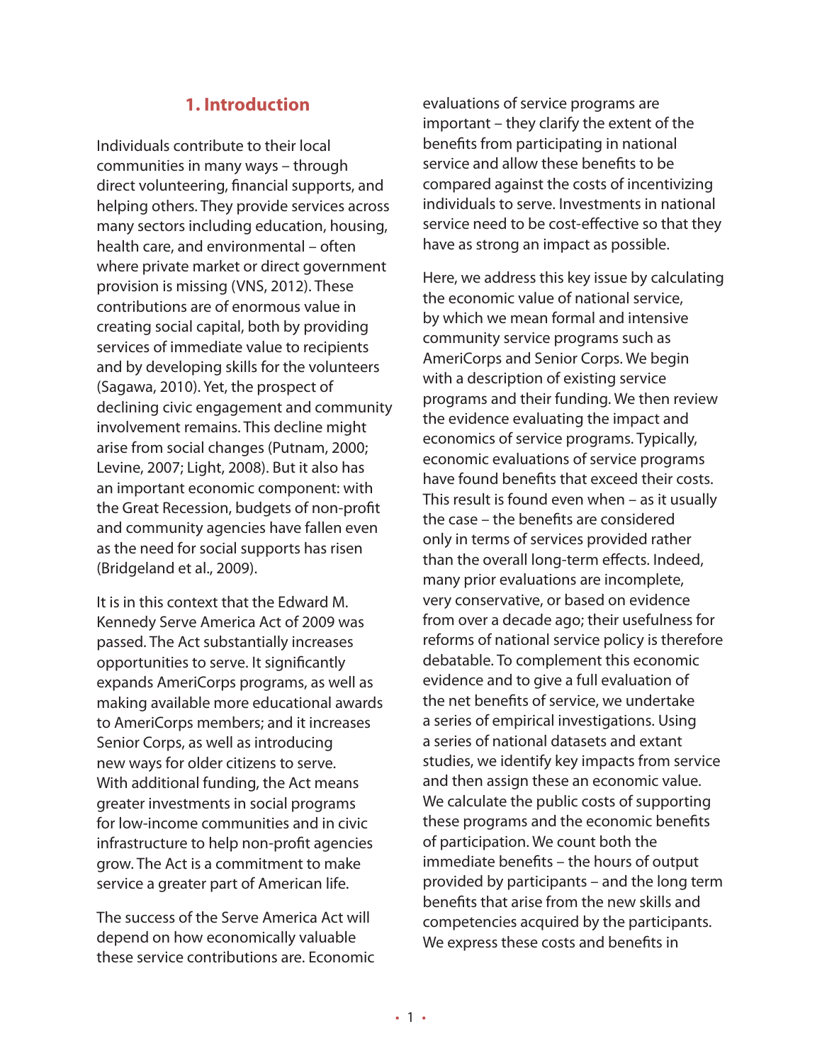# 1. Introduction

Individuals contribute to their local communities in many ways – through direct volunteering, financial supports, and helping others. They provide services across many sectors including education, housing, health care, and environmental – often where private market or direct government provision is missing (VNS, 2012). These contributions are of enormous value in creating social capital, both by providing services of immediate value to recipients and by developing skills for the volunteers (Sagawa, 2010). Yet, the prospect of declining civic engagement and community involvement remains. This decline might arise from social changes (Putnam, 2000; Levine, 2007; Light, 2008). But it also has an important economic component: with the Great Recession, budgets of non-profit and community agencies have fallen even as the need for social supports has risen (Bridgeland et al., 2009).

It is in this context that the Edward M. Kennedy Serve America Act of 2009 was passed. The Act substantially increases opportunities to serve. It significantly expands AmeriCorps programs, as well as making available more educational awards to AmeriCorps members; and it increases Senior Corps, as well as introducing new ways for older citizens to serve. With additional funding, the Act means greater investments in social programs for low-income communities and in civic infrastructure to help non-profit agencies grow. The Act is a commitment to make service a greater part of American life.

The success of the Serve America Act will depend on how economically valuable these service contributions are. Economic evaluations of service programs are important – they clarify the extent of the benefits from participating in national service and allow these benefits to be compared against the costs of incentivizing individuals to serve. Investments in national service need to be cost-effective so that they have as strong an impact as possible.

Here, we address this key issue by calculating the economic value of national service, by which we mean formal and intensive community service programs such as AmeriCorps and Senior Corps. We begin with a description of existing service programs and their funding. We then review the evidence evaluating the impact and economics of service programs. Typically, economic evaluations of service programs have found benefits that exceed their costs. This result is found even when – as it usually the case – the benefits are considered only in terms of services provided rather than the overall long-term effects. Indeed, many prior evaluations are incomplete, very conservative, or based on evidence from over a decade ago; their usefulness for reforms of national service policy is therefore debatable. To complement this economic evidence and to give a full evaluation of the net benefits of service, we undertake a series of empirical investigations. Using a series of national datasets and extant studies, we identify key impacts from service and then assign these an economic value. We calculate the public costs of supporting these programs and the economic benefits of participation. We count both the immediate benefits – the hours of output provided by participants – and the long term benefits that arise from the new skills and competencies acquired by the participants. We express these costs and benefits in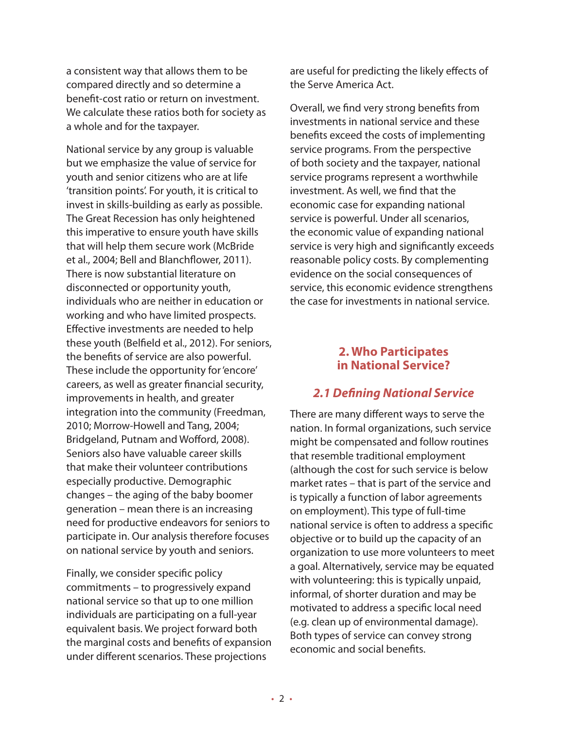a consistent way that allows them to be compared directly and so determine a benefit-cost ratio or return on investment. We calculate these ratios both for society as a whole and for the taxpayer.

National service by any group is valuable but we emphasize the value of service for youth and senior citizens who are at life 'transition points'. For youth, it is critical to invest in skills-building as early as possible. The Great Recession has only heightened this imperative to ensure youth have skills that will help them secure work (McBride et al., 2004; Bell and Blanchflower, 2011). There is now substantial literature on disconnected or opportunity youth, individuals who are neither in education or working and who have limited prospects. Effective investments are needed to help these youth (Belfield et al., 2012). For seniors, the benefits of service are also powerful. These include the opportunity for 'encore' careers, as well as greater financial security, improvements in health, and greater integration into the community (Freedman, 2010; Morrow-Howell and Tang, 2004; Bridgeland, Putnam and Wofford, 2008). Seniors also have valuable career skills that make their volunteer contributions especially productive. Demographic changes – the aging of the baby boomer generation – mean there is an increasing need for productive endeavors for seniors to participate in. Our analysis therefore focuses on national service by youth and seniors.

Finally, we consider specific policy commitments – to progressively expand national service so that up to one million individuals are participating on a full-year equivalent basis. We project forward both the marginal costs and benefits of expansion under different scenarios. These projections are useful for predicting the likely effects of the Serve America Act.

Overall, we find very strong benefits from investments in national service and these benefits exceed the costs of implementing service programs. From the perspective of both society and the taxpayer, national service programs represent a worthwhile investment. As well, we find that the economic case for expanding national service is powerful. Under all scenarios, the economic value of expanding national service is very high and significantly exceeds reasonable policy costs. By complementing evidence on the social consequences of service, this economic evidence strengthens the case for investments in national service.

## 2. Who Participates in National Service?

### *2.1 Defining National Service*

There are many different ways to serve the nation. In formal organizations, such service might be compensated and follow routines that resemble traditional employment (although the cost for such service is below market rates – that is part of the service and is typically a function of labor agreements on employment). This type of full-time national service is often to address a specific objective or to build up the capacity of an organization to use more volunteers to meet a goal. Alternatively, service may be equated with volunteering: this is typically unpaid, informal, of shorter duration and may be motivated to address a specific local need (e.g. clean up of environmental damage). Both types of service can convey strong economic and social benefits.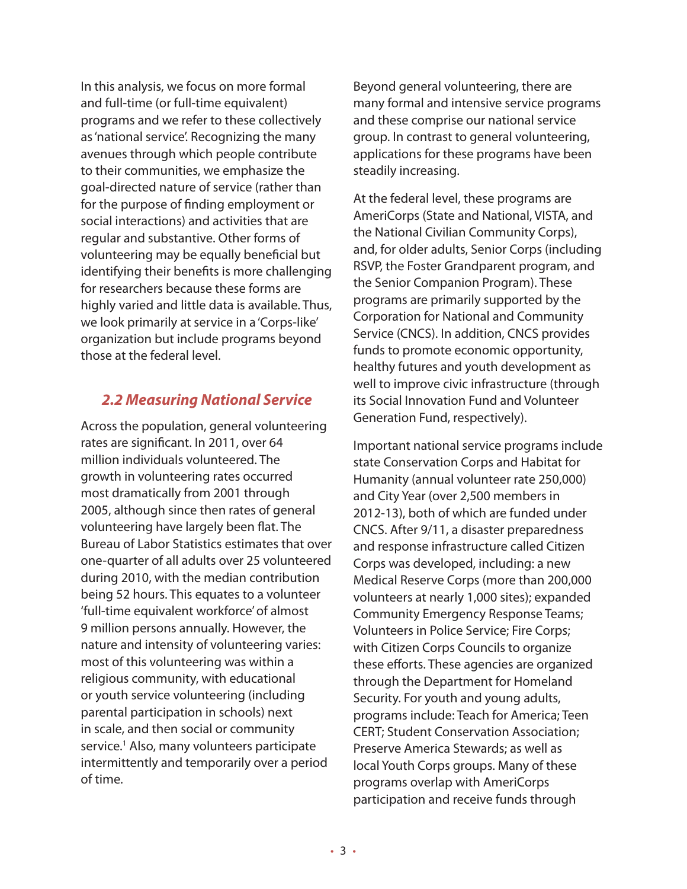In this analysis, we focus on more formal and full-time (or full-time equivalent) programs and we refer to these collectively as 'national service'. Recognizing the many avenues through which people contribute to their communities, we emphasize the goal-directed nature of service (rather than for the purpose of finding employment or social interactions) and activities that are regular and substantive. Other forms of volunteering may be equally beneficial but identifying their benefits is more challenging for researchers because these forms are highly varied and little data is available. Thus, we look primarily at service in a 'Corps-like' organization but include programs beyond those at the federal level.

## 2.2 Measuring National Service

Across the population, general volunteering rates are significant. In 2011, over 64 million individuals volunteered. The growth in volunteering rates occurred most dramatically from 2001 through 2005, although since then rates of general volunteering have largely been flat. The Bureau of Labor Statistics estimates that over one-quarter of all adults over 25 volunteered during 2010, with the median contribution being 52 hours. This equates to a volunteer 'full-time equivalent workforce' of almost 9 million persons annually. However, the nature and intensity of volunteering varies: most of this volunteering was within a religious community, with educational or youth service volunteering (including parental participation in schools) next in scale, and then social or community service.[1] Also, many volunteers participate intermittently and temporarily over a period of time.

Beyond general volunteering, there are many formal and intensive service programs and these comprise our national service group. In contrast to general volunteering, applications for these programs have been steadily increasing.

At the federal level, these programs are AmeriCorps (State and National, VISTA, and the National Civilian Community Corps), and, for older adults, Senior Corps (including RSVP, the Foster Grandparent program, and the Senior Companion Program). These programs are primarily supported by the Corporation for National and Community Service (CNCS). In addition, CNCS provides funds to promote economic opportunity, healthy futures and youth development as well to improve civic infrastructure (through its Social Innovation Fund and Volunteer Generation Fund, respectively).

Important national service programs include state Conservation Corps and Habitat for Humanity (annual volunteer rate 250,000) and City Year (over 2,500 members in 2012-13), both of which are funded under CNCS. After 9/11, a disaster preparedness and response infrastructure called Citizen Corps was developed, including: a new Medical Reserve Corps (more than 200,000 volunteers at nearly 1,000 sites); expanded Community Emergency Response Teams; Volunteers in Police Service; Fire Corps; with Citizen Corps Councils to organize these efforts. These agencies are organized through the Department for Homeland Security. For youth and young adults, programs include: Teach for America; Teen CERT; Student Conservation Association; Preserve America Stewards; as well as local Youth Corps groups. Many of these programs overlap with AmeriCorps participation and receive funds through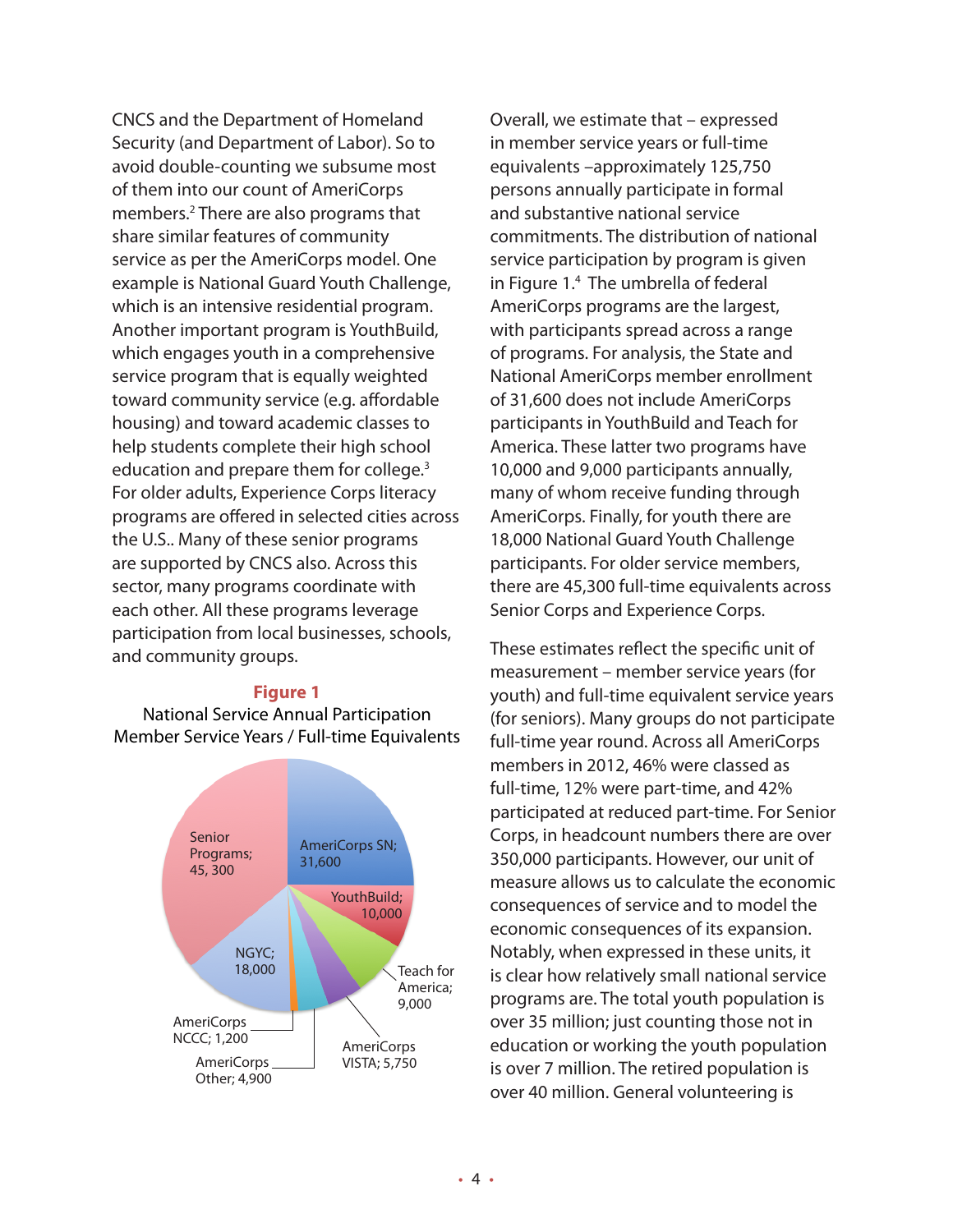CNCS and the Department of Homeland Security (and Department of Labor). So to avoid double-counting we subsume most of them into our count of AmeriCorps members.[2] There are also programs that share similar features of community service as per the AmeriCorps model. One example is National Guard Youth Challenge, which is an intensive residential program. Another important program is YouthBuild, which engages youth in a comprehensive service program that is equally weighted toward community service (e.g. affordable housing) and toward academic classes to help students complete their high school education and prepare them for college.[3] For older adults, Experience Corps literacy programs are offered in selected cities across the U.S.. Many of these senior programs are supported by CNCS also. Across this sector, many programs coordinate with each other. All these programs leverage participation from local businesses, schools, and community groups.

**Figure 1**

National Service Annual Participation
Member Service Years / Full-time Equivalents

Senior Programs; 45, 300
AmeriCorps SN; 31,600
YouthBuild; 10,000
Teach for America; 9,000
AmeriCorps VISTA; 5,750
AmeriCorps Other; 4,900
AmeriCorps NCCC; 1,200
NGYC; 18,000

Overall, we estimate that – expressed in member service years or full-time equivalents –approximately 125,750 persons annually participate in formal and substantive national service commitments. The distribution of national service participation by program is given in Figure 1.[4] The umbrella of federal AmeriCorps programs are the largest, with participants spread across a range of programs. For analysis, the State and National AmeriCorps member enrollment of 31,600 does not include AmeriCorps participants in YouthBuild and Teach for America. These latter two programs have 10,000 and 9,000 participants annually, many of whom receive funding through AmeriCorps. Finally, for youth there are 18,000 National Guard Youth Challenge participants. For older service members, there are 45,300 full-time equivalents across Senior Corps and Experience Corps.

These estimates reflect the specific unit of measurement – member service years (for youth) and full-time equivalent service years (for seniors). Many groups do not participate full-time year round. Across all AmeriCorps members in 2012, 46% were classed as full-time, 12% were part-time, and 42% participated at reduced part-time. For Senior Corps, in headcount numbers there are over 350,000 participants. However, our unit of measure allows us to calculate the economic consequences of service and to model the economic consequences of its expansion. Notably, when expressed in these units, it is clear how relatively small national service programs are. The total youth population is over 35 million; just counting those not in education or working the youth population is over 7 million. The retired population is over 40 million. General volunteering is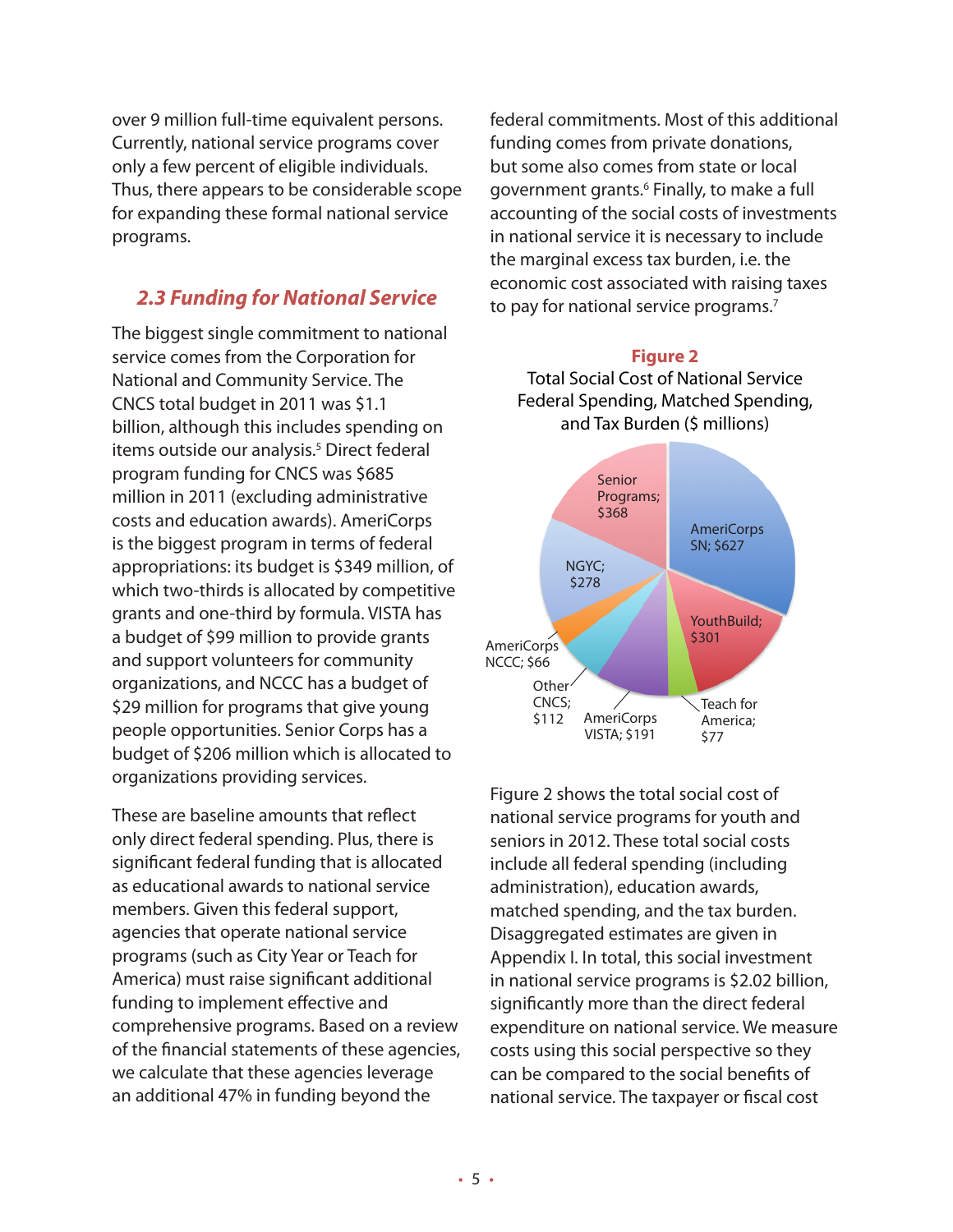over 9 million full-time equivalent persons. Currently, national service programs cover only a few percent of eligible individuals. Thus, there appears to be considerable scope for expanding these formal national service programs.

### *2.3 Funding for National Service*

The biggest single commitment to national service comes from the Corporation for National and Community Service. The CNCS total budget in 2011 was $1.1 billion, although this includes spending on items outside our analysis.[5] Direct federal program funding for CNCS was $685 million in 2011 (excluding administrative costs and education awards). AmeriCorps is the biggest program in terms of federal appropriations: its budget is $349 million, of which two-thirds is allocated by competitive grants and one-third by formula. VISTA has a budget of $99 million to provide grants and support volunteers for community organizations, and NCCC has a budget of $29 million for programs that give young people opportunities. Senior Corps has a budget of $206 million which is allocated to organizations providing services.

These are baseline amounts that reflect only direct federal spending. Plus, there is significant federal funding that is allocated as educational awards to national service members. Given this federal support, agencies that operate national service programs (such as City Year or Teach for America) must raise significant additional funding to implement effective and comprehensive programs. Based on a review of the financial statements of these agencies, we calculate that these agencies leverage an additional 47% in funding beyond the federal commitments. Most of this additional funding comes from private donations, but some also comes from state or local government grants.[6] Finally, to make a full accounting of the social costs of investments in national service it is necessary to include the marginal excess tax burden, i.e. the economic cost associated with raising taxes to pay for national service programs.[7]

**Figure 2**
Total Social Cost of National Service Federal Spending, Matched Spending, and Tax Burden ($ millions)

| Program | $ millions |
|---|---|
| AmeriCorps SN | $627 |
| YouthBuild | $301 |
| Teach for America | $77 |
| AmeriCorps VISTA | $191 |
| Other CNCS | $112 |
| AmeriCorps NCCC | $66 |
| NGYC | $278 |
| Senior Programs | $368 |

Figure 2 shows the total social cost of national service programs for youth and seniors in 2012. These total social costs include all federal spending (including administration), education awards, matched spending, and the tax burden. Disaggregated estimates are given in Appendix I. In total, this social investment in national service programs is $2.02 billion, significantly more than the direct federal expenditure on national service. We measure costs using this social perspective so they can be compared to the social benefits of national service. The taxpayer or fiscal cost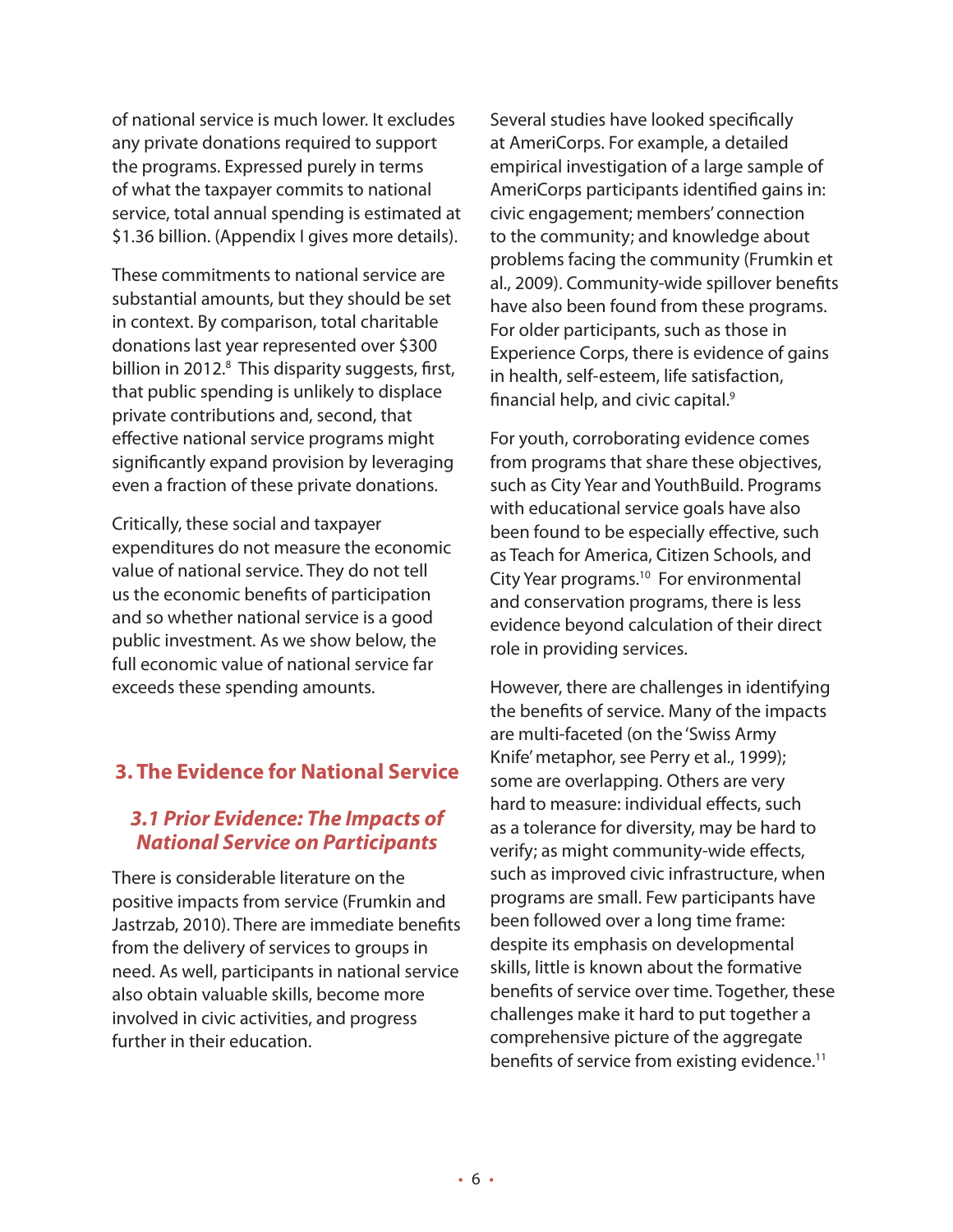of national service is much lower. It excludes any private donations required to support the programs. Expressed purely in terms of what the taxpayer commits to national service, total annual spending is estimated at $1.36 billion. (Appendix I gives more details).

These commitments to national service are substantial amounts, but they should be set in context. By comparison, total charitable donations last year represented over $300 billion in 2012.[8] This disparity suggests, first, that public spending is unlikely to displace private contributions and, second, that effective national service programs might significantly expand provision by leveraging even a fraction of these private donations.

Critically, these social and taxpayer expenditures do not measure the economic value of national service. They do not tell us the economic benefits of participation and so whether national service is a good public investment. As we show below, the full economic value of national service far exceeds these spending amounts.

## 3. The Evidence for National Service

### *3.1 Prior Evidence: The Impacts of National Service on Participants*

There is considerable literature on the positive impacts from service (Frumkin and Jastrzab, 2010). There are immediate benefits from the delivery of services to groups in need. As well, participants in national service also obtain valuable skills, become more involved in civic activities, and progress further in their education.

Several studies have looked specifically at AmeriCorps. For example, a detailed empirical investigation of a large sample of AmeriCorps participants identified gains in: civic engagement; members' connection to the community; and knowledge about problems facing the community (Frumkin et al., 2009). Community-wide spillover benefits have also been found from these programs. For older participants, such as those in Experience Corps, there is evidence of gains in health, self-esteem, life satisfaction, financial help, and civic capital.[9]

For youth, corroborating evidence comes from programs that share these objectives, such as City Year and YouthBuild. Programs with educational service goals have also been found to be especially effective, such as Teach for America, Citizen Schools, and City Year programs.[10] For environmental and conservation programs, there is less evidence beyond calculation of their direct role in providing services.

However, there are challenges in identifying the benefits of service. Many of the impacts are multi-faceted (on the 'Swiss Army Knife' metaphor, see Perry et al., 1999); some are overlapping. Others are very hard to measure: individual effects, such as a tolerance for diversity, may be hard to verify; as might community-wide effects, such as improved civic infrastructure, when programs are small. Few participants have been followed over a long time frame: despite its emphasis on developmental skills, little is known about the formative benefits of service over time. Together, these challenges make it hard to put together a comprehensive picture of the aggregate benefits of service from existing evidence.[11]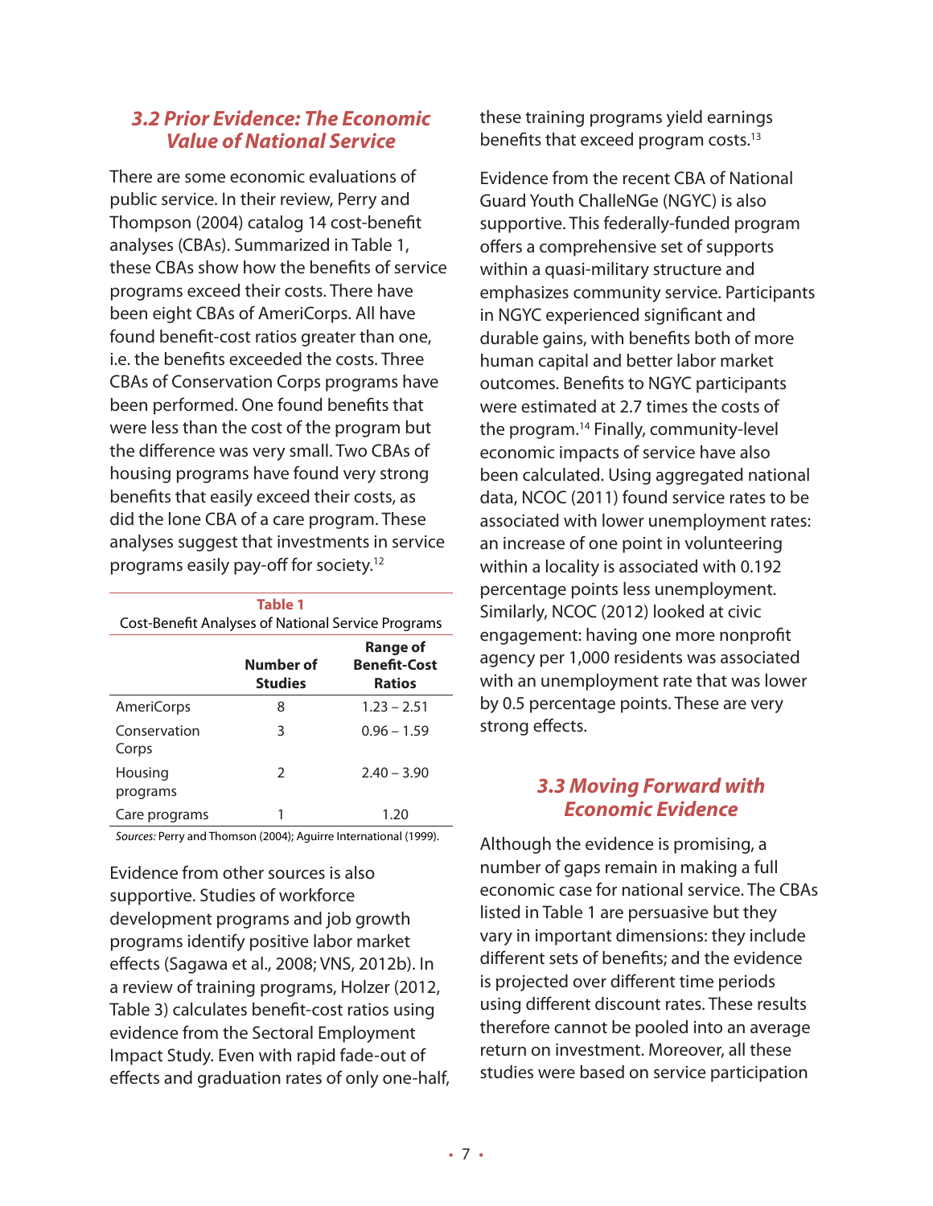### 3.2 Prior Evidence: The Economic Value of National Service

There are some economic evaluations of public service. In their review, Perry and Thompson (2004) catalog 14 cost-benefit analyses (CBAs). Summarized in Table 1, these CBAs show how the benefits of service programs exceed their costs. There have been eight CBAs of AmeriCorps. All have found benefit-cost ratios greater than one, i.e. the benefits exceeded the costs. Three CBAs of Conservation Corps programs have been performed. One found benefits that were less than the cost of the program but the difference was very small. Two CBAs of housing programs have found very strong benefits that easily exceed their costs, as did the lone CBA of a care program. These analyses suggest that investments in service programs easily pay-off for society.[12]

**Table 1**
Cost-Benefit Analyses of National Service Programs

| | Number of Studies | Range of Benefit-Cost Ratios |
|---|---|---|
| AmeriCorps | 8 | 1.23 – 2.51 |
| Conservation Corps | 3 | 0.96 – 1.59 |
| Housing programs | 2 | 2.40 – 3.90 |
| Care programs | 1 | 1.20 |

*Sources:* Perry and Thomson (2004); Aguirre International (1999).

Evidence from other sources is also supportive. Studies of workforce development programs and job growth programs identify positive labor market effects (Sagawa et al., 2008; VNS, 2012b). In a review of training programs, Holzer (2012, Table 3) calculates benefit-cost ratios using evidence from the Sectoral Employment Impact Study. Even with rapid fade-out of effects and graduation rates of only one-half, these training programs yield earnings benefits that exceed program costs.[13]

Evidence from the recent CBA of National Guard Youth ChalleNGe (NGYC) is also supportive. This federally-funded program offers a comprehensive set of supports within a quasi-military structure and emphasizes community service. Participants in NGYC experienced significant and durable gains, with benefits both of more human capital and better labor market outcomes. Benefits to NGYC participants were estimated at 2.7 times the costs of the program.[14] Finally, community-level economic impacts of service have also been calculated. Using aggregated national data, NCOC (2011) found service rates to be associated with lower unemployment rates: an increase of one point in volunteering within a locality is associated with 0.192 percentage points less unemployment. Similarly, NCOC (2012) looked at civic engagement: having one more nonprofit agency per 1,000 residents was associated with an unemployment rate that was lower by 0.5 percentage points. These are very strong effects.

### 3.3 Moving Forward with Economic Evidence

Although the evidence is promising, a number of gaps remain in making a full economic case for national service. The CBAs listed in Table 1 are persuasive but they vary in important dimensions: they include different sets of benefits; and the evidence is projected over different time periods using different discount rates. These results therefore cannot be pooled into an average return on investment. Moreover, all these studies were based on service participation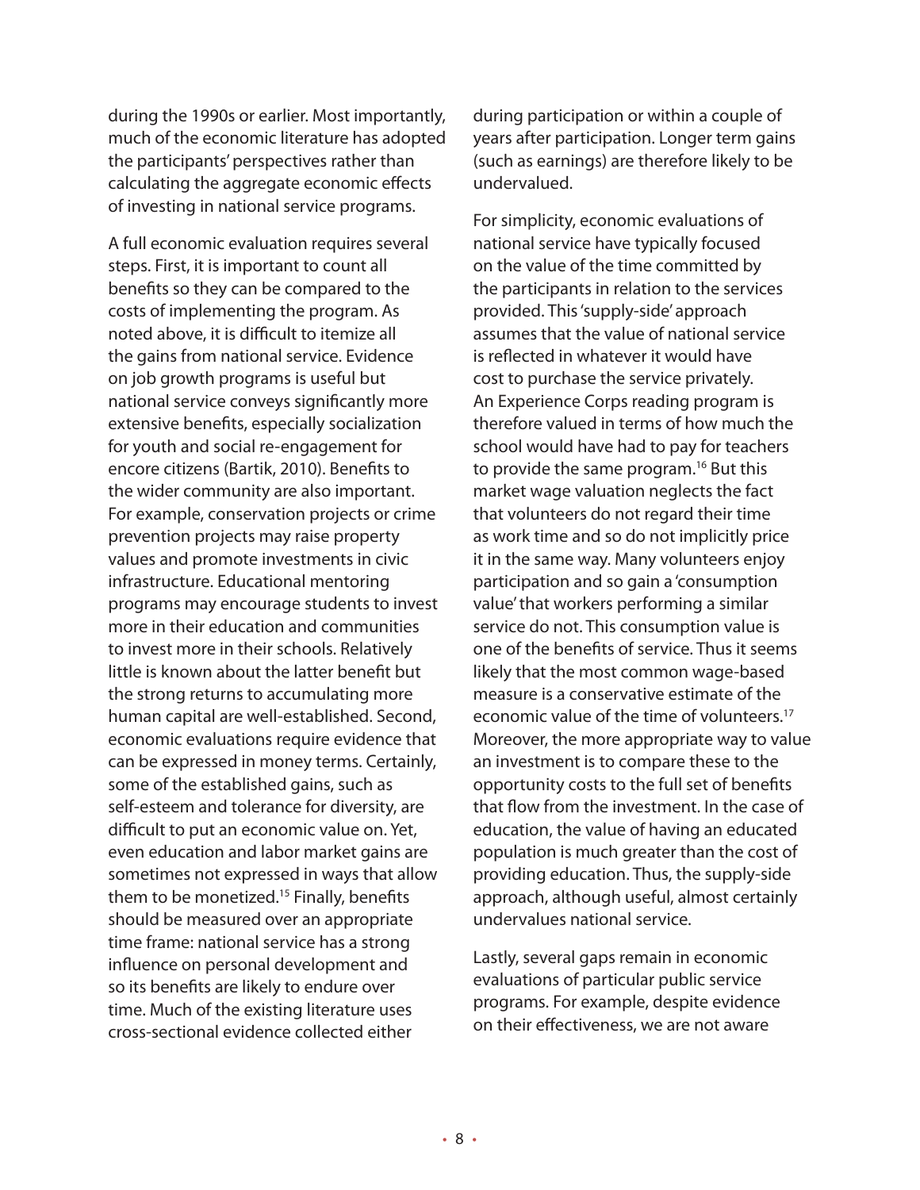during the 1990s or earlier. Most importantly, much of the economic literature has adopted the participants' perspectives rather than calculating the aggregate economic effects of investing in national service programs.

A full economic evaluation requires several steps. First, it is important to count all benefits so they can be compared to the costs of implementing the program. As noted above, it is difficult to itemize all the gains from national service. Evidence on job growth programs is useful but national service conveys significantly more extensive benefits, especially socialization for youth and social re-engagement for encore citizens (Bartik, 2010). Benefits to the wider community are also important. For example, conservation projects or crime prevention projects may raise property values and promote investments in civic infrastructure. Educational mentoring programs may encourage students to invest more in their education and communities to invest more in their schools. Relatively little is known about the latter benefit but the strong returns to accumulating more human capital are well-established. Second, economic evaluations require evidence that can be expressed in money terms. Certainly, some of the established gains, such as self-esteem and tolerance for diversity, are difficult to put an economic value on. Yet, even education and labor market gains are sometimes not expressed in ways that allow them to be monetized.[15] Finally, benefits should be measured over an appropriate time frame: national service has a strong influence on personal development and so its benefits are likely to endure over time. Much of the existing literature uses cross-sectional evidence collected either during participation or within a couple of years after participation. Longer term gains (such as earnings) are therefore likely to be undervalued.

For simplicity, economic evaluations of national service have typically focused on the value of the time committed by the participants in relation to the services provided. This 'supply-side' approach assumes that the value of national service is reflected in whatever it would have cost to purchase the service privately. An Experience Corps reading program is therefore valued in terms of how much the school would have had to pay for teachers to provide the same program.[16] But this market wage valuation neglects the fact that volunteers do not regard their time as work time and so do not implicitly price it in the same way. Many volunteers enjoy participation and so gain a 'consumption value' that workers performing a similar service do not. This consumption value is one of the benefits of service. Thus it seems likely that the most common wage-based measure is a conservative estimate of the economic value of the time of volunteers.[17] Moreover, the more appropriate way to value an investment is to compare these to the opportunity costs to the full set of benefits that flow from the investment. In the case of education, the value of having an educated population is much greater than the cost of providing education. Thus, the supply-side approach, although useful, almost certainly undervalues national service.

Lastly, several gaps remain in economic evaluations of particular public service programs. For example, despite evidence on their effectiveness, we are not aware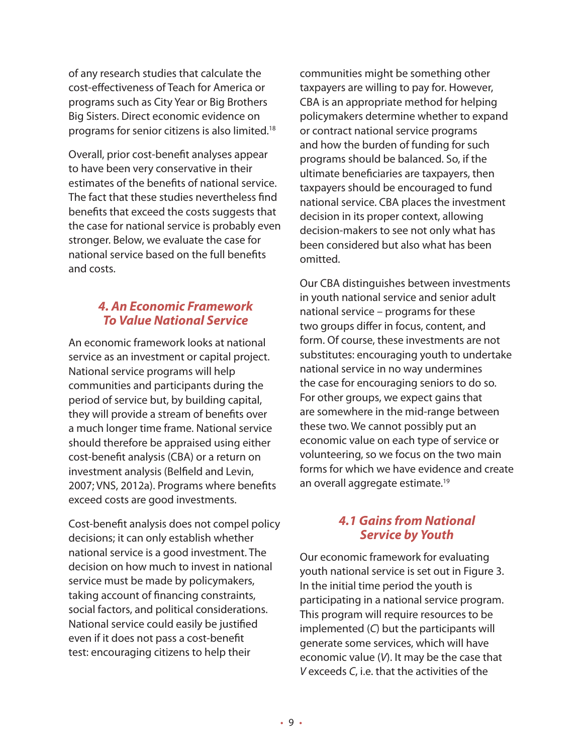of any research studies that calculate the cost-effectiveness of Teach for America or programs such as City Year or Big Brothers Big Sisters. Direct economic evidence on programs for senior citizens is also limited.[18]

Overall, prior cost-benefit analyses appear to have been very conservative in their estimates of the benefits of national service. The fact that these studies nevertheless find benefits that exceed the costs suggests that the case for national service is probably even stronger. Below, we evaluate the case for national service based on the full benefits and costs.

## *4. An Economic Framework To Value National Service*

An economic framework looks at national service as an investment or capital project. National service programs will help communities and participants during the period of service but, by building capital, they will provide a stream of benefits over a much longer time frame. National service should therefore be appraised using either cost-benefit analysis (CBA) or a return on investment analysis (Belfield and Levin, 2007; VNS, 2012a). Programs where benefits exceed costs are good investments.

Cost-benefit analysis does not compel policy decisions; it can only establish whether national service is a good investment. The decision on how much to invest in national service must be made by policymakers, taking account of financing constraints, social factors, and political considerations. National service could easily be justified even if it does not pass a cost-benefit test: encouraging citizens to help their communities might be something other taxpayers are willing to pay for. However, CBA is an appropriate method for helping policymakers determine whether to expand or contract national service programs and how the burden of funding for such programs should be balanced. So, if the ultimate beneficiaries are taxpayers, then taxpayers should be encouraged to fund national service. CBA places the investment decision in its proper context, allowing decision-makers to see not only what has been considered but also what has been omitted.

Our CBA distinguishes between investments in youth national service and senior adult national service – programs for these two groups differ in focus, content, and form. Of course, these investments are not substitutes: encouraging youth to undertake national service in no way undermines the case for encouraging seniors to do so. For other groups, we expect gains that are somewhere in the mid-range between these two. We cannot possibly put an economic value on each type of service or volunteering, so we focus on the two main forms for which we have evidence and create an overall aggregate estimate.[19]

### *4.1 Gains from National Service by Youth*

Our economic framework for evaluating youth national service is set out in Figure 3. In the initial time period the youth is participating in a national service program. This program will require resources to be implemented ($C$) but the participants will generate some services, which will have economic value ($V$). It may be the case that $V$ exceeds $C$, i.e. that the activities of the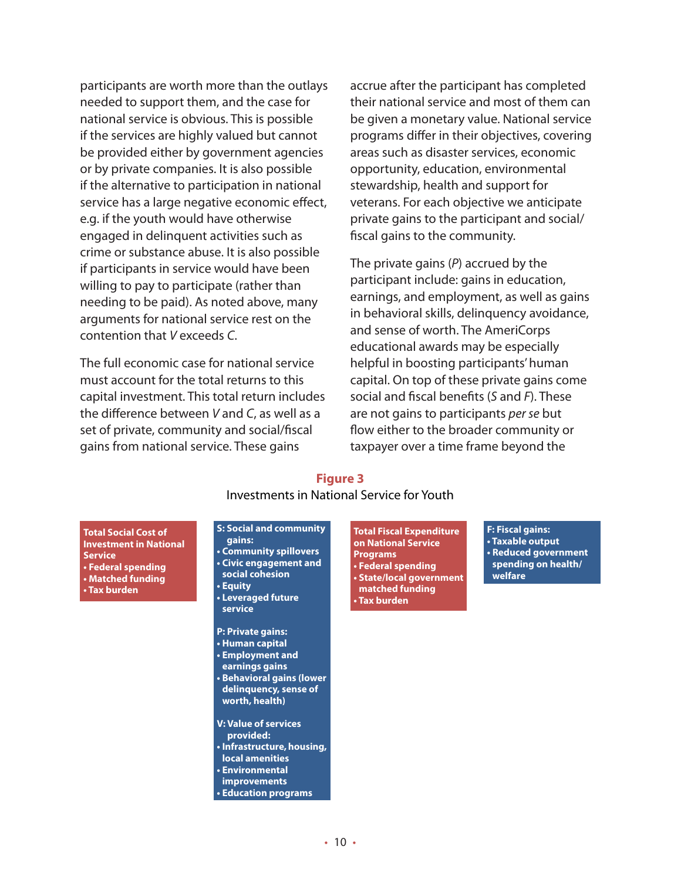participants are worth more than the outlays needed to support them, and the case for national service is obvious. This is possible if the services are highly valued but cannot be provided either by government agencies or by private companies. It is also possible if the alternative to participation in national service has a large negative economic effect, e.g. if the youth would have otherwise engaged in delinquent activities such as crime or substance abuse. It is also possible if participants in service would have been willing to pay to participate (rather than needing to be paid). As noted above, many arguments for national service rest on the contention that *V* exceeds *C*.

The full economic case for national service must account for the total returns to this capital investment. This total return includes the difference between *V* and *C*, as well as a set of private, community and social/fiscal gains from national service. These gains accrue after the participant has completed their national service and most of them can be given a monetary value. National service programs differ in their objectives, covering areas such as disaster services, economic opportunity, education, environmental stewardship, health and support for veterans. For each objective we anticipate private gains to the participant and social/fiscal gains to the community.

The private gains (*P*) accrued by the participant include: gains in education, earnings, and employment, as well as gains in behavioral skills, delinquency avoidance, and sense of worth. The AmeriCorps educational awards may be especially helpful in boosting participants' human capital. On top of these private gains come social and fiscal benefits (*S* and *F*). These are not gains to participants *per se* but flow either to the broader community or taxpayer over a time frame beyond the

**Figure 3**

Investments in National Service for Youth

**Total Social Cost of Investment in National Service**
- **Federal spending**
- **Matched funding**
- **Tax burden**

**S: Social and community gains:**
- **Community spillovers**
- **Civic engagement and social cohesion**
- **Equity**
- **Leveraged future service**

**P: Private gains:**
- **Human capital**
- **Employment and earnings gains**
- **Behavioral gains (lower delinquency, sense of worth, health)**

**V: Value of services provided:**
- **Infrastructure, housing, local amenities**
- **Environmental improvements**
- **Education programs**

**Total Fiscal Expenditure on National Service Programs**
- **Federal spending**
- **State/local government matched funding**
- **Tax burden**

**F: Fiscal gains:**
- **Taxable output**
- **Reduced government spending on health/welfare**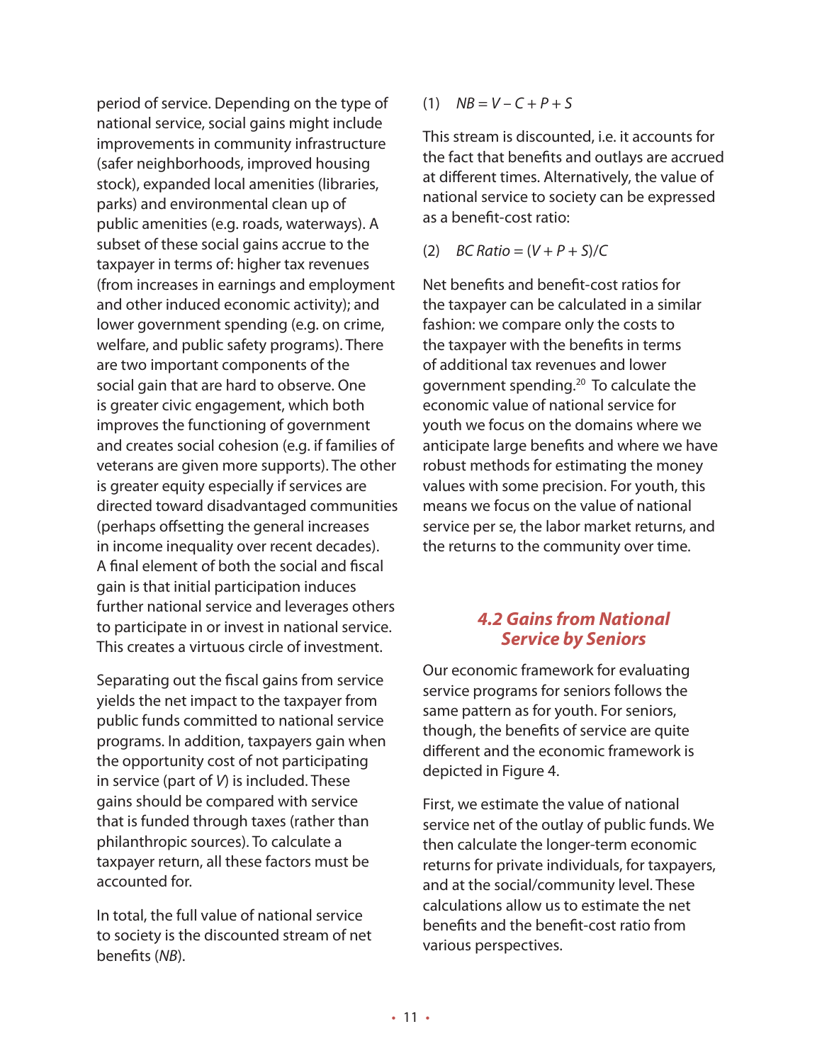period of service. Depending on the type of national service, social gains might include improvements in community infrastructure (safer neighborhoods, improved housing stock), expanded local amenities (libraries, parks) and environmental clean up of public amenities (e.g. roads, waterways). A subset of these social gains accrue to the taxpayer in terms of: higher tax revenues (from increases in earnings and employment and other induced economic activity); and lower government spending (e.g. on crime, welfare, and public safety programs). There are two important components of the social gain that are hard to observe. One is greater civic engagement, which both improves the functioning of government and creates social cohesion (e.g. if families of veterans are given more supports). The other is greater equity especially if services are directed toward disadvantaged communities (perhaps offsetting the general increases in income inequality over recent decades). A final element of both the social and fiscal gain is that initial participation induces further national service and leverages others to participate in or invest in national service. This creates a virtuous circle of investment.

Separating out the fiscal gains from service yields the net impact to the taxpayer from public funds committed to national service programs. In addition, taxpayers gain when the opportunity cost of not participating in service (part of *V*) is included. These gains should be compared with service that is funded through taxes (rather than philanthropic sources). To calculate a taxpayer return, all these factors must be accounted for.

In total, the full value of national service to society is the discounted stream of net benefits (*NB*).

$$(1) \quad NB = V - C + P + S$$

This stream is discounted, i.e. it accounts for the fact that benefits and outlays are accrued at different times. Alternatively, the value of national service to society can be expressed as a benefit-cost ratio:

$$(2) \quad BC\ Ratio = (V + P + S)/C$$

Net benefits and benefit-cost ratios for the taxpayer can be calculated in a similar fashion: we compare only the costs to the taxpayer with the benefits in terms of additional tax revenues and lower government spending.[20] To calculate the economic value of national service for youth we focus on the domains where we anticipate large benefits and where we have robust methods for estimating the money values with some precision. For youth, this means we focus on the value of national service per se, the labor market returns, and the returns to the community over time.

### 4.2 Gains from National Service by Seniors

Our economic framework for evaluating service programs for seniors follows the same pattern as for youth. For seniors, though, the benefits of service are quite different and the economic framework is depicted in Figure 4.

First, we estimate the value of national service net of the outlay of public funds. We then calculate the longer-term economic returns for private individuals, for taxpayers, and at the social/community level. These calculations allow us to estimate the net benefits and the benefit-cost ratio from various perspectives.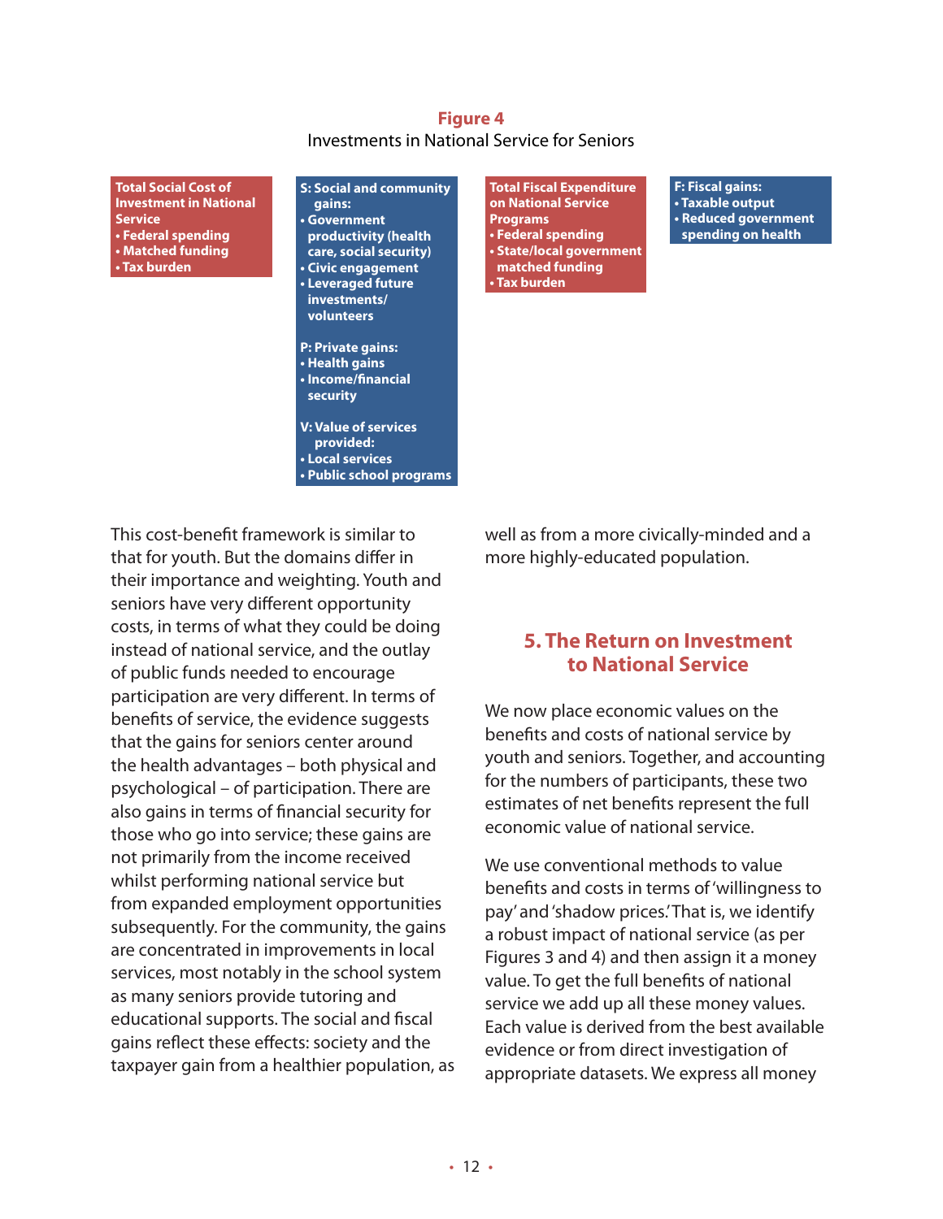**Figure 4**
Investments in National Service for Seniors

**Total Social Cost of Investment in National Service**
- Federal spending
- Matched funding
- Tax burden

**S: Social and community gains:**
- Government productivity (health care, social security)
- Civic engagement
- Leveraged future investments/ volunteers

**P: Private gains:**
- Health gains
- Income/financial security

**V: Value of services provided:**
- Local services
- Public school programs

**Total Fiscal Expenditure on National Service Programs**
- Federal spending
- State/local government matched funding
- Tax burden

**F: Fiscal gains:**
- Taxable output
- Reduced government spending on health

This cost-benefit framework is similar to that for youth. But the domains differ in their importance and weighting. Youth and seniors have very different opportunity costs, in terms of what they could be doing instead of national service, and the outlay of public funds needed to encourage participation are very different. In terms of benefits of service, the evidence suggests that the gains for seniors center around the health advantages – both physical and psychological – of participation. There are also gains in terms of financial security for those who go into service; these gains are not primarily from the income received whilst performing national service but from expanded employment opportunities subsequently. For the community, the gains are concentrated in improvements in local services, most notably in the school system as many seniors provide tutoring and educational supports. The social and fiscal gains reflect these effects: society and the taxpayer gain from a healthier population, as well as from a more civically-minded and a more highly-educated population.

## 5. The Return on Investment to National Service

We now place economic values on the benefits and costs of national service by youth and seniors. Together, and accounting for the numbers of participants, these two estimates of net benefits represent the full economic value of national service.

We use conventional methods to value benefits and costs in terms of 'willingness to pay' and 'shadow prices.' That is, we identify a robust impact of national service (as per Figures 3 and 4) and then assign it a money value. To get the full benefits of national service we add up all these money values. Each value is derived from the best available evidence or from direct investigation of appropriate datasets. We express all money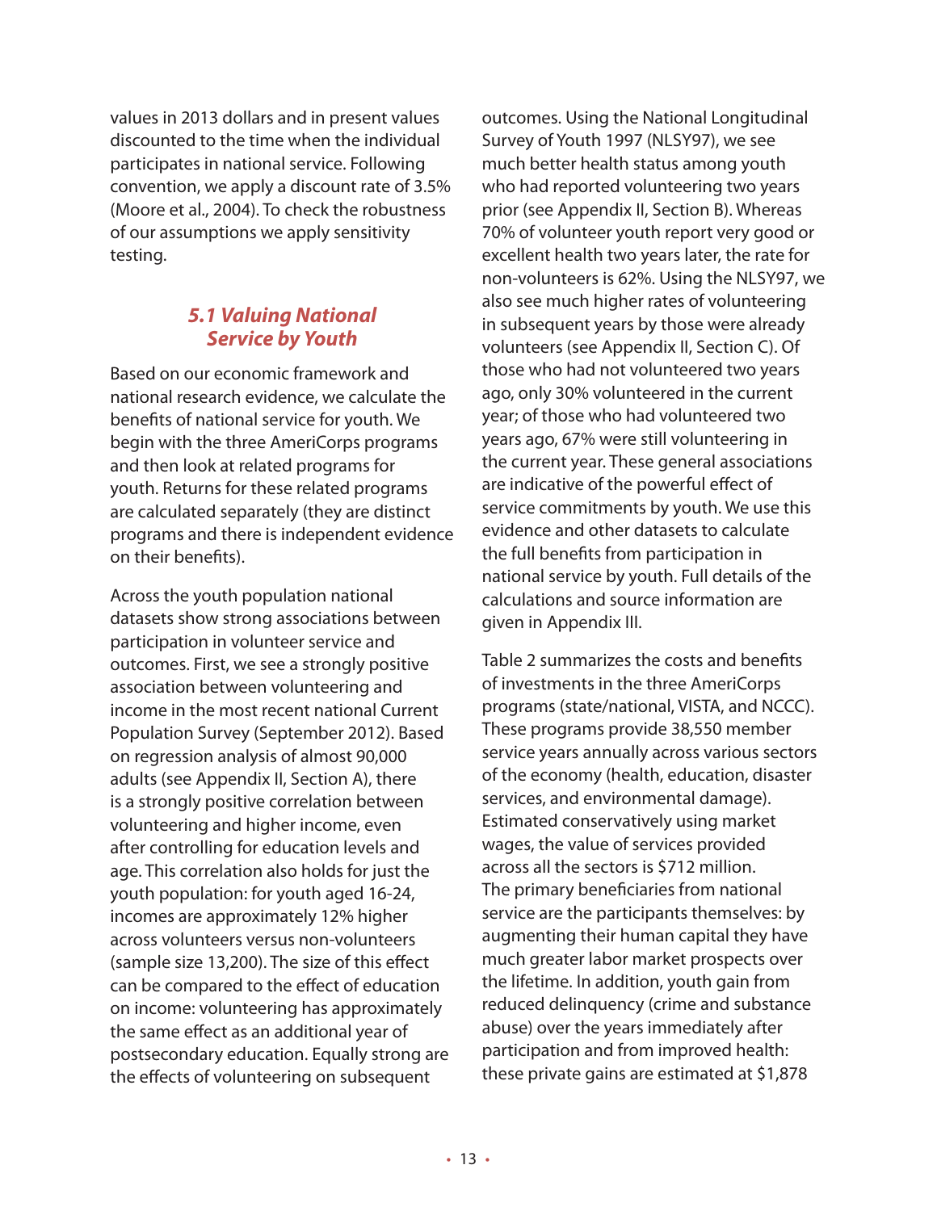values in 2013 dollars and in present values discounted to the time when the individual participates in national service. Following convention, we apply a discount rate of 3.5% (Moore et al., 2004). To check the robustness of our assumptions we apply sensitivity testing.

### *5.1 Valuing National Service by Youth*

Based on our economic framework and national research evidence, we calculate the benefits of national service for youth. We begin with the three AmeriCorps programs and then look at related programs for youth. Returns for these related programs are calculated separately (they are distinct programs and there is independent evidence on their benefits).

Across the youth population national datasets show strong associations between participation in volunteer service and outcomes. First, we see a strongly positive association between volunteering and income in the most recent national Current Population Survey (September 2012). Based on regression analysis of almost 90,000 adults (see Appendix II, Section A), there is a strongly positive correlation between volunteering and higher income, even after controlling for education levels and age. This correlation also holds for just the youth population: for youth aged 16-24, incomes are approximately 12% higher across volunteers versus non-volunteers (sample size 13,200). The size of this effect can be compared to the effect of education on income: volunteering has approximately the same effect as an additional year of postsecondary education. Equally strong are the effects of volunteering on subsequent outcomes. Using the National Longitudinal Survey of Youth 1997 (NLSY97), we see much better health status among youth who had reported volunteering two years prior (see Appendix II, Section B). Whereas 70% of volunteer youth report very good or excellent health two years later, the rate for non-volunteers is 62%. Using the NLSY97, we also see much higher rates of volunteering in subsequent years by those were already volunteers (see Appendix II, Section C). Of those who had not volunteered two years ago, only 30% volunteered in the current year; of those who had volunteered two years ago, 67% were still volunteering in the current year. These general associations are indicative of the powerful effect of service commitments by youth. We use this evidence and other datasets to calculate the full benefits from participation in national service by youth. Full details of the calculations and source information are given in Appendix III.

Table 2 summarizes the costs and benefits of investments in the three AmeriCorps programs (state/national, VISTA, and NCCC). These programs provide 38,550 member service years annually across various sectors of the economy (health, education, disaster services, and environmental damage). Estimated conservatively using market wages, the value of services provided across all the sectors is $712 million. The primary beneficiaries from national service are the participants themselves: by augmenting their human capital they have much greater labor market prospects over the lifetime. In addition, youth gain from reduced delinquency (crime and substance abuse) over the years immediately after participation and from improved health: these private gains are estimated at $1,878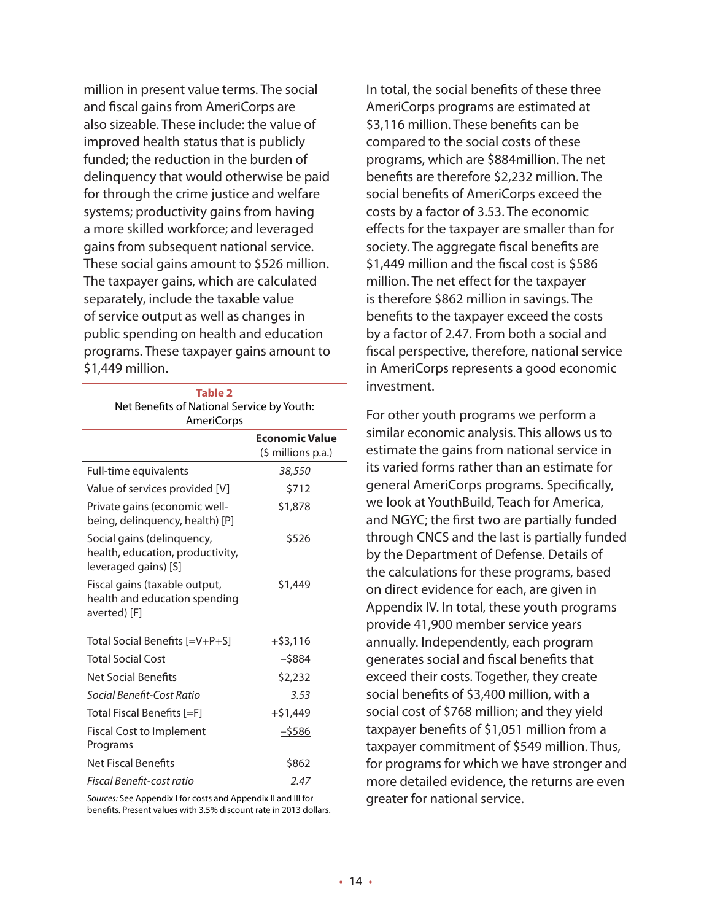million in present value terms. The social and fiscal gains from AmeriCorps are also sizeable. These include: the value of improved health status that is publicly funded; the reduction in the burden of delinquency that would otherwise be paid for through the crime justice and welfare systems; productivity gains from having a more skilled workforce; and leveraged gains from subsequent national service. These social gains amount to $526 million. The taxpayer gains, which are calculated separately, include the taxable value of service output as well as changes in public spending on health and education programs. These taxpayer gains amount to $1,449 million.

**Table 2**
Net Benefits of National Service by Youth: AmeriCorps

| | **Economic Value** ($ millions p.a.) |
|---|---|
| Full-time equivalents | *38,550* |
| Value of services provided [V] | $712 |
| Private gains (economic well-being, delinquency, health) [P] | $1,878 |
| Social gains (delinquency, health, education, productivity, leveraged gains) [S] | $526 |
| Fiscal gains (taxable output, health and education spending averted) [F] | $1,449 |
| Total Social Benefits [=V+P+S] | +$3,116 |
| Total Social Cost | –$884 |
| Net Social Benefits | $2,232 |
| *Social Benefit-Cost Ratio* | *3.53* |
| Total Fiscal Benefits [=F] | +$1,449 |
| Fiscal Cost to Implement Programs | –$586 |
| Net Fiscal Benefits | $862 |
| *Fiscal Benefit-cost ratio* | *2.47* |

*Sources:* See Appendix I for costs and Appendix II and III for benefits. Present values with 3.5% discount rate in 2013 dollars.

In total, the social benefits of these three AmeriCorps programs are estimated at $3,116 million. These benefits can be compared to the social costs of these programs, which are $884million. The net benefits are therefore $2,232 million. The social benefits of AmeriCorps exceed the costs by a factor of 3.53. The economic effects for the taxpayer are smaller than for society. The aggregate fiscal benefits are $1,449 million and the fiscal cost is $586 million. The net effect for the taxpayer is therefore $862 million in savings. The benefits to the taxpayer exceed the costs by a factor of 2.47. From both a social and fiscal perspective, therefore, national service in AmeriCorps represents a good economic investment.

For other youth programs we perform a similar economic analysis. This allows us to estimate the gains from national service in its varied forms rather than an estimate for general AmeriCorps programs. Specifically, we look at YouthBuild, Teach for America, and NGYC; the first two are partially funded through CNCS and the last is partially funded by the Department of Defense. Details of the calculations for these programs, based on direct evidence for each, are given in Appendix IV. In total, these youth programs provide 41,900 member service years annually. Independently, each program generates social and fiscal benefits that exceed their costs. Together, they create social benefits of $3,400 million, with a social cost of $768 million; and they yield taxpayer benefits of $1,051 million from a taxpayer commitment of $549 million. Thus, for programs for which we have stronger and more detailed evidence, the returns are even greater for national service.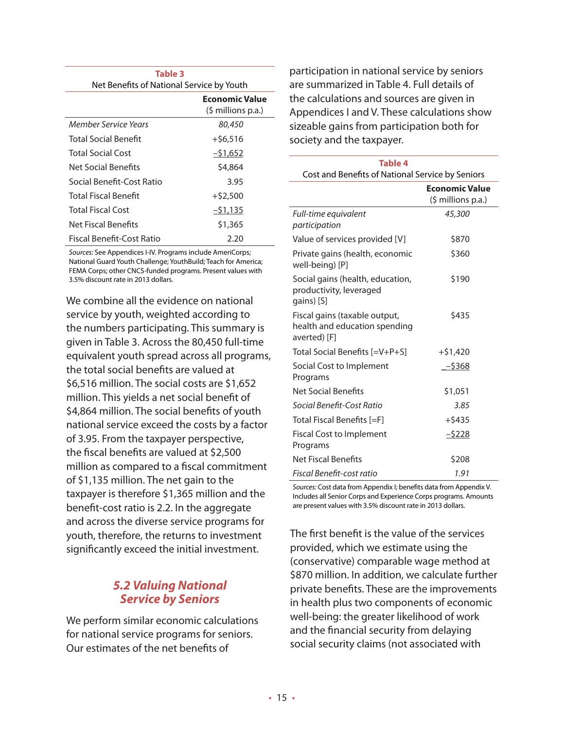**Table 3**
Net Benefits of National Service by Youth

| | **Economic Value** ($ millions p.a.) |
|---|---|
| *Member Service Years* | *80,450* |
| Total Social Benefit | +$6,516 |
| Total Social Cost | –$1,652 |
| Net Social Benefits | $4,864 |
| Social Benefit-Cost Ratio | 3.95 |
| Total Fiscal Benefit | +$2,500 |
| Total Fiscal Cost | –$1,135 |
| Net Fiscal Benefits | $1,365 |
| Fiscal Benefit-Cost Ratio | 2.20 |

*Sources:* See Appendices I-IV. Programs include AmeriCorps; National Guard Youth Challenge; YouthBuild; Teach for America; FEMA Corps; other CNCS-funded programs. Present values with 3.5% discount rate in 2013 dollars.

We combine all the evidence on national service by youth, weighted according to the numbers participating. This summary is given in Table 3. Across the 80,450 full-time equivalent youth spread across all programs, the total social benefits are valued at $6,516 million. The social costs are $1,652 million. This yields a net social benefit of $4,864 million. The social benefits of youth national service exceed the costs by a factor of 3.95. From the taxpayer perspective, the fiscal benefits are valued at $2,500 million as compared to a fiscal commitment of $1,135 million. The net gain to the taxpayer is therefore $1,365 million and the benefit-cost ratio is 2.2. In the aggregate and across the diverse service programs for youth, therefore, the returns to investment significantly exceed the initial investment.

## 5.2 Valuing National Service by Seniors

We perform similar economic calculations for national service programs for seniors. Our estimates of the net benefits of participation in national service by seniors are summarized in Table 4. Full details of the calculations and sources are given in Appendices I and V. These calculations show sizeable gains from participation both for society and the taxpayer.

**Table 4**
Cost and Benefits of National Service by Seniors

| | **Economic Value** ($ millions p.a.) |
|---|---|
| *Full-time equivalent participation* | *45,300* |
| Value of services provided [V] | $870 |
| Private gains (health, economic well-being) [P] | $360 |
| Social gains (health, education, productivity, leveraged gains) [S] | $190 |
| Fiscal gains (taxable output, health and education spending averted) [F] | $435 |
| Total Social Benefits [=V+P+S] | +$1,420 |
| Social Cost to Implement Programs | –$368 |
| Net Social Benefits | $1,051 |
| *Social Benefit-Cost Ratio* | *3.85* |
| Total Fiscal Benefits [=F] | +$435 |
| Fiscal Cost to Implement Programs | –$228 |
| Net Fiscal Benefits | $208 |
| *Fiscal Benefit-cost ratio* | *1.91* |

*Sources:* Cost data from Appendix I; benefits data from Appendix V. Includes all Senior Corps and Experience Corps programs. Amounts are present values with 3.5% discount rate in 2013 dollars.

The first benefit is the value of the services provided, which we estimate using the (conservative) comparable wage method at $870 million. In addition, we calculate further private benefits. These are the improvements in health plus two components of economic well-being: the greater likelihood of work and the financial security from delaying social security claims (not associated with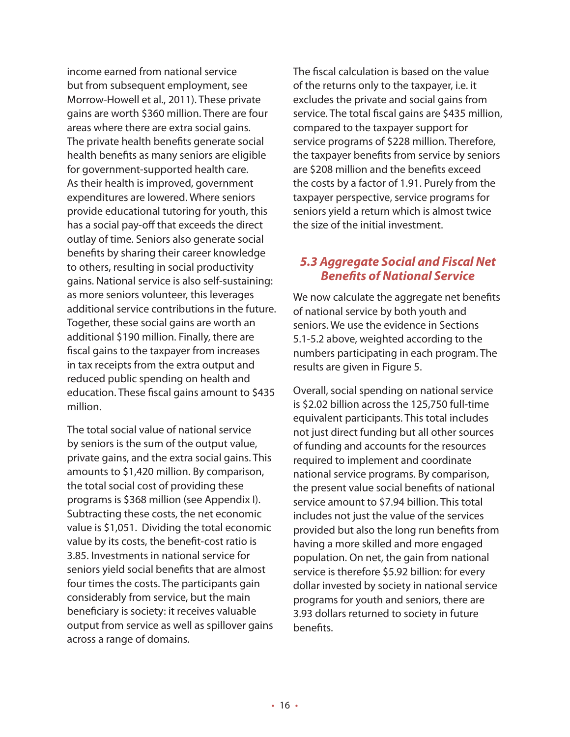income earned from national service but from subsequent employment, see Morrow-Howell et al., 2011). These private gains are worth $360 million. There are four areas where there are extra social gains. The private health benefits generate social health benefits as many seniors are eligible for government-supported health care. As their health is improved, government expenditures are lowered. Where seniors provide educational tutoring for youth, this has a social pay-off that exceeds the direct outlay of time. Seniors also generate social benefits by sharing their career knowledge to others, resulting in social productivity gains. National service is also self-sustaining: as more seniors volunteer, this leverages additional service contributions in the future. Together, these social gains are worth an additional $190 million. Finally, there are fiscal gains to the taxpayer from increases in tax receipts from the extra output and reduced public spending on health and education. These fiscal gains amount to $435 million.

The total social value of national service by seniors is the sum of the output value, private gains, and the extra social gains. This amounts to $1,420 million. By comparison, the total social cost of providing these programs is $368 million (see Appendix I). Subtracting these costs, the net economic value is $1,051. Dividing the total economic value by its costs, the benefit-cost ratio is 3.85. Investments in national service for seniors yield social benefits that are almost four times the costs. The participants gain considerably from service, but the main beneficiary is society: it receives valuable output from service as well as spillover gains across a range of domains.

The fiscal calculation is based on the value of the returns only to the taxpayer, i.e. it excludes the private and social gains from service. The total fiscal gains are $435 million, compared to the taxpayer support for service programs of $228 million. Therefore, the taxpayer benefits from service by seniors are $208 million and the benefits exceed the costs by a factor of 1.91. Purely from the taxpayer perspective, service programs for seniors yield a return which is almost twice the size of the initial investment.

### *5.3 Aggregate Social and Fiscal Net Benefits of National Service*

We now calculate the aggregate net benefits of national service by both youth and seniors. We use the evidence in Sections 5.1-5.2 above, weighted according to the numbers participating in each program. The results are given in Figure 5.

Overall, social spending on national service is $2.02 billion across the 125,750 full-time equivalent participants. This total includes not just direct funding but all other sources of funding and accounts for the resources required to implement and coordinate national service programs. By comparison, the present value social benefits of national service amount to $7.94 billion. This total includes not just the value of the services provided but also the long run benefits from having a more skilled and more engaged population. On net, the gain from national service is therefore $5.92 billion: for every dollar invested by society in national service programs for youth and seniors, there are 3.93 dollars returned to society in future benefits.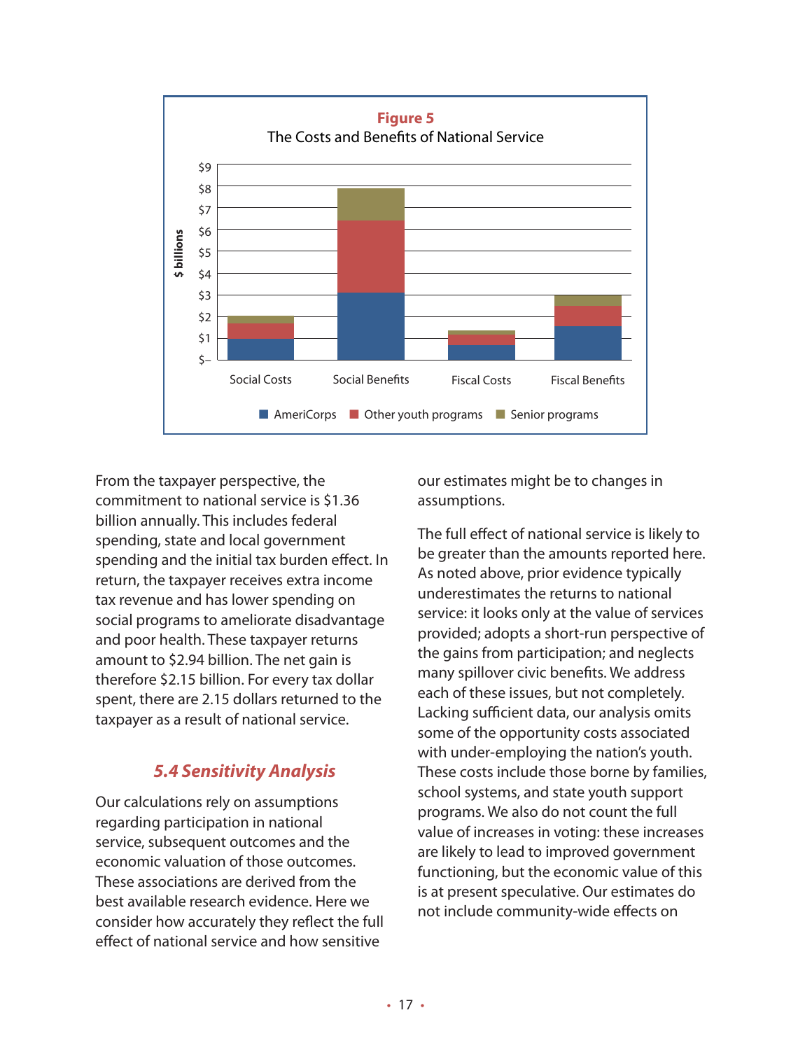**Figure 5**
The Costs and Benefits of National Service

From the taxpayer perspective, the commitment to national service is $1.36 billion annually. This includes federal spending, state and local government spending and the initial tax burden effect. In return, the taxpayer receives extra income tax revenue and has lower spending on social programs to ameliorate disadvantage and poor health. These taxpayer returns amount to $2.94 billion. The net gain is therefore $2.15 billion. For every tax dollar spent, there are 2.15 dollars returned to the taxpayer as a result of national service.

## *5.4 Sensitivity Analysis*

Our calculations rely on assumptions regarding participation in national service, subsequent outcomes and the economic valuation of those outcomes. These associations are derived from the best available research evidence. Here we consider how accurately they reflect the full effect of national service and how sensitive our estimates might be to changes in assumptions.

The full effect of national service is likely to be greater than the amounts reported here. As noted above, prior evidence typically underestimates the returns to national service: it looks only at the value of services provided; adopts a short-run perspective of the gains from participation; and neglects many spillover civic benefits. We address each of these issues, but not completely. Lacking sufficient data, our analysis omits some of the opportunity costs associated with under-employing the nation's youth. These costs include those borne by families, school systems, and state youth support programs. We also do not count the full value of increases in voting: these increases are likely to lead to improved government functioning, but the economic value of this is at present speculative. Our estimates do not include community-wide effects on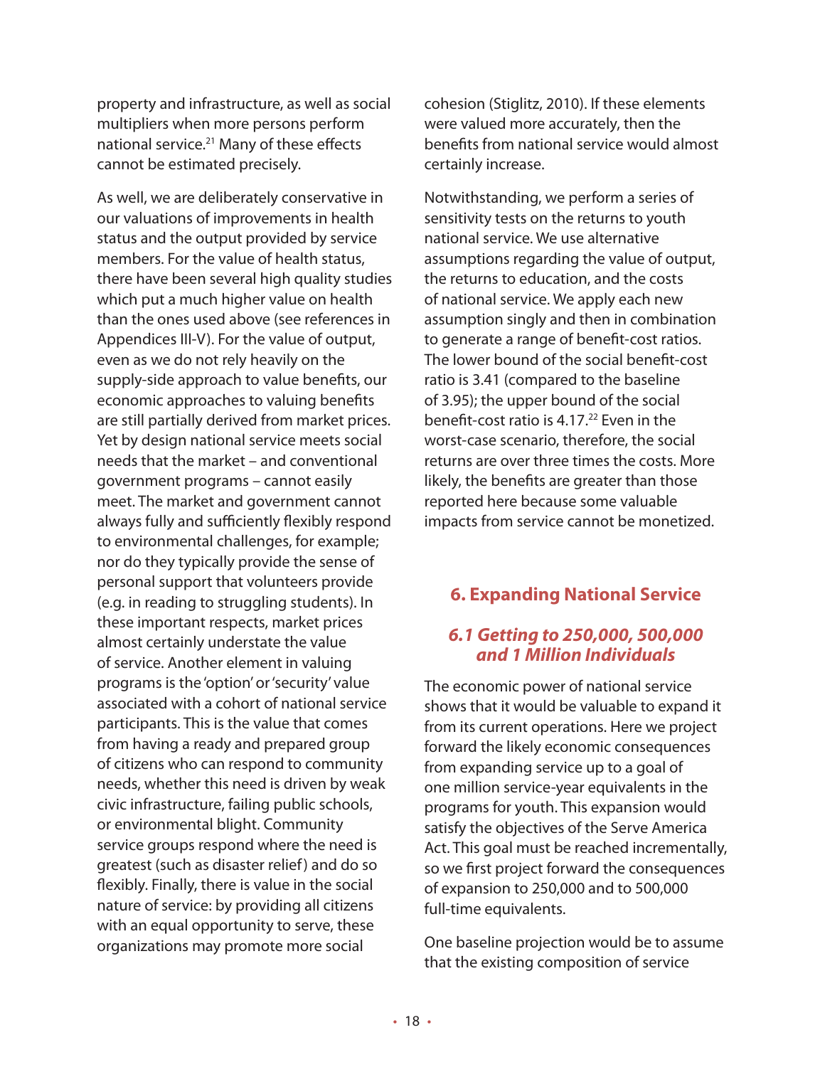property and infrastructure, as well as social multipliers when more persons perform national service.[21] Many of these effects cannot be estimated precisely.

As well, we are deliberately conservative in our valuations of improvements in health status and the output provided by service members. For the value of health status, there have been several high quality studies which put a much higher value on health than the ones used above (see references in Appendices III-V). For the value of output, even as we do not rely heavily on the supply-side approach to value benefits, our economic approaches to valuing benefits are still partially derived from market prices. Yet by design national service meets social needs that the market – and conventional government programs – cannot easily meet. The market and government cannot always fully and sufficiently flexibly respond to environmental challenges, for example; nor do they typically provide the sense of personal support that volunteers provide (e.g. in reading to struggling students). In these important respects, market prices almost certainly understate the value of service. Another element in valuing programs is the 'option' or 'security' value associated with a cohort of national service participants. This is the value that comes from having a ready and prepared group of citizens who can respond to community needs, whether this need is driven by weak civic infrastructure, failing public schools, or environmental blight. Community service groups respond where the need is greatest (such as disaster relief) and do so flexibly. Finally, there is value in the social nature of service: by providing all citizens with an equal opportunity to serve, these organizations may promote more social cohesion (Stiglitz, 2010). If these elements were valued more accurately, then the benefits from national service would almost certainly increase.

Notwithstanding, we perform a series of sensitivity tests on the returns to youth national service. We use alternative assumptions regarding the value of output, the returns to education, and the costs of national service. We apply each new assumption singly and then in combination to generate a range of benefit-cost ratios. The lower bound of the social benefit-cost ratio is 3.41 (compared to the baseline of 3.95); the upper bound of the social benefit-cost ratio is 4.17.[22] Even in the worst-case scenario, therefore, the social returns are over three times the costs. More likely, the benefits are greater than those reported here because some valuable impacts from service cannot be monetized.

## 6. Expanding National Service

### *6.1 Getting to 250,000, 500,000 and 1 Million Individuals*

The economic power of national service shows that it would be valuable to expand it from its current operations. Here we project forward the likely economic consequences from expanding service up to a goal of one million service-year equivalents in the programs for youth. This expansion would satisfy the objectives of the Serve America Act. This goal must be reached incrementally, so we first project forward the consequences of expansion to 250,000 and to 500,000 full-time equivalents.

One baseline projection would be to assume that the existing composition of service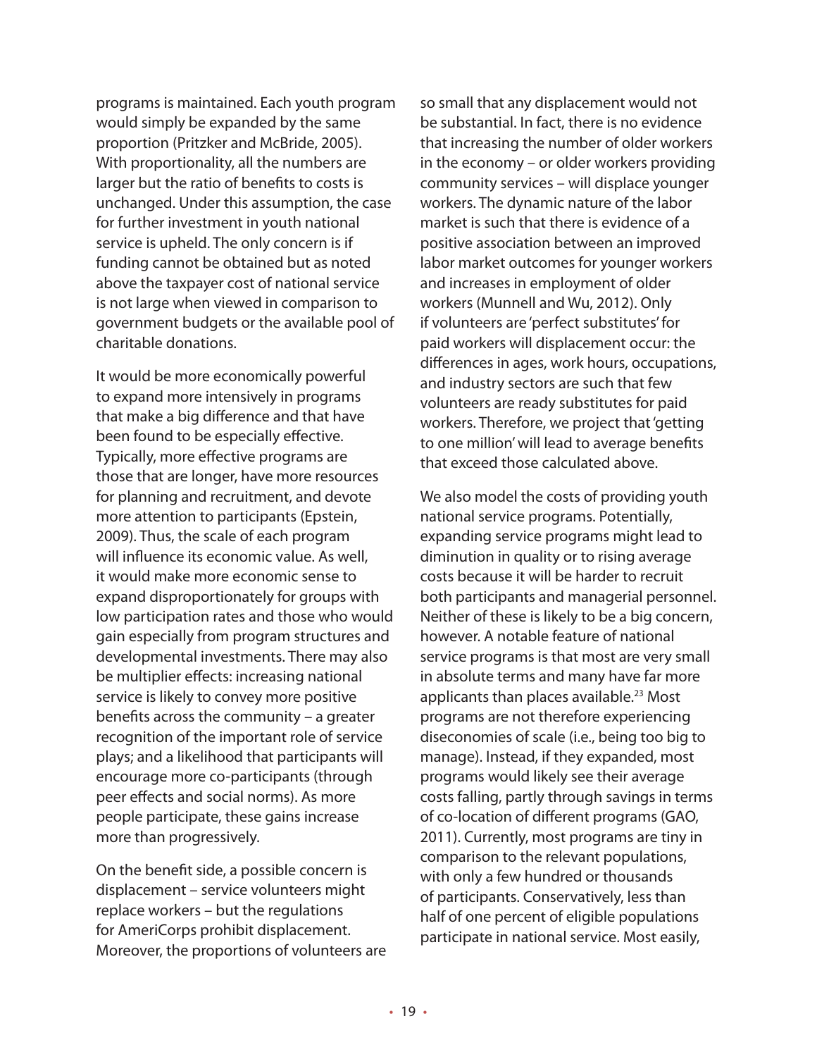programs is maintained. Each youth program would simply be expanded by the same proportion (Pritzker and McBride, 2005). With proportionality, all the numbers are larger but the ratio of benefits to costs is unchanged. Under this assumption, the case for further investment in youth national service is upheld. The only concern is if funding cannot be obtained but as noted above the taxpayer cost of national service is not large when viewed in comparison to government budgets or the available pool of charitable donations.

It would be more economically powerful to expand more intensively in programs that make a big difference and that have been found to be especially effective. Typically, more effective programs are those that are longer, have more resources for planning and recruitment, and devote more attention to participants (Epstein, 2009). Thus, the scale of each program will influence its economic value. As well, it would make more economic sense to expand disproportionately for groups with low participation rates and those who would gain especially from program structures and developmental investments. There may also be multiplier effects: increasing national service is likely to convey more positive benefits across the community – a greater recognition of the important role of service plays; and a likelihood that participants will encourage more co-participants (through peer effects and social norms). As more people participate, these gains increase more than progressively.

On the benefit side, a possible concern is displacement – service volunteers might replace workers – but the regulations for AmeriCorps prohibit displacement. Moreover, the proportions of volunteers are so small that any displacement would not be substantial. In fact, there is no evidence that increasing the number of older workers in the economy – or older workers providing community services – will displace younger workers. The dynamic nature of the labor market is such that there is evidence of a positive association between an improved labor market outcomes for younger workers and increases in employment of older workers (Munnell and Wu, 2012). Only if volunteers are 'perfect substitutes' for paid workers will displacement occur: the differences in ages, work hours, occupations, and industry sectors are such that few volunteers are ready substitutes for paid workers. Therefore, we project that 'getting to one million' will lead to average benefits that exceed those calculated above.

We also model the costs of providing youth national service programs. Potentially, expanding service programs might lead to diminution in quality or to rising average costs because it will be harder to recruit both participants and managerial personnel. Neither of these is likely to be a big concern, however. A notable feature of national service programs is that most are very small in absolute terms and many have far more applicants than places available.[23] Most programs are not therefore experiencing diseconomies of scale (i.e., being too big to manage). Instead, if they expanded, most programs would likely see their average costs falling, partly through savings in terms of co-location of different programs (GAO, 2011). Currently, most programs are tiny in comparison to the relevant populations, with only a few hundred or thousands of participants. Conservatively, less than half of one percent of eligible populations participate in national service. Most easily,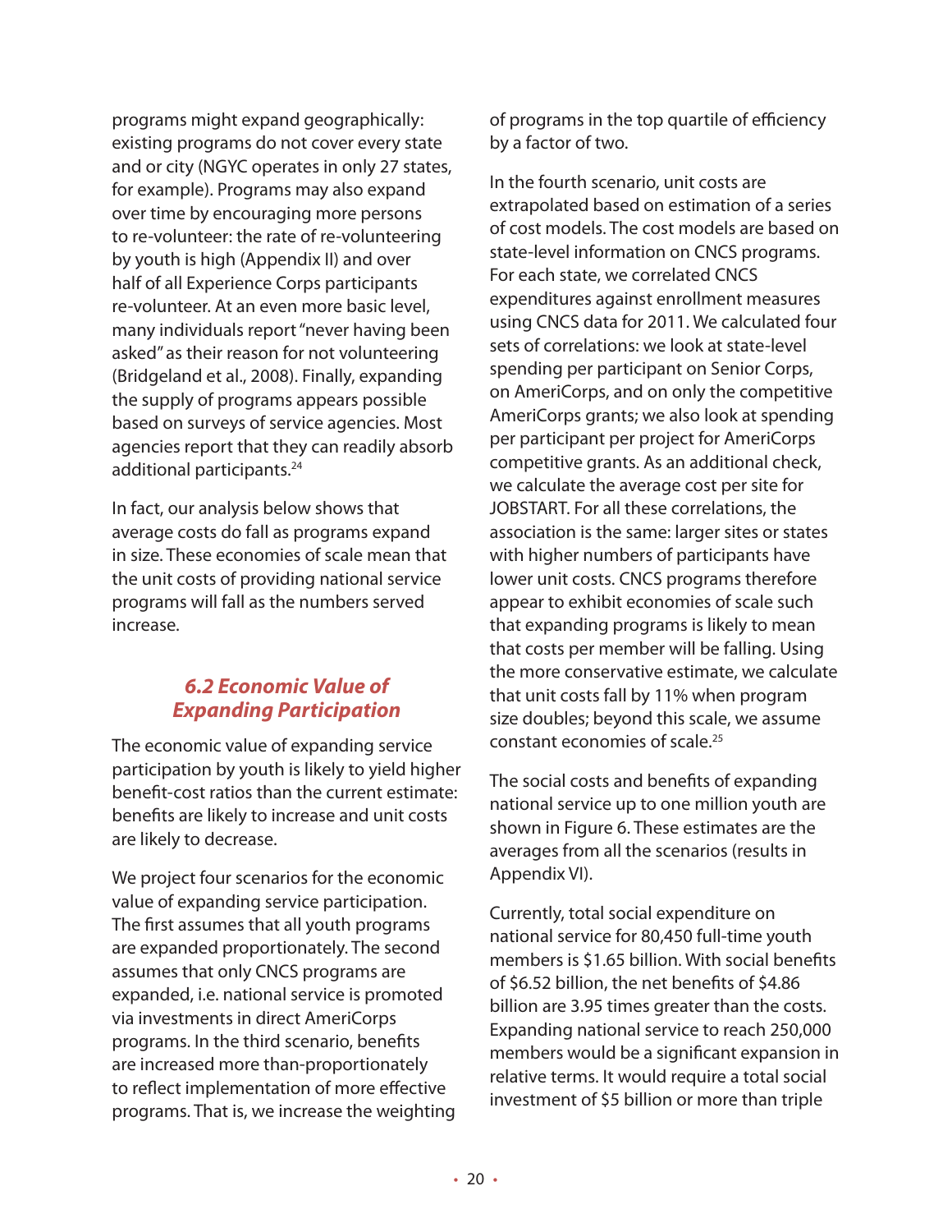programs might expand geographically: existing programs do not cover every state and or city (NGYC operates in only 27 states, for example). Programs may also expand over time by encouraging more persons to re-volunteer: the rate of re-volunteering by youth is high (Appendix II) and over half of all Experience Corps participants re-volunteer. At an even more basic level, many individuals report "never having been asked" as their reason for not volunteering (Bridgeland et al., 2008). Finally, expanding the supply of programs appears possible based on surveys of service agencies. Most agencies report that they can readily absorb additional participants.[24]

In fact, our analysis below shows that average costs do fall as programs expand in size. These economies of scale mean that the unit costs of providing national service programs will fall as the numbers served increase.

### *6.2 Economic Value of Expanding Participation*

The economic value of expanding service participation by youth is likely to yield higher benefit-cost ratios than the current estimate: benefits are likely to increase and unit costs are likely to decrease.

We project four scenarios for the economic value of expanding service participation. The first assumes that all youth programs are expanded proportionately. The second assumes that only CNCS programs are expanded, i.e. national service is promoted via investments in direct AmeriCorps programs. In the third scenario, benefits are increased more than-proportionately to reflect implementation of more effective programs. That is, we increase the weighting of programs in the top quartile of efficiency by a factor of two.

In the fourth scenario, unit costs are extrapolated based on estimation of a series of cost models. The cost models are based on state-level information on CNCS programs. For each state, we correlated CNCS expenditures against enrollment measures using CNCS data for 2011. We calculated four sets of correlations: we look at state-level spending per participant on Senior Corps, on AmeriCorps, and on only the competitive AmeriCorps grants; we also look at spending per participant per project for AmeriCorps competitive grants. As an additional check, we calculate the average cost per site for JOBSTART. For all these correlations, the association is the same: larger sites or states with higher numbers of participants have lower unit costs. CNCS programs therefore appear to exhibit economies of scale such that expanding programs is likely to mean that costs per member will be falling. Using the more conservative estimate, we calculate that unit costs fall by 11% when program size doubles; beyond this scale, we assume constant economies of scale.[25]

The social costs and benefits of expanding national service up to one million youth are shown in Figure 6. These estimates are the averages from all the scenarios (results in Appendix VI).

Currently, total social expenditure on national service for 80,450 full-time youth members is $1.65 billion. With social benefits of $6.52 billion, the net benefits of $4.86 billion are 3.95 times greater than the costs. Expanding national service to reach 250,000 members would be a significant expansion in relative terms. It would require a total social investment of $5 billion or more than triple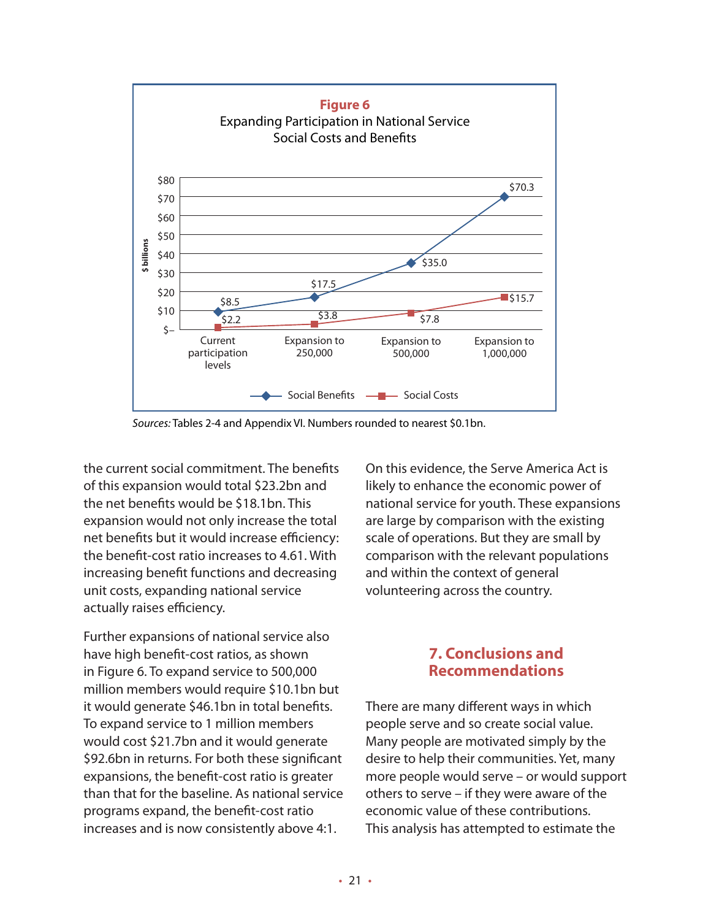**Figure 6**
Expanding Participation in National Service
Social Costs and Benefits

| | Current participation levels | Expansion to 250,000 | Expansion to 500,000 | Expansion to 1,000,000 |
|---|---|---|---|---|
| Social Benefits ($ billions) | $8.5 | $17.5 | $35.0 | $70.3 |
| Social Costs ($ billions) | $2.2 | $3.8 | $7.8 | $15.7 |

*Sources:* Tables 2-4 and Appendix VI. Numbers rounded to nearest $0.1bn.

the current social commitment. The benefits of this expansion would total $23.2bn and the net benefits would be $18.1bn. This expansion would not only increase the total net benefits but it would increase efficiency: the benefit-cost ratio increases to 4.61. With increasing benefit functions and decreasing unit costs, expanding national service actually raises efficiency.

Further expansions of national service also have high benefit-cost ratios, as shown in Figure 6. To expand service to 500,000 million members would require $10.1bn but it would generate $46.1bn in total benefits. To expand service to 1 million members would cost $21.7bn and it would generate $92.6bn in returns. For both these significant expansions, the benefit-cost ratio is greater than that for the baseline. As national service programs expand, the benefit-cost ratio increases and is now consistently above 4:1.

On this evidence, the Serve America Act is likely to enhance the economic power of national service for youth. These expansions are large by comparison with the existing scale of operations. But they are small by comparison with the relevant populations and within the context of general volunteering across the country.

## 7. Conclusions and Recommendations

There are many different ways in which people serve and so create social value. Many people are motivated simply by the desire to help their communities. Yet, many more people would serve – or would support others to serve – if they were aware of the economic value of these contributions. This analysis has attempted to estimate the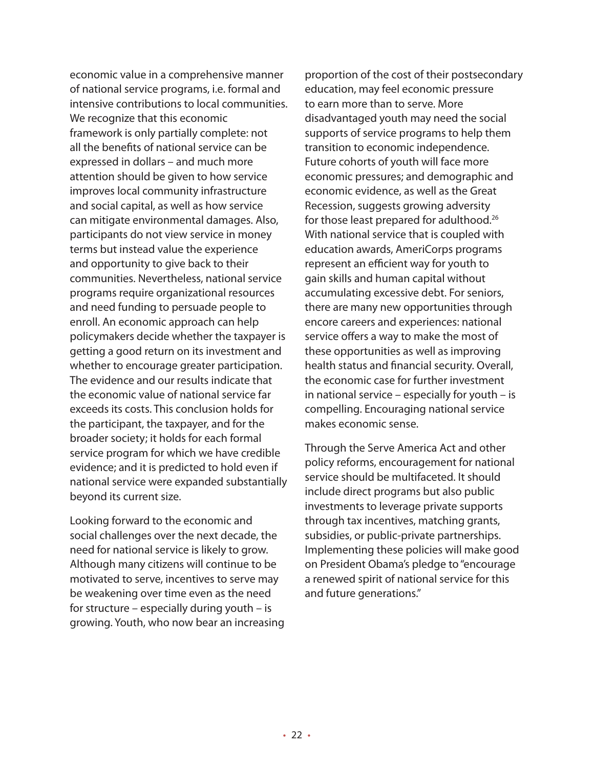economic value in a comprehensive manner of national service programs, i.e. formal and intensive contributions to local communities. We recognize that this economic framework is only partially complete: not all the benefits of national service can be expressed in dollars – and much more attention should be given to how service improves local community infrastructure and social capital, as well as how service can mitigate environmental damages. Also, participants do not view service in money terms but instead value the experience and opportunity to give back to their communities. Nevertheless, national service programs require organizational resources and need funding to persuade people to enroll. An economic approach can help policymakers decide whether the taxpayer is getting a good return on its investment and whether to encourage greater participation. The evidence and our results indicate that the economic value of national service far exceeds its costs. This conclusion holds for the participant, the taxpayer, and for the broader society; it holds for each formal service program for which we have credible evidence; and it is predicted to hold even if national service were expanded substantially beyond its current size.

Looking forward to the economic and social challenges over the next decade, the need for national service is likely to grow. Although many citizens will continue to be motivated to serve, incentives to serve may be weakening over time even as the need for structure – especially during youth – is growing. Youth, who now bear an increasing proportion of the cost of their postsecondary education, may feel economic pressure to earn more than to serve. More disadvantaged youth may need the social supports of service programs to help them transition to economic independence. Future cohorts of youth will face more economic pressures; and demographic and economic evidence, as well as the Great Recession, suggests growing adversity for those least prepared for adulthood.[26] With national service that is coupled with education awards, AmeriCorps programs represent an efficient way for youth to gain skills and human capital without accumulating excessive debt. For seniors, there are many new opportunities through encore careers and experiences: national service offers a way to make the most of these opportunities as well as improving health status and financial security. Overall, the economic case for further investment in national service – especially for youth – is compelling. Encouraging national service makes economic sense.

Through the Serve America Act and other policy reforms, encouragement for national service should be multifaceted. It should include direct programs but also public investments to leverage private supports through tax incentives, matching grants, subsidies, or public-private partnerships. Implementing these policies will make good on President Obama's pledge to "encourage a renewed spirit of national service for this and future generations."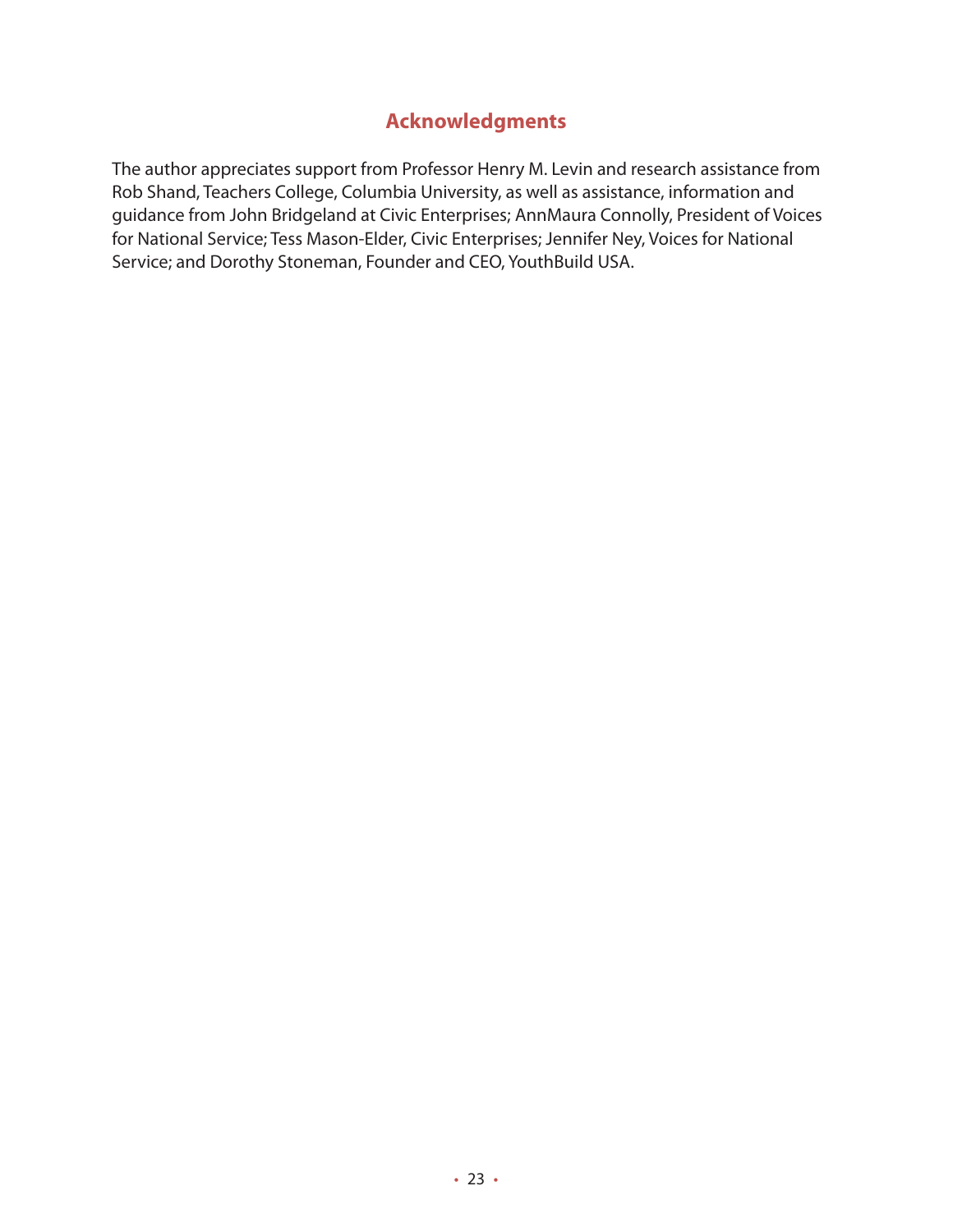## Acknowledgments

The author appreciates support from Professor Henry M. Levin and research assistance from Rob Shand, Teachers College, Columbia University, as well as assistance, information and guidance from John Bridgeland at Civic Enterprises; AnnMaura Connolly, President of Voices for National Service; Tess Mason-Elder, Civic Enterprises; Jennifer Ney, Voices for National Service; and Dorothy Stoneman, Founder and CEO, YouthBuild USA.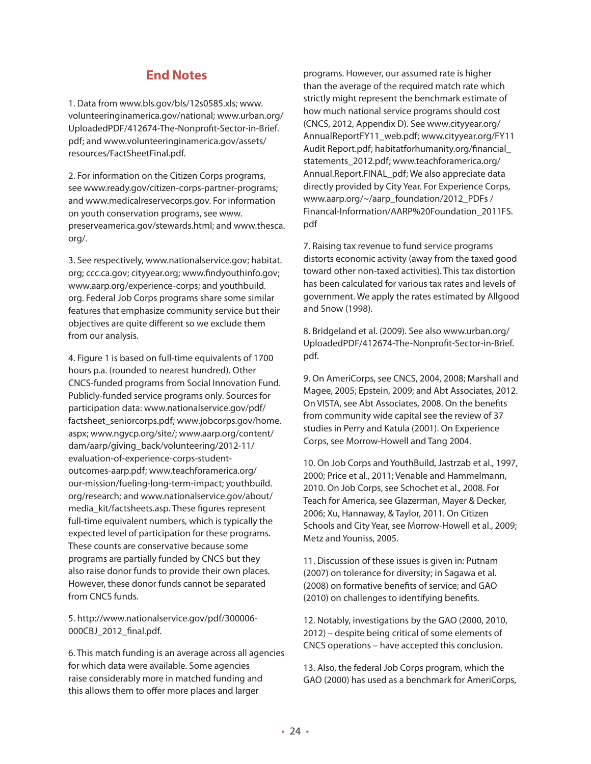## End Notes

1. Data from www.bls.gov/bls/12s0585.xls; www.volunteeringinamerica.gov/national; www.urban.org/UploadedPDF/412674-The-Nonprofit-Sector-in-Brief.pdf; and www.volunteeringinamerica.gov/assets/resources/FactSheetFinal.pdf.

2. For information on the Citizen Corps programs, see www.ready.gov/citizen-corps-partner-programs; and www.medicalreservecorps.gov. For information on youth conservation programs, see www.preserveamerica.gov/stewards.html; and www.thesca.org/.

3. See respectively, www.nationalservice.gov; habitat.org; ccc.ca.gov; cityyear.org; www.findyouthinfo.gov; www.aarp.org/experience-corps; and youthbuild.org. Federal Job Corps programs share some similar features that emphasize community service but their objectives are quite different so we exclude them from our analysis.

4. Figure 1 is based on full-time equivalents of 1700 hours p.a. (rounded to nearest hundred). Other CNCS-funded programs from Social Innovation Fund. Publicly-funded service programs only. Sources for participation data: www.nationalservice.gov/pdf/factsheet_seniorcorps.pdf; www.jobcorps.gov/home.aspx; www.ngycp.org/site/; www.aarp.org/content/dam/aarp/giving_back/volunteering/2012-11/evaluation-of-experience-corps-student-outcomes-aarp.pdf; www.teachforamerica.org/our-mission/fueling-long-term-impact; youthbuild.org/research; and www.nationalservice.gov/about/media_kit/factsheets.asp. These figures represent full-time equivalent numbers, which is typically the expected level of participation for these programs. These counts are conservative because some programs are partially funded by CNCS but they also raise donor funds to provide their own places. However, these donor funds cannot be separated from CNCS funds.

5. http://www.nationalservice.gov/pdf/300006-000CBJ_2012_final.pdf.

6. This match funding is an average across all agencies for which data were available. Some agencies raise considerably more in matched funding and this allows them to offer more places and larger programs. However, our assumed rate is higher than the average of the required match rate which strictly might represent the benchmark estimate of how much national service programs should cost (CNCS, 2012, Appendix D). See www.cityyear.org/AnnualReportFY11_web.pdf; www.cityyear.org/FY11 Audit Report.pdf; habitatforhumanity.org/financial_statements_2012.pdf; www.teachforamerica.org/Annual.Report.FINAL_.pdf; We also appreciate data directly provided by City Year. For Experience Corps, www.aarp.org/~/aarp_foundation/2012_PDFs / Financal-Information/AARP%20Foundation_2011FS.pdf

7. Raising tax revenue to fund service programs distorts economic activity (away from the taxed good toward other non-taxed activities). This tax distortion has been calculated for various tax rates and levels of government. We apply the rates estimated by Allgood and Snow (1998).

8. Bridgeland et al. (2009). See also www.urban.org/UploadedPDF/412674-The-Nonprofit-Sector-in-Brief.pdf.

9. On AmeriCorps, see CNCS, 2004, 2008; Marshall and Magee, 2005; Epstein, 2009; and Abt Associates, 2012. On VISTA, see Abt Associates, 2008. On the benefits from community wide capital see the review of 37 studies in Perry and Katula (2001). On Experience Corps, see Morrow-Howell and Tang 2004.

10. On Job Corps and YouthBuild, Jastrzab et al., 1997, 2000; Price et al., 2011; Venable and Hammelmann, 2010. On Job Corps, see Schochet et al., 2008. For Teach for America, see Glazerman, Mayer & Decker, 2006; Xu, Hannaway, & Taylor, 2011. On Citizen Schools and City Year, see Morrow-Howell et al., 2009; Metz and Youniss, 2005.

11. Discussion of these issues is given in: Putnam (2007) on tolerance for diversity; in Sagawa et al. (2008) on formative benefits of service; and GAO (2010) on challenges to identifying benefits.

12. Notably, investigations by the GAO (2000, 2010, 2012) – despite being critical of some elements of CNCS operations – have accepted this conclusion.

13. Also, the federal Job Corps program, which the GAO (2000) has used as a benchmark for AmeriCorps,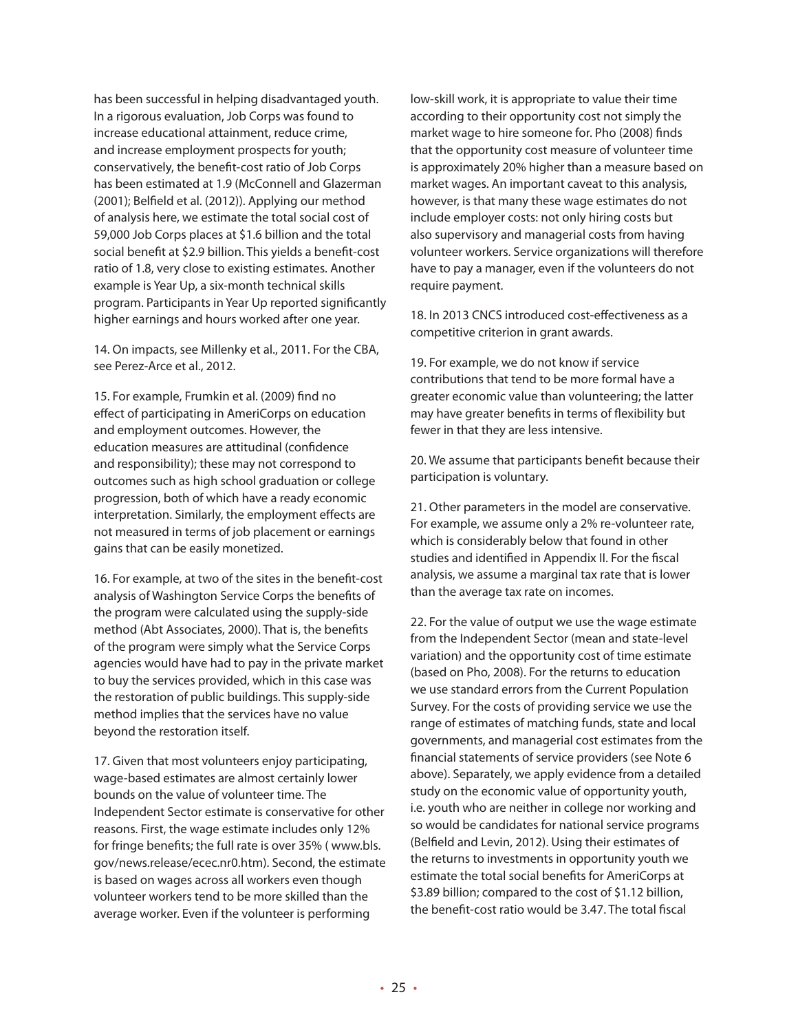has been successful in helping disadvantaged youth. In a rigorous evaluation, Job Corps was found to increase educational attainment, reduce crime, and increase employment prospects for youth; conservatively, the benefit-cost ratio of Job Corps has been estimated at 1.9 (McConnell and Glazerman (2001); Belfield et al. (2012)). Applying our method of analysis here, we estimate the total social cost of 59,000 Job Corps places at $1.6 billion and the total social benefit at $2.9 billion. This yields a benefit-cost ratio of 1.8, very close to existing estimates. Another example is Year Up, a six-month technical skills program. Participants in Year Up reported significantly higher earnings and hours worked after one year.

14. On impacts, see Millenky et al., 2011. For the CBA, see Perez-Arce et al., 2012.

15. For example, Frumkin et al. (2009) find no effect of participating in AmeriCorps on education and employment outcomes. However, the education measures are attitudinal (confidence and responsibility); these may not correspond to outcomes such as high school graduation or college progression, both of which have a ready economic interpretation. Similarly, the employment effects are not measured in terms of job placement or earnings gains that can be easily monetized.

16. For example, at two of the sites in the benefit-cost analysis of Washington Service Corps the benefits of the program were calculated using the supply-side method (Abt Associates, 2000). That is, the benefits of the program were simply what the Service Corps agencies would have had to pay in the private market to buy the services provided, which in this case was the restoration of public buildings. This supply-side method implies that the services have no value beyond the restoration itself.

17. Given that most volunteers enjoy participating, wage-based estimates are almost certainly lower bounds on the value of volunteer time. The Independent Sector estimate is conservative for other reasons. First, the wage estimate includes only 12% for fringe benefits; the full rate is over 35% ( www.bls.gov/news.release/ecec.nr0.htm). Second, the estimate is based on wages across all workers even though volunteer workers tend to be more skilled than the average worker. Even if the volunteer is performing low-skill work, it is appropriate to value their time according to their opportunity cost not simply the market wage to hire someone for. Pho (2008) finds that the opportunity cost measure of volunteer time is approximately 20% higher than a measure based on market wages. An important caveat to this analysis, however, is that many these wage estimates do not include employer costs: not only hiring costs but also supervisory and managerial costs from having volunteer workers. Service organizations will therefore have to pay a manager, even if the volunteers do not require payment.

18. In 2013 CNCS introduced cost-effectiveness as a competitive criterion in grant awards.

19. For example, we do not know if service contributions that tend to be more formal have a greater economic value than volunteering; the latter may have greater benefits in terms of flexibility but fewer in that they are less intensive.

20. We assume that participants benefit because their participation is voluntary.

21. Other parameters in the model are conservative. For example, we assume only a 2% re-volunteer rate, which is considerably below that found in other studies and identified in Appendix II. For the fiscal analysis, we assume a marginal tax rate that is lower than the average tax rate on incomes.

22. For the value of output we use the wage estimate from the Independent Sector (mean and state-level variation) and the opportunity cost of time estimate (based on Pho, 2008). For the returns to education we use standard errors from the Current Population Survey. For the costs of providing service we use the range of estimates of matching funds, state and local governments, and managerial cost estimates from the financial statements of service providers (see Note 6 above). Separately, we apply evidence from a detailed study on the economic value of opportunity youth, i.e. youth who are neither in college nor working and so would be candidates for national service programs (Belfield and Levin, 2012). Using their estimates of the returns to investments in opportunity youth we estimate the total social benefits for AmeriCorps at $3.89 billion; compared to the cost of $1.12 billion, the benefit-cost ratio would be 3.47. The total fiscal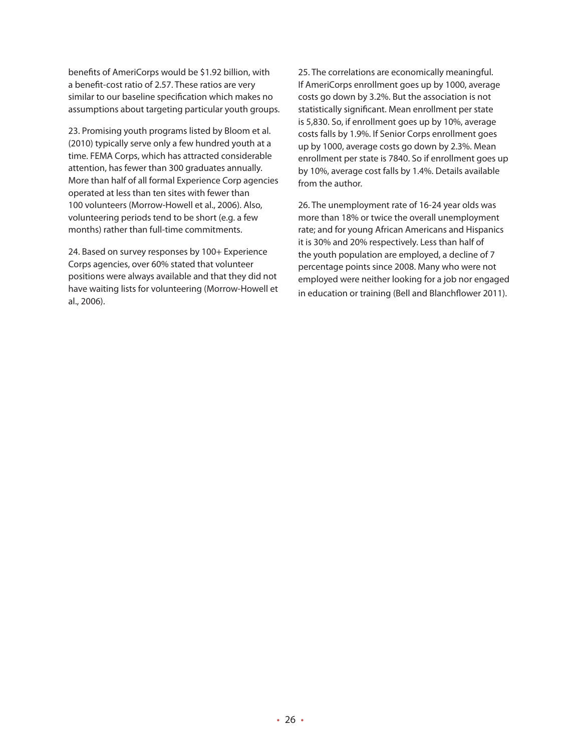benefits of AmeriCorps would be $1.92 billion, with a benefit-cost ratio of 2.57. These ratios are very similar to our baseline specification which makes no assumptions about targeting particular youth groups.

23. Promising youth programs listed by Bloom et al. (2010) typically serve only a few hundred youth at a time. FEMA Corps, which has attracted considerable attention, has fewer than 300 graduates annually. More than half of all formal Experience Corp agencies operated at less than ten sites with fewer than 100 volunteers (Morrow-Howell et al., 2006). Also, volunteering periods tend to be short (e.g. a few months) rather than full-time commitments.

24. Based on survey responses by 100+ Experience Corps agencies, over 60% stated that volunteer positions were always available and that they did not have waiting lists for volunteering (Morrow-Howell et al., 2006).

25. The correlations are economically meaningful. If AmeriCorps enrollment goes up by 1000, average costs go down by 3.2%. But the association is not statistically significant. Mean enrollment per state is 5,830. So, if enrollment goes up by 10%, average costs falls by 1.9%. If Senior Corps enrollment goes up by 1000, average costs go down by 2.3%. Mean enrollment per state is 7840. So if enrollment goes up by 10%, average cost falls by 1.4%. Details available from the author.

26. The unemployment rate of 16-24 year olds was more than 18% or twice the overall unemployment rate; and for young African Americans and Hispanics it is 30% and 20% respectively. Less than half of the youth population are employed, a decline of 7 percentage points since 2008. Many who were not employed were neither looking for a job nor engaged in education or training (Bell and Blanchflower 2011).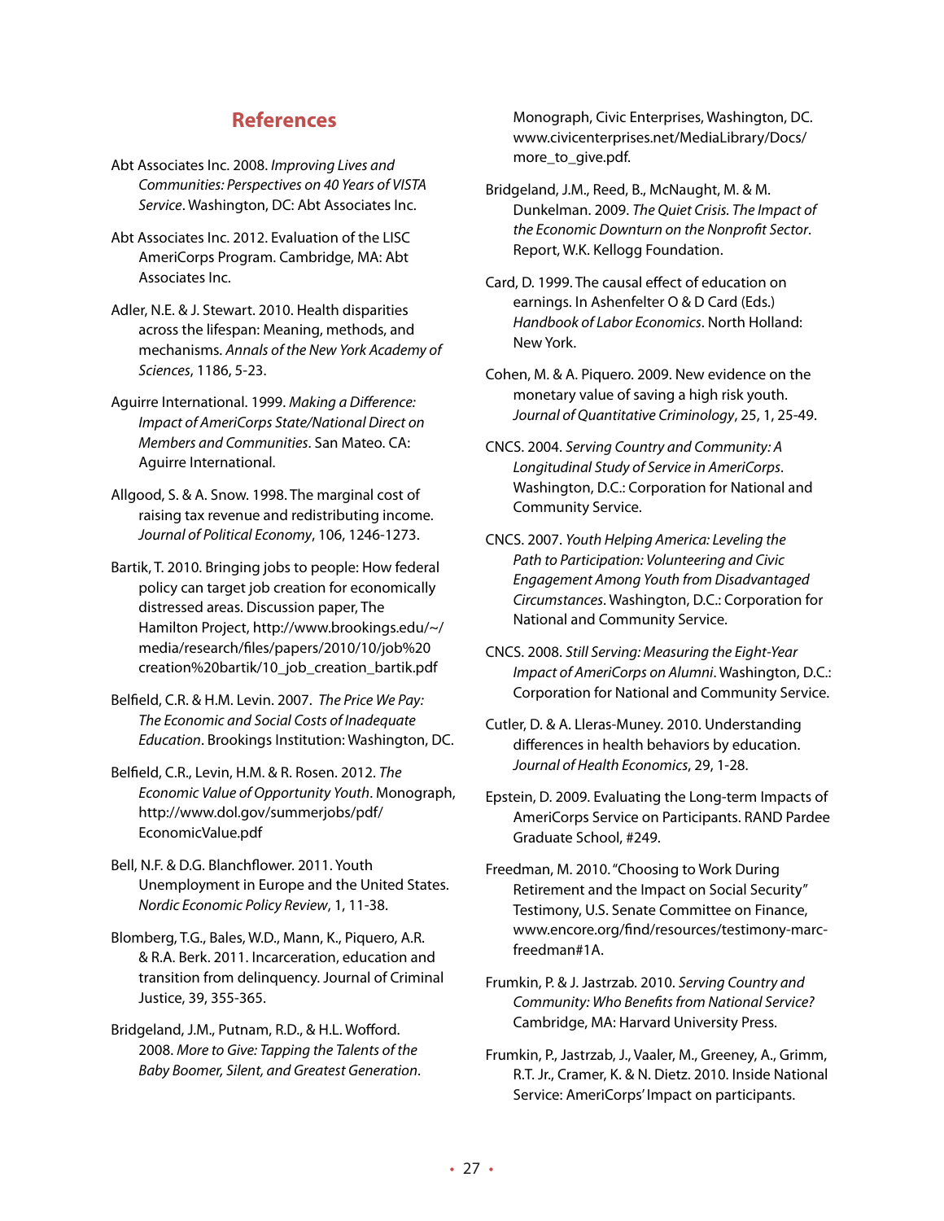## References

Abt Associates Inc. 2008. *Improving Lives and Communities: Perspectives on 40 Years of VISTA Service*. Washington, DC: Abt Associates Inc.

Abt Associates Inc. 2012. Evaluation of the LISC AmeriCorps Program. Cambridge, MA: Abt Associates Inc.

Adler, N.E. & J. Stewart. 2010. Health disparities across the lifespan: Meaning, methods, and mechanisms. *Annals of the New York Academy of Sciences*, 1186, 5-23.

Aguirre International. 1999. *Making a Difference: Impact of AmeriCorps State/National Direct on Members and Communities*. San Mateo. CA: Aguirre International.

Allgood, S. & A. Snow. 1998. The marginal cost of raising tax revenue and redistributing income. *Journal of Political Economy*, 106, 1246-1273.

Bartik, T. 2010. Bringing jobs to people: How federal policy can target job creation for economically distressed areas. Discussion paper, The Hamilton Project, http://www.brookings.edu/~/media/research/files/papers/2010/10/job%20creation%20bartik/10_job_creation_bartik.pdf

Belfield, C.R. & H.M. Levin. 2007. *The Price We Pay: The Economic and Social Costs of Inadequate Education*. Brookings Institution: Washington, DC.

Belfield, C.R., Levin, H.M. & R. Rosen. 2012. *The Economic Value of Opportunity Youth*. Monograph, http://www.dol.gov/summerjobs/pdf/EconomicValue.pdf

Bell, N.F. & D.G. Blanchflower. 2011. Youth Unemployment in Europe and the United States. *Nordic Economic Policy Review*, 1, 11-38.

Blomberg, T.G., Bales, W.D., Mann, K., Piquero, A.R. & R.A. Berk. 2011. Incarceration, education and transition from delinquency. Journal of Criminal Justice, 39, 355-365.

Bridgeland, J.M., Putnam, R.D., & H.L. Wofford. 2008. *More to Give: Tapping the Talents of the Baby Boomer, Silent, and Greatest Generation*. Monograph, Civic Enterprises, Washington, DC. www.civicenterprises.net/MediaLibrary/Docs/more_to_give.pdf.

Bridgeland, J.M., Reed, B., McNaught, M. & M. Dunkelman. 2009. *The Quiet Crisis. The Impact of the Economic Downturn on the Nonprofit Sector*. Report, W.K. Kellogg Foundation.

Card, D. 1999. The causal effect of education on earnings. In Ashenfelter O & D Card (Eds.) *Handbook of Labor Economics*. North Holland: New York.

Cohen, M. & A. Piquero. 2009. New evidence on the monetary value of saving a high risk youth. *Journal of Quantitative Criminology*, 25, 1, 25-49.

CNCS. 2004. *Serving Country and Community: A Longitudinal Study of Service in AmeriCorps*. Washington, D.C.: Corporation for National and Community Service.

CNCS. 2007. *Youth Helping America: Leveling the Path to Participation: Volunteering and Civic Engagement Among Youth from Disadvantaged Circumstances*. Washington, D.C.: Corporation for National and Community Service.

CNCS. 2008. *Still Serving: Measuring the Eight-Year Impact of AmeriCorps on Alumni*. Washington, D.C.: Corporation for National and Community Service.

Cutler, D. & A. Lleras-Muney. 2010. Understanding differences in health behaviors by education. *Journal of Health Economics*, 29, 1-28.

Epstein, D. 2009. Evaluating the Long-term Impacts of AmeriCorps Service on Participants. RAND Pardee Graduate School, #249.

Freedman, M. 2010. "Choosing to Work During Retirement and the Impact on Social Security" Testimony, U.S. Senate Committee on Finance, www.encore.org/find/resources/testimony-marc-freedman#1A.

Frumkin, P. & J. Jastrzab. 2010. *Serving Country and Community: Who Benefits from National Service?* Cambridge, MA: Harvard University Press.

Frumkin, P., Jastrzab, J., Vaaler, M., Greeney, A., Grimm, R.T. Jr., Cramer, K. & N. Dietz. 2010. Inside National Service: AmeriCorps' Impact on participants.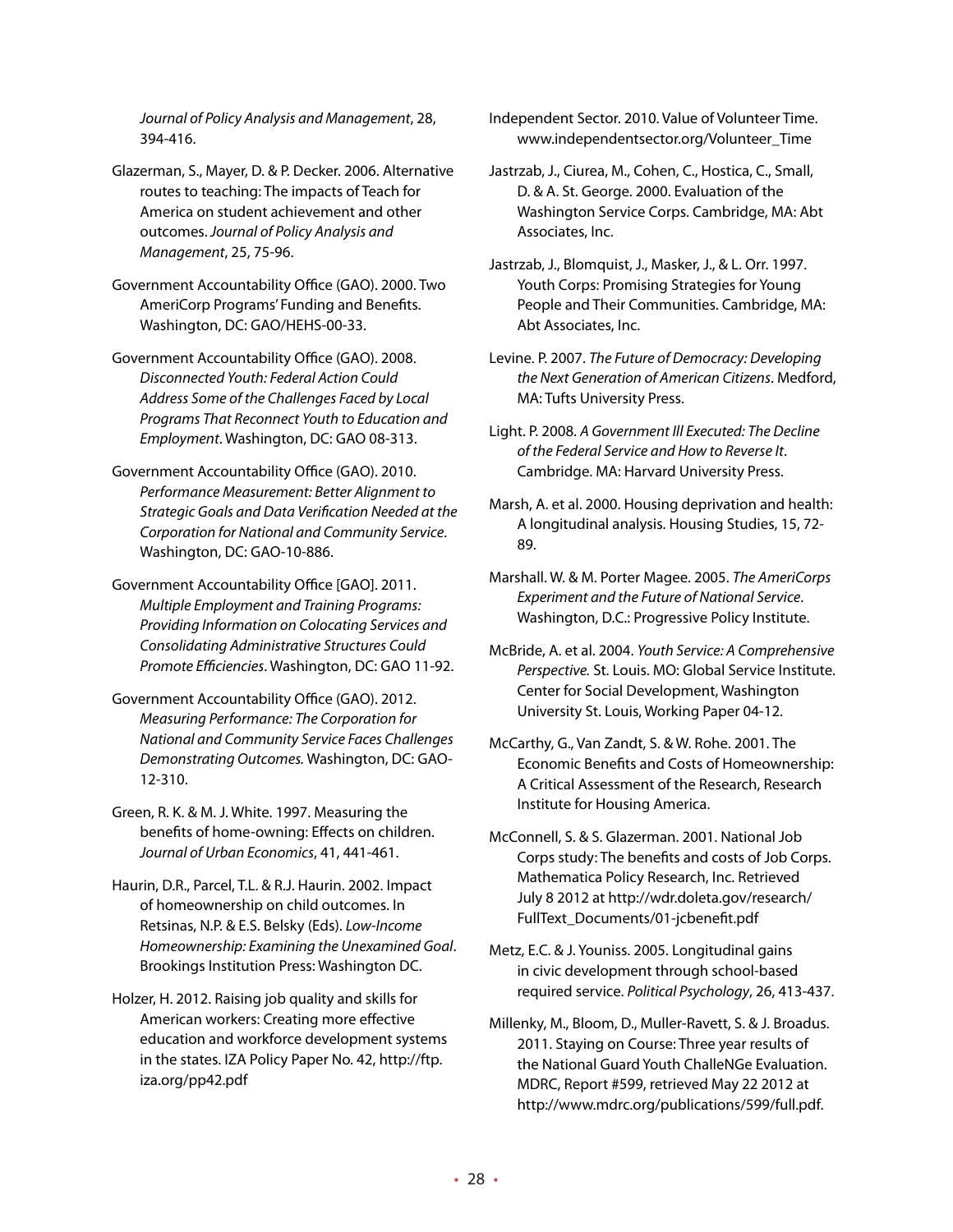*Journal of Policy Analysis and Management*, 28, 394-416.

Glazerman, S., Mayer, D. & P. Decker. 2006. Alternative routes to teaching: The impacts of Teach for America on student achievement and other outcomes. *Journal of Policy Analysis and Management*, 25, 75-96.

Government Accountability Office (GAO). 2000. Two AmeriCorp Programs' Funding and Benefits. Washington, DC: GAO/HEHS-00-33.

Government Accountability Office (GAO). 2008. *Disconnected Youth: Federal Action Could Address Some of the Challenges Faced by Local Programs That Reconnect Youth to Education and Employment*. Washington, DC: GAO 08-313.

Government Accountability Office (GAO). 2010. *Performance Measurement: Better Alignment to Strategic Goals and Data Verification Needed at the Corporation for National and Community Service*. Washington, DC: GAO-10-886.

Government Accountability Office [GAO]. 2011. *Multiple Employment and Training Programs: Providing Information on Colocating Services and Consolidating Administrative Structures Could Promote Efficiencies*. Washington, DC: GAO 11-92.

Government Accountability Office (GAO). 2012. *Measuring Performance: The Corporation for National and Community Service Faces Challenges Demonstrating Outcomes.* Washington, DC: GAO-12-310.

Green, R. K. & M. J. White. 1997. Measuring the benefits of home-owning: Effects on children. *Journal of Urban Economics*, 41, 441-461.

Haurin, D.R., Parcel, T.L. & R.J. Haurin. 2002. Impact of homeownership on child outcomes. In Retsinas, N.P. & E.S. Belsky (Eds). *Low-Income Homeownership: Examining the Unexamined Goal*. Brookings Institution Press: Washington DC.

Holzer, H. 2012. Raising job quality and skills for American workers: Creating more effective education and workforce development systems in the states. IZA Policy Paper No. 42, http://ftp.iza.org/pp42.pdf

Independent Sector. 2010. Value of Volunteer Time. www.independentsector.org/Volunteer_Time

Jastrzab, J., Ciurea, M., Cohen, C., Hostica, C., Small, D. & A. St. George. 2000. Evaluation of the Washington Service Corps. Cambridge, MA: Abt Associates, Inc.

Jastrzab, J., Blomquist, J., Masker, J., & L. Orr. 1997. Youth Corps: Promising Strategies for Young People and Their Communities. Cambridge, MA: Abt Associates, Inc.

Levine. P. 2007. *The Future of Democracy: Developing the Next Generation of American Citizens*. Medford, MA: Tufts University Press.

Light. P. 2008. *A Government Ill Executed: The Decline of the Federal Service and How to Reverse It*. Cambridge. MA: Harvard University Press.

Marsh, A. et al. 2000. Housing deprivation and health: A longitudinal analysis. Housing Studies, 15, 72-89.

Marshall. W. & M. Porter Magee. 2005. *The AmeriCorps Experiment and the Future of National Service*. Washington, D.C.: Progressive Policy Institute.

McBride, A. et al. 2004. *Youth Service: A Comprehensive Perspective.* St. Louis. MO: Global Service Institute. Center for Social Development, Washington University St. Louis, Working Paper 04-12.

McCarthy, G., Van Zandt, S. & W. Rohe. 2001. The Economic Benefits and Costs of Homeownership: A Critical Assessment of the Research, Research Institute for Housing America.

McConnell, S. & S. Glazerman. 2001. National Job Corps study: The benefits and costs of Job Corps. Mathematica Policy Research, Inc. Retrieved July 8 2012 at http://wdr.doleta.gov/research/FullText_Documents/01-jcbenefit.pdf

Metz, E.C. & J. Youniss. 2005. Longitudinal gains in civic development through school-based required service. *Political Psychology*, 26, 413-437.

Millenky, M., Bloom, D., Muller-Ravett, S. & J. Broadus. 2011. Staying on Course: Three year results of the National Guard Youth ChalleNGe Evaluation. MDRC, Report #599, retrieved May 22 2012 at http://www.mdrc.org/publications/599/full.pdf.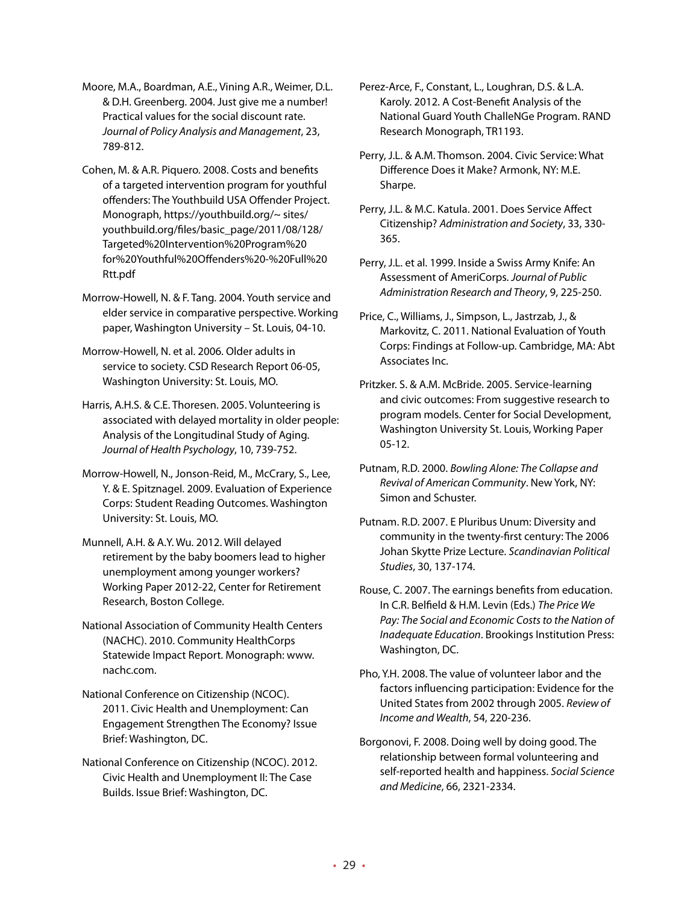Moore, M.A., Boardman, A.E., Vining A.R., Weimer, D.L. & D.H. Greenberg. 2004. Just give me a number! Practical values for the social discount rate. *Journal of Policy Analysis and Management*, 23, 789-812.

Cohen, M. & A.R. Piquero. 2008. Costs and benefits of a targeted intervention program for youthful offenders: The Youthbuild USA Offender Project. Monograph, https://youthbuild.org/~ sites/youthbuild.org/files/basic_page/2011/08/128/Targeted%20Intervention%20Program%20for%20Youthful%20Offenders%20-%20Full%20Rtt.pdf

Morrow-Howell, N. & F. Tang. 2004. Youth service and elder service in comparative perspective. Working paper, Washington University – St. Louis, 04-10.

Morrow-Howell, N. et al. 2006. Older adults in service to society. CSD Research Report 06-05, Washington University: St. Louis, MO.

Harris, A.H.S. & C.E. Thoresen. 2005. Volunteering is associated with delayed mortality in older people: Analysis of the Longitudinal Study of Aging. *Journal of Health Psychology*, 10, 739-752.

Morrow-Howell, N., Jonson-Reid, M., McCrary, S., Lee, Y. & E. Spitznagel. 2009. Evaluation of Experience Corps: Student Reading Outcomes. Washington University: St. Louis, MO.

Munnell, A.H. & A.Y. Wu. 2012. Will delayed retirement by the baby boomers lead to higher unemployment among younger workers? Working Paper 2012-22, Center for Retirement Research, Boston College.

National Association of Community Health Centers (NACHC). 2010. Community HealthCorps Statewide Impact Report. Monograph: www.nachc.com.

National Conference on Citizenship (NCOC). 2011. Civic Health and Unemployment: Can Engagement Strengthen The Economy? Issue Brief: Washington, DC.

National Conference on Citizenship (NCOC). 2012. Civic Health and Unemployment II: The Case Builds. Issue Brief: Washington, DC.

Perez-Arce, F., Constant, L., Loughran, D.S. & L.A. Karoly. 2012. A Cost-Benefit Analysis of the National Guard Youth ChalleNGe Program. RAND Research Monograph, TR1193.

Perry, J.L. & A.M. Thomson. 2004. Civic Service: What Difference Does it Make? Armonk, NY: M.E. Sharpe.

Perry, J.L. & M.C. Katula. 2001. Does Service Affect Citizenship? *Administration and Society*, 33, 330-365.

Perry, J.L. et al. 1999. Inside a Swiss Army Knife: An Assessment of AmeriCorps. *Journal of Public Administration Research and Theory*, 9, 225-250.

Price, C., Williams, J., Simpson, L., Jastrzab, J., & Markovitz, C. 2011. National Evaluation of Youth Corps: Findings at Follow-up. Cambridge, MA: Abt Associates Inc.

Pritzker. S. & A.M. McBride. 2005. Service-learning and civic outcomes: From suggestive research to program models. Center for Social Development, Washington University St. Louis, Working Paper 05-12.

Putnam, R.D. 2000. *Bowling Alone: The Collapse and Revival of American Community*. New York, NY: Simon and Schuster.

Putnam. R.D. 2007. E Pluribus Unum: Diversity and community in the twenty-first century: The 2006 Johan Skytte Prize Lecture. *Scandinavian Political Studies*, 30, 137-174.

Rouse, C. 2007. The earnings benefits from education. In C.R. Belfield & H.M. Levin (Eds.) *The Price We Pay: The Social and Economic Costs to the Nation of Inadequate Education*. Brookings Institution Press: Washington, DC.

Pho, Y.H. 2008. The value of volunteer labor and the factors influencing participation: Evidence for the United States from 2002 through 2005. *Review of Income and Wealth*, 54, 220-236.

Borgonovi, F. 2008. Doing well by doing good. The relationship between formal volunteering and self-reported health and happiness. *Social Science and Medicine*, 66, 2321-2334.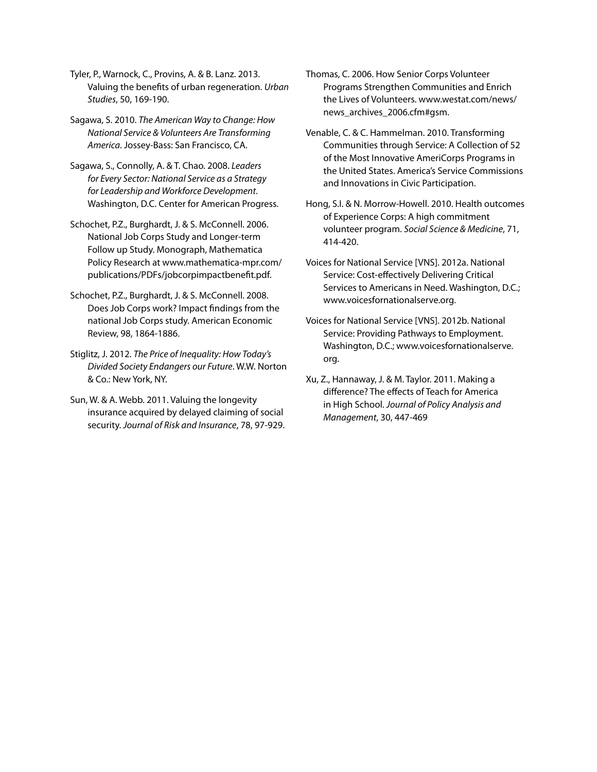Tyler, P., Warnock, C., Provins, A. & B. Lanz. 2013. Valuing the benefits of urban regeneration. *Urban Studies*, 50, 169-190.

Sagawa, S. 2010. *The American Way to Change: How National Service & Volunteers Are Transforming America*. Jossey-Bass: San Francisco, CA.

Sagawa, S., Connolly, A. & T. Chao. 2008. *Leaders for Every Sector: National Service as a Strategy for Leadership and Workforce Development*. Washington, D.C. Center for American Progress.

Schochet, P.Z., Burghardt, J. & S. McConnell. 2006. National Job Corps Study and Longer-term Follow up Study. Monograph, Mathematica Policy Research at www.mathematica-mpr.com/publications/PDFs/jobcorpimpactbenefit.pdf.

Schochet, P.Z., Burghardt, J. & S. McConnell. 2008. Does Job Corps work? Impact findings from the national Job Corps study. American Economic Review, 98, 1864-1886.

Stiglitz, J. 2012. *The Price of Inequality: How Today's Divided Society Endangers our Future*. W.W. Norton & Co.: New York, NY.

Sun, W. & A. Webb. 2011. Valuing the longevity insurance acquired by delayed claiming of social security. *Journal of Risk and Insurance*, 78, 97-929.

Thomas, C. 2006. How Senior Corps Volunteer Programs Strengthen Communities and Enrich the Lives of Volunteers. www.westat.com/news/news_archives_2006.cfm#gsm.

Venable, C. & C. Hammelman. 2010. Transforming Communities through Service: A Collection of 52 of the Most Innovative AmeriCorps Programs in the United States. America's Service Commissions and Innovations in Civic Participation.

Hong, S.I. & N. Morrow-Howell. 2010. Health outcomes of Experience Corps: A high commitment volunteer program. *Social Science & Medicine*, 71, 414-420.

Voices for National Service [VNS]. 2012a. National Service: Cost-effectively Delivering Critical Services to Americans in Need. Washington, D.C.; www.voicesfornationalserve.org.

Voices for National Service [VNS]. 2012b. National Service: Providing Pathways to Employment. Washington, D.C.; www.voicesfornationalserve.org.

Xu, Z., Hannaway, J. & M. Taylor. 2011. Making a difference? The effects of Teach for America in High School. *Journal of Policy Analysis and Management*, 30, 447-469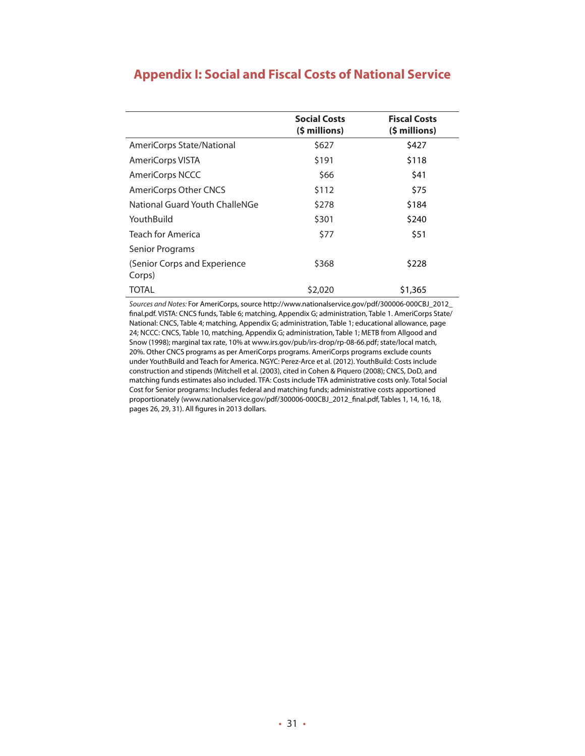# Appendix I: Social and Fiscal Costs of National Service

| | Social Costs ($ millions) | Fiscal Costs ($ millions) |
|---|---|---|
| AmeriCorps State/National | $627 | $427 |
| AmeriCorps VISTA | $191 | $118 |
| AmeriCorps NCCC | $66 | $41 |
| AmeriCorps Other CNCS | $112 | $75 |
| National Guard Youth ChalleNGe | $278 | $184 |
| YouthBuild | $301 | $240 |
| Teach for America | $77 | $51 |
| Senior Programs | | |
| (Senior Corps and Experience Corps) | $368 | $228 |
| TOTAL | $2,020 | $1,365 |

*Sources and Notes:* For AmeriCorps, source http://www.nationalservice.gov/pdf/300006-000CBJ_2012_final.pdf. VISTA: CNCS funds, Table 6; matching, Appendix G; administration, Table 1. AmeriCorps State/National: CNCS, Table 4; matching, Appendix G; administration, Table 1; educational allowance, page 24; NCCC: CNCS, Table 10, matching, Appendix G; administration, Table 1; METB from Allgood and Snow (1998); marginal tax rate, 10% at www.irs.gov/pub/irs-drop/rp-08-66.pdf; state/local match, 20%. Other CNCS programs as per AmeriCorps programs. AmeriCorps programs exclude counts under YouthBuild and Teach for America. NGYC: Perez-Arce et al. (2012). YouthBuild: Costs include construction and stipends (Mitchell et al. (2003), cited in Cohen & Piquero (2008); CNCS, DoD, and matching funds estimates also included. TFA: Costs include TFA administrative costs only. Total Social Cost for Senior programs: Includes federal and matching funds; administrative costs apportioned proportionately (www.nationalservice.gov/pdf/300006-000CBJ_2012_final.pdf, Tables 1, 14, 16, 18, pages 26, 29, 31). All figures in 2013 dollars.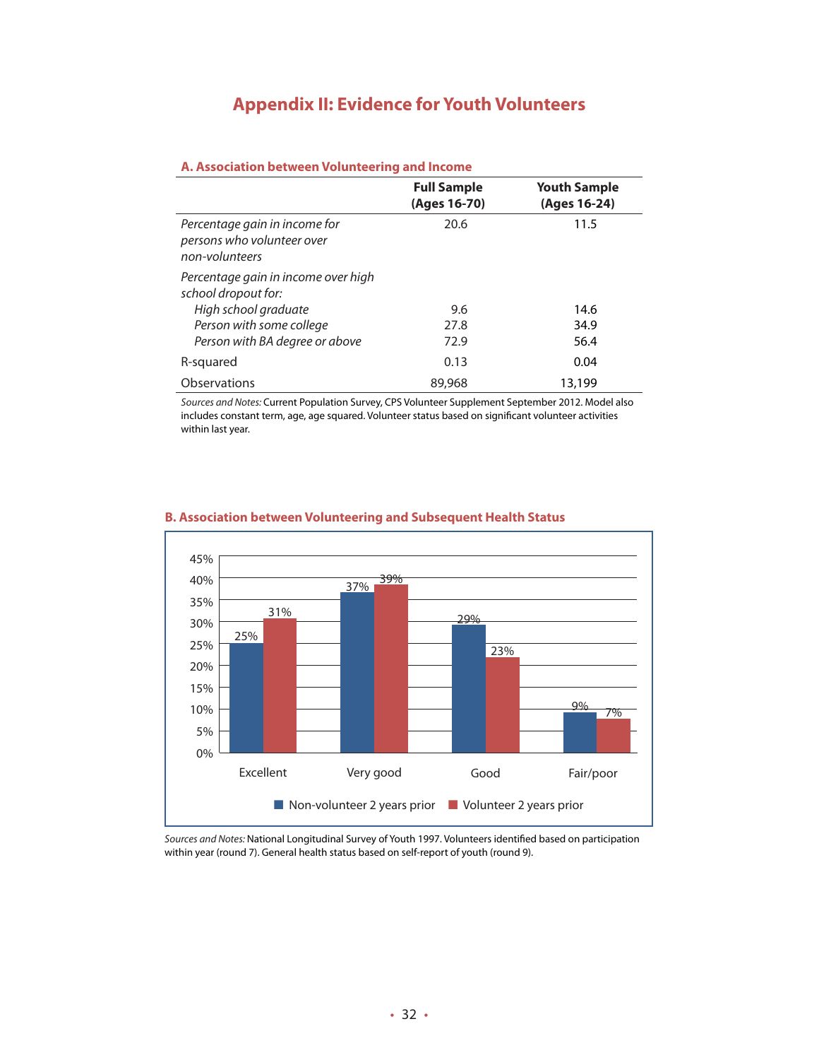# Appendix II: Evidence for Youth Volunteers

### A. Association between Volunteering and Income

| | Full Sample (Ages 16-70) | Youth Sample (Ages 16-24) |
|---|---|---|
| *Percentage gain in income for persons who volunteer over non-volunteers* | 20.6 | 11.5 |
| *Percentage gain in income over high school dropout for:* | | |
| *High school graduate* | 9.6 | 14.6 |
| *Person with some college* | 27.8 | 34.9 |
| *Person with BA degree or above* | 72.9 | 56.4 |
| R-squared | 0.13 | 0.04 |
| Observations | 89,968 | 13,199 |

*Sources and Notes:* Current Population Survey, CPS Volunteer Supplement September 2012. Model also includes constant term, age, age squared. Volunteer status based on significant volunteer activities within last year.

### B. Association between Volunteering and Subsequent Health Status

| | Non-volunteer 2 years prior | Volunteer 2 years prior |
|---|---|---|
| Excellent | 25% | 31% |
| Very good | 37% | 39% |
| Good | 29% | 23% |
| Fair/poor | 9% | 7% |

*Sources and Notes:* National Longitudinal Survey of Youth 1997. Volunteers identified based on participation within year (round 7). General health status based on self-report of youth (round 9).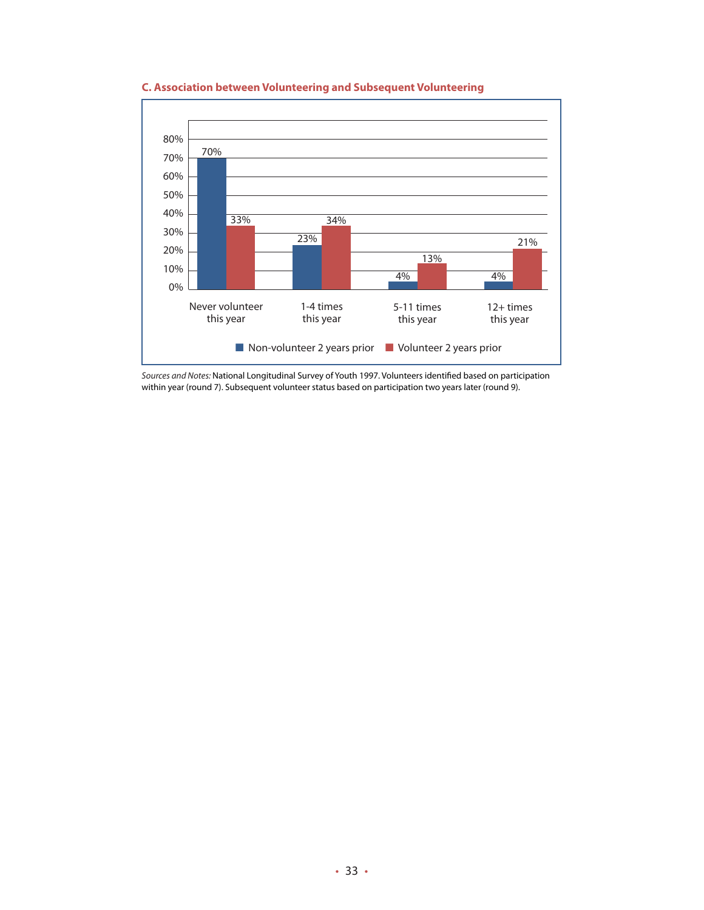### C. Association between Volunteering and Subsequent Volunteering

| | Non-volunteer 2 years prior | Volunteer 2 years prior |
|---|---|---|
| Never volunteer this year | 70% | 33% |
| 1-4 times this year | 23% | 34% |
| 5-11 times this year | 4% | 13% |
| 12+ times this year | 4% | 21% |

*Sources and Notes:* National Longitudinal Survey of Youth 1997. Volunteers identified based on participation within year (round 7). Subsequent volunteer status based on participation two years later (round 9).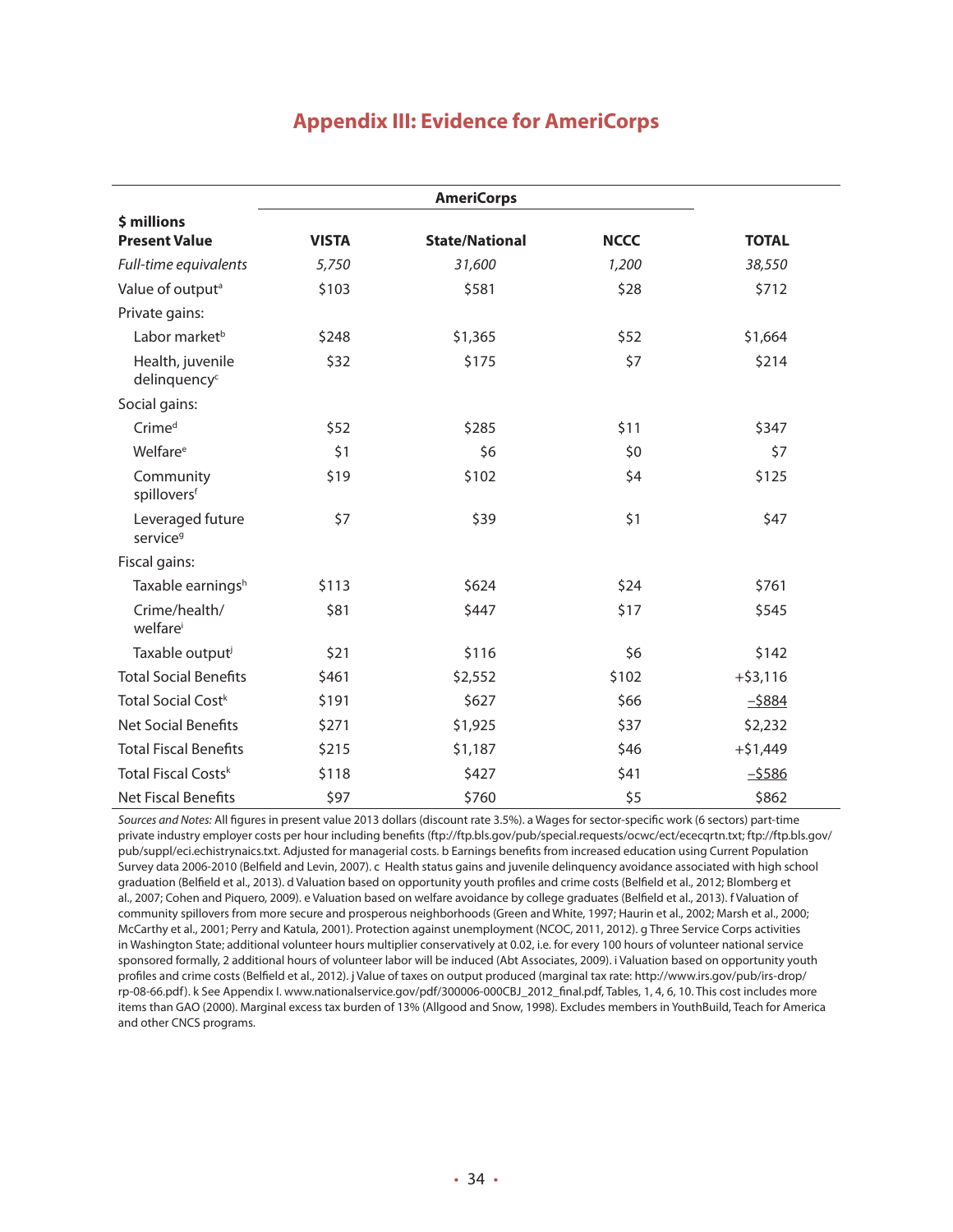# Appendix III: Evidence for AmeriCorps

| $ millions Present Value | AmeriCorps | | | |
|---|---|---|---|---|
| | **VISTA** | **State/National** | **NCCC** | **TOTAL** |
| *Full-time equivalents* | *5,750* | *31,600* | *1,200* | *38,550* |
| Value of output[a] | $103 | $581 | $28 | $712 |
| Private gains: | | | | |
| Labor market[b] | $248 | $1,365 | $52 | $1,664 |
| Health, juvenile delinquency[c] | $32 | $175 | $7 | $214 |
| Social gains: | | | | |
| Crime[d] | $52 | $285 | $11 | $347 |
| Welfare[e] | $1 | $6 | $0 | $7 |
| Community spillovers[f] | $19 | $102 | $4 | $125 |
| Leveraged future service[g] | $7 | $39 | $1 | $47 |
| Fiscal gains: | | | | |
| Taxable earnings[h] | $113 | $624 | $24 | $761 |
| Crime/health/ welfare[i] | $81 | $447 | $17 | $545 |
| Taxable output[j] | $21 | $116 | $6 | $142 |
| Total Social Benefits | $461 | $2,552 | $102 | +$3,116 |
| Total Social Cost[k] | $191 | $627 | $66 | −$884 |
| Net Social Benefits | $271 | $1,925 | $37 | $2,232 |
| Total Fiscal Benefits | $215 | $1,187 | $46 | +$1,449 |
| Total Fiscal Costs[k] | $118 | $427 | $41 | −$586 |
| Net Fiscal Benefits | $97 | $760 | $5 | $862 |

*Sources and Notes:* All figures in present value 2013 dollars (discount rate 3.5%). a Wages for sector-specific work (6 sectors) part-time private industry employer costs per hour including benefits (ftp://ftp.bls.gov/pub/special.requests/ocwc/ect/ececqrtn.txt; ftp://ftp.bls.gov/pub/suppl/eci.echistrynaics.txt. Adjusted for managerial costs. b Earnings benefits from increased education using Current Population Survey data 2006-2010 (Belfield and Levin, 2007). c Health status gains and juvenile delinquency avoidance associated with high school graduation (Belfield et al., 2013). d Valuation based on opportunity youth profiles and crime costs (Belfield et al., 2012; Blomberg et al., 2007; Cohen and Piquero, 2009). e Valuation based on welfare avoidance by college graduates (Belfield et al., 2013). f Valuation of community spillovers from more secure and prosperous neighborhoods (Green and White, 1997; Haurin et al., 2002; Marsh et al., 2000; McCarthy et al., 2001; Perry and Katula, 2001). Protection against unemployment (NCOC, 2011, 2012). g Three Service Corps activities in Washington State; additional volunteer hours multiplier conservatively at 0.02, i.e. for every 100 hours of volunteer national service sponsored formally, 2 additional hours of volunteer labor will be induced (Abt Associates, 2009). i Valuation based on opportunity youth profiles and crime costs (Belfield et al., 2012). j Value of taxes on output produced (marginal tax rate: http://www.irs.gov/pub/irs-drop/rp-08-66.pdf). k See Appendix I. www.nationalservice.gov/pdf/300006-000CBJ_2012_final.pdf, Tables, 1, 4, 6, 10. This cost includes more items than GAO (2000). Marginal excess tax burden of 13% (Allgood and Snow, 1998). Excludes members in YouthBuild, Teach for America and other CNCS programs.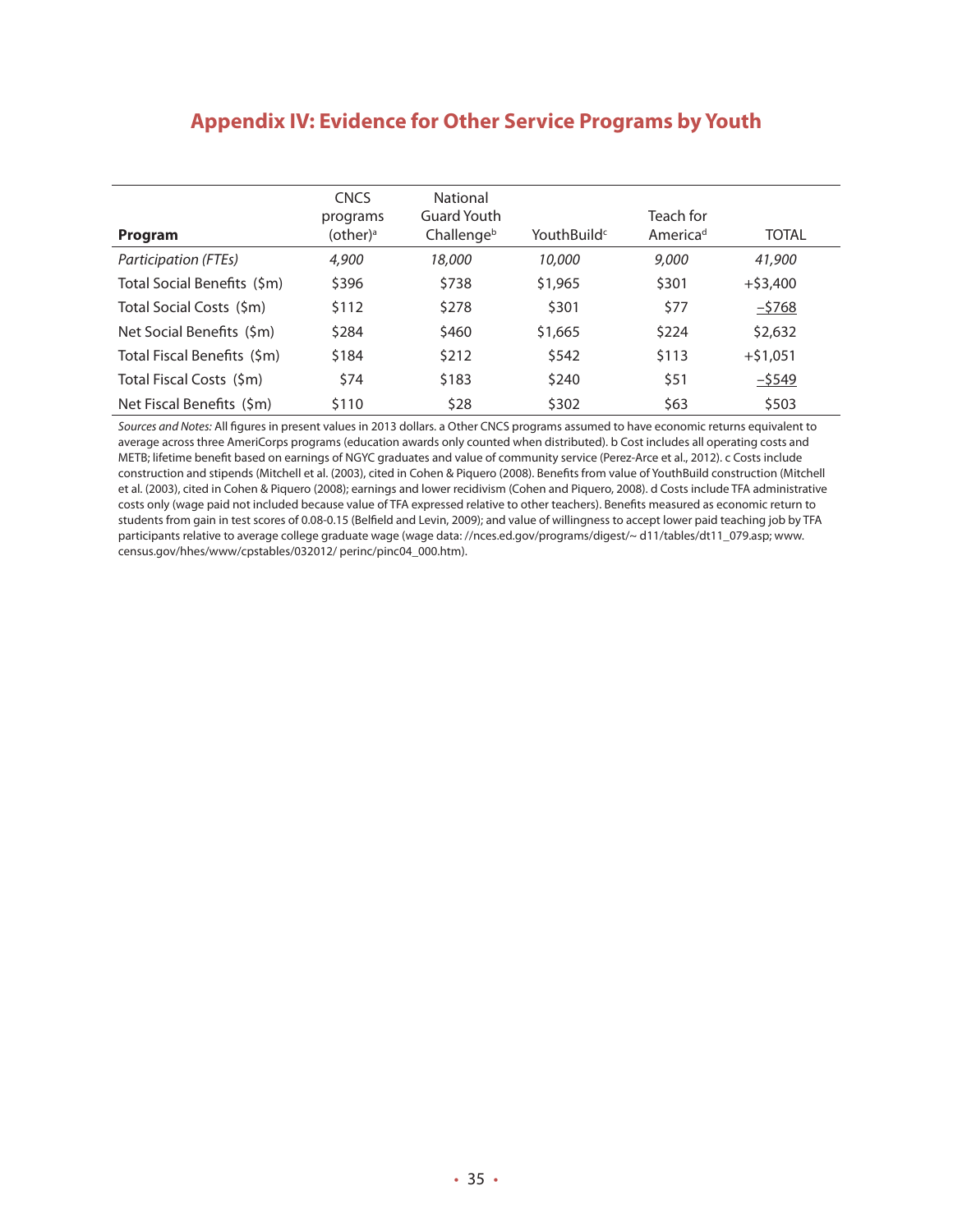## Appendix IV: Evidence for Other Service Programs by Youth

| **Program** | CNCS programs (other)[a] | National Guard Youth Challenge[b] | YouthBuild[c] | Teach for America[d] | TOTAL |
|---|---|---|---|---|---|
| *Participation (FTEs)* | *4,900* | *18,000* | *10,000* | *9,000* | *41,900* |
| Total Social Benefits ($m) | $396 | $738 | $1,965 | $301 | +$3,400 |
| Total Social Costs ($m) | $112 | $278 | $301 | $77 | −$768 |
| Net Social Benefits ($m) | $284 | $460 | $1,665 | $224 | $2,632 |
| Total Fiscal Benefits ($m) | $184 | $212 | $542 | $113 | +$1,051 |
| Total Fiscal Costs ($m) | $74 | $183 | $240 | $51 | −$549 |
| Net Fiscal Benefits ($m) | $110 | $28 | $302 | $63 | $503 |

*Sources and Notes:* All figures in present values in 2013 dollars. a Other CNCS programs assumed to have economic returns equivalent to average across three AmeriCorps programs (education awards only counted when distributed). b Cost includes all operating costs and METB; lifetime benefit based on earnings of NGYC graduates and value of community service (Perez-Arce et al., 2012). c Costs include construction and stipends (Mitchell et al. (2003), cited in Cohen & Piquero (2008). Benefits from value of YouthBuild construction (Mitchell et al. (2003), cited in Cohen & Piquero (2008); earnings and lower recidivism (Cohen and Piquero, 2008). d Costs include TFA administrative costs only (wage paid not included because value of TFA expressed relative to other teachers). Benefits measured as economic return to students from gain in test scores of 0.08-0.15 (Belfield and Levin, 2009); and value of willingness to accept lower paid teaching job by TFA participants relative to average college graduate wage (wage data: //nces.ed.gov/programs/digest/~ d11/tables/dt11_079.asp; www.census.gov/hhes/www/cpstables/032012/ perinc/pinc04_000.htm).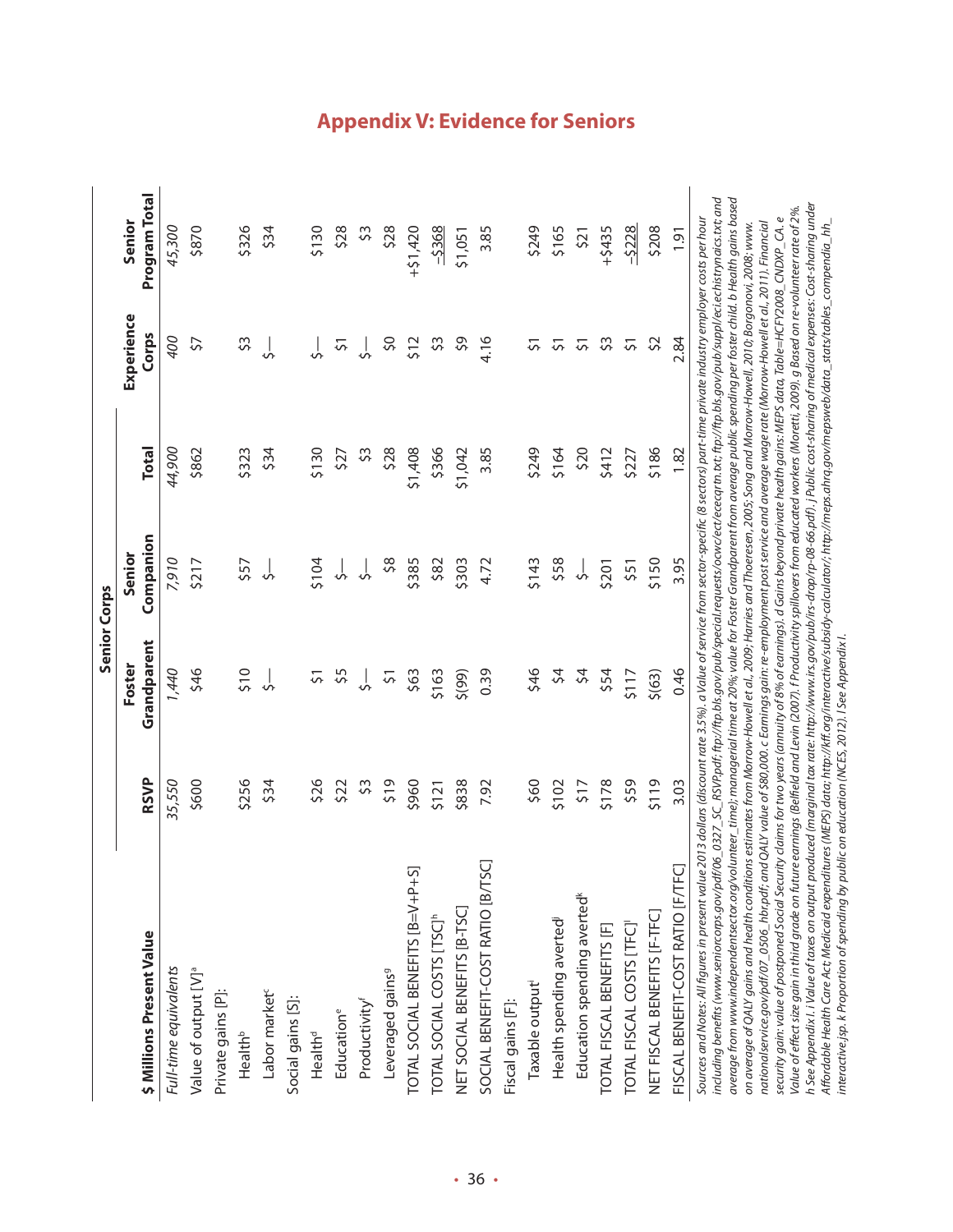# Appendix V: Evidence for Seniors

| $ Millions Present Value | RSVP | Senior Corps | | | Experience Corps | Senior Program Total |
|---|---|---|---|---|---|---|
| | | Foster Grandparent | Senior Companion | Total | | |
| *Full-time equivalents* | *35,550* | *1,440* | *7,910* | *44,900* | *400* | *45,300* |
| Value of output [V][a] | $600 | $46 | $217 | $862 | $7 | $870 |
| Private gains [P]: | | | | | | |
| Health[b] | $256 | $10 | $57 | $323 | $3 | $326 |
| Labor market[c] | $34 | $— | $— | $34 | $— | $34 |
| Social gains [S]: | | | | | | |
| Health[d] | $26 | $1 | $104 | $130 | $— | $130 |
| Education[e] | $22 | $5 | $— | $27 | $1 | $28 |
| Productivity[f] | $3 | $— | $— | $3 | $— | $3 |
| Leveraged gains[g] | $19 | $1 | $8 | $28 | $0 | $28 |
| TOTAL SOCIAL BENEFITS [B=V+P+S] | $960 | $63 | $385 | $1,408 | $12 | +$1,420 |
| TOTAL SOCIAL COSTS [TSC][h] | $121 | $163 | $82 | $366 | $3 | –$368 |
| NET SOCIAL BENEFITS [B-TSC] | $838 | $(99) | $303 | $1,042 | $9 | $1,051 |
| SOCIAL BENEFIT-COST RATIO [B/TSC] | 7.92 | 0.39 | 4.72 | 3.85 | 4.16 | 3.85 |
| Fiscal gains [F]: | | | | | | |
| Taxable output[i] | $60 | $46 | $143 | $249 | $1 | $249 |
| Health spending averted[j] | $102 | $4 | $58 | $164 | $1 | $165 |
| Education spending averted[k] | $17 | $4 | $— | $20 | $1 | $21 |
| TOTAL FISCAL BENEFITS [F] | $178 | $54 | $201 | $412 | $3 | +$435 |
| TOTAL FISCAL COSTS [TFC][l] | $59 | $117 | $51 | $227 | $1 | –$228 |
| NET FISCAL BENEFITS [F-TFC] | $119 | $(63) | $150 | $186 | $2 | $208 |
| FISCAL BENEFIT-COST RATIO [F/TFC] | 3.03 | 0.46 | 3.95 | 1.82 | 2.84 | 1.91 |

*Sources and Notes: All figures in present value 2013 dollars (discount rate 3.5%). a Value of service from sector-specific (8 sectors) part-time private industry employer costs per hour including benefits (www.seniorcorps.gov/pdf/06_0327_SC_RSVP.pdf; ftp://ftp.bls.gov/pub/special.requests/ocwc/ect/ececqrtn.txt; ftp://ftp.bls.gov/pub/suppl/eci.echistrynaics.txt; and average from www.independentsector.org/volunteer_time); managerial time at 20%; value for Foster Grandparent from average public spending per foster child. b Health gains based on average of QALY gains and health conditions estimates from Morrow-Howell et al., 2009; Harries and Thoeresen, 2005; Song and Morrow-Howell, 2010; Borgonovi, 2008; www.nationalservice.gov/pdf/07_0506_hbr.pdf; and QALY value of $80,000. c Earnings gain: re-employment post service and average wage rate (Morrow-Howell et al., 2011). Financial security gain: value of postponed Social Security claims for two years (annuity of 8% of earnings). d Gains beyond private health gains: MEPS data, Table=HCFY2008_CNDXP_CA. e Value of effect size gain in third grade on future earnings (Belfield and Levin (2007). f Productivity spillovers from educated workers (Moretti, 2009). g Based on re-volunteer rate of 2%. h See Appendix I. i Value of taxes on output produced (marginal tax rate: http://www.irs.gov/pub/irs-drop/rp-08-66.pdf). j Public cost-sharing of medical expenses: Cost-sharing under Affordable Health Care Act; Medicaid expenditures (MEPS) data; http://kff.org/interactive/subsidy-calculator/; http://meps.ahrq.gov/mepsweb/data_stats/tables_compendia_hh_interactive.jsp. k Proportion of spending by public on education (NCES, 2012). l See Appendix I.*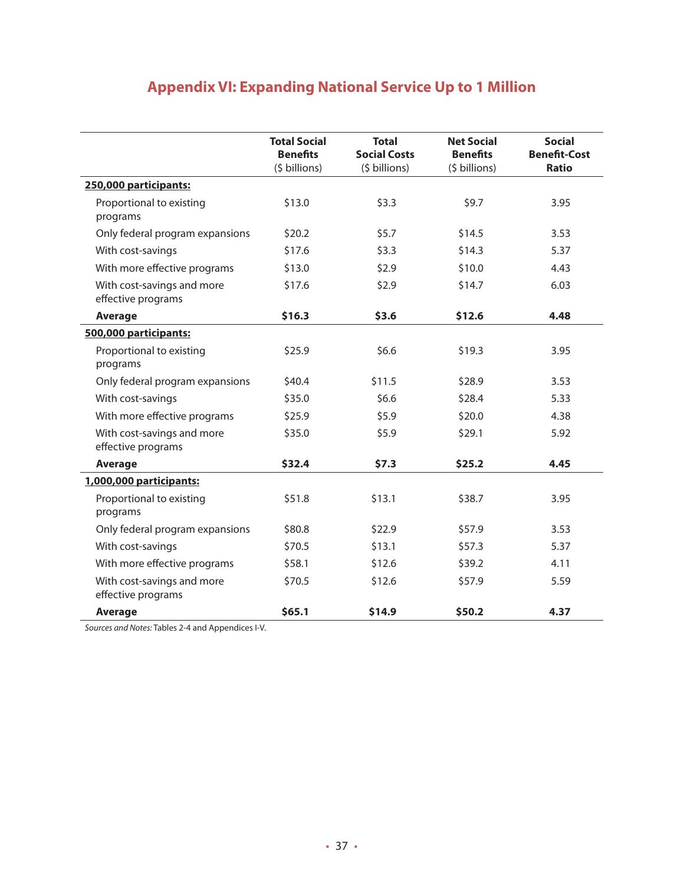## Appendix VI: Expanding National Service Up to 1 Million

| | **Total Social Benefits** ($ billions) | **Total Social Costs** ($ billions) | **Net Social Benefits** ($ billions) | **Social Benefit-Cost Ratio** |
|---|---|---|---|---|
| **250,000 participants:** | | | | |
| Proportional to existing programs | $13.0 | $3.3 | $9.7 | 3.95 |
| Only federal program expansions | $20.2 | $5.7 | $14.5 | 3.53 |
| With cost-savings | $17.6 | $3.3 | $14.3 | 5.37 |
| With more effective programs | $13.0 | $2.9 | $10.0 | 4.43 |
| With cost-savings and more effective programs | $17.6 | $2.9 | $14.7 | 6.03 |
| **Average** | **$16.3** | **$3.6** | **$12.6** | **4.48** |
| **500,000 participants:** | | | | |
| Proportional to existing programs | $25.9 | $6.6 | $19.3 | 3.95 |
| Only federal program expansions | $40.4 | $11.5 | $28.9 | 3.53 |
| With cost-savings | $35.0 | $6.6 | $28.4 | 5.33 |
| With more effective programs | $25.9 | $5.9 | $20.0 | 4.38 |
| With cost-savings and more effective programs | $35.0 | $5.9 | $29.1 | 5.92 |
| **Average** | **$32.4** | **$7.3** | **$25.2** | **4.45** |
| **1,000,000 participants:** | | | | |
| Proportional to existing programs | $51.8 | $13.1 | $38.7 | 3.95 |
| Only federal program expansions | $80.8 | $22.9 | $57.9 | 3.53 |
| With cost-savings | $70.5 | $13.1 | $57.3 | 5.37 |
| With more effective programs | $58.1 | $12.6 | $39.2 | 4.11 |
| With cost-savings and more effective programs | $70.5 | $12.6 | $57.9 | 5.59 |
| **Average** | **$65.1** | **$14.9** | **$50.2** | **4.37** |

*Sources and Notes:* Tables 2-4 and Appendices I-V.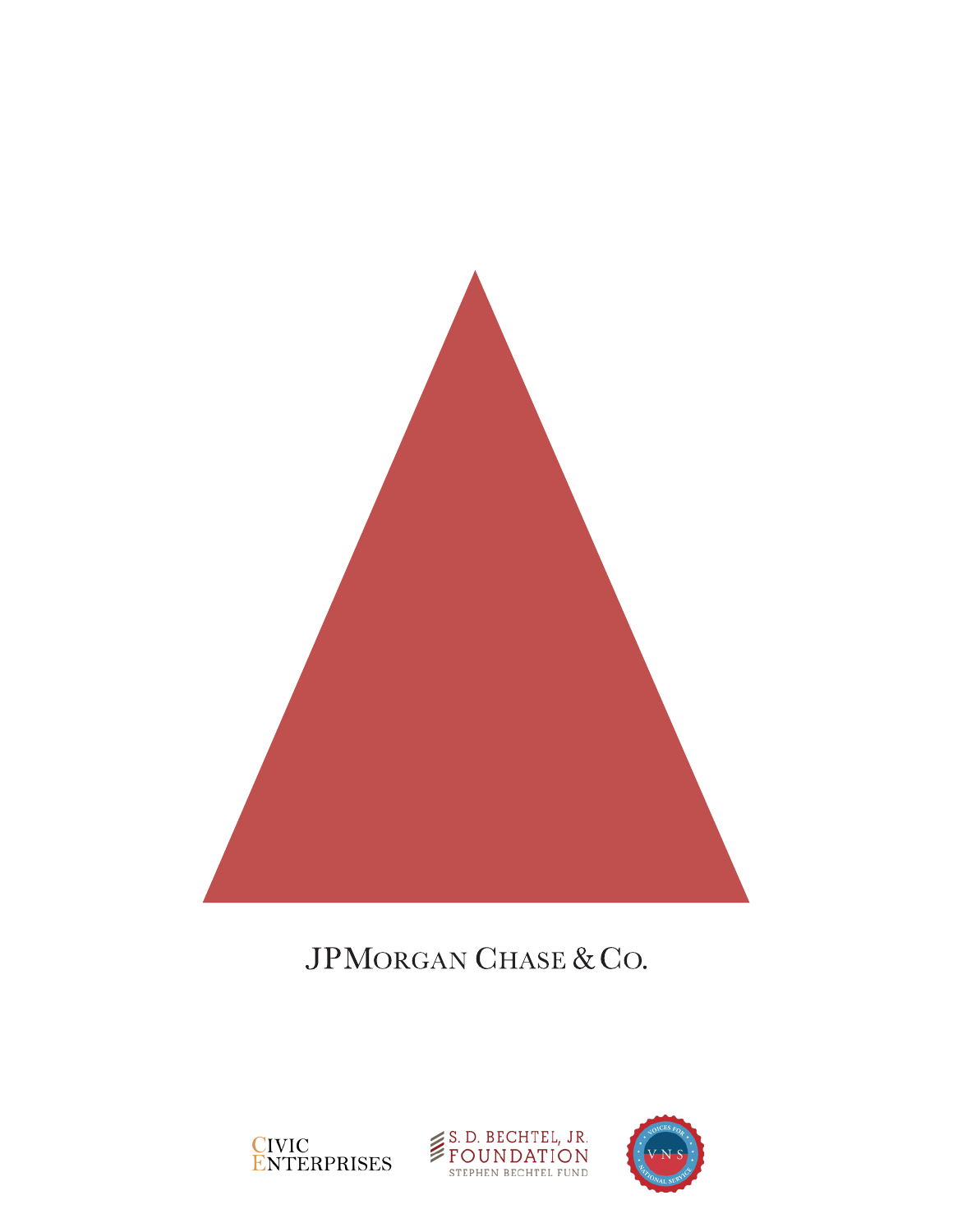JPMorgan Chase & Co.

Civic Enterprises

S. D. Bechtel, Jr. Foundation
Stephen Bechtel Fund

Voices for National Service